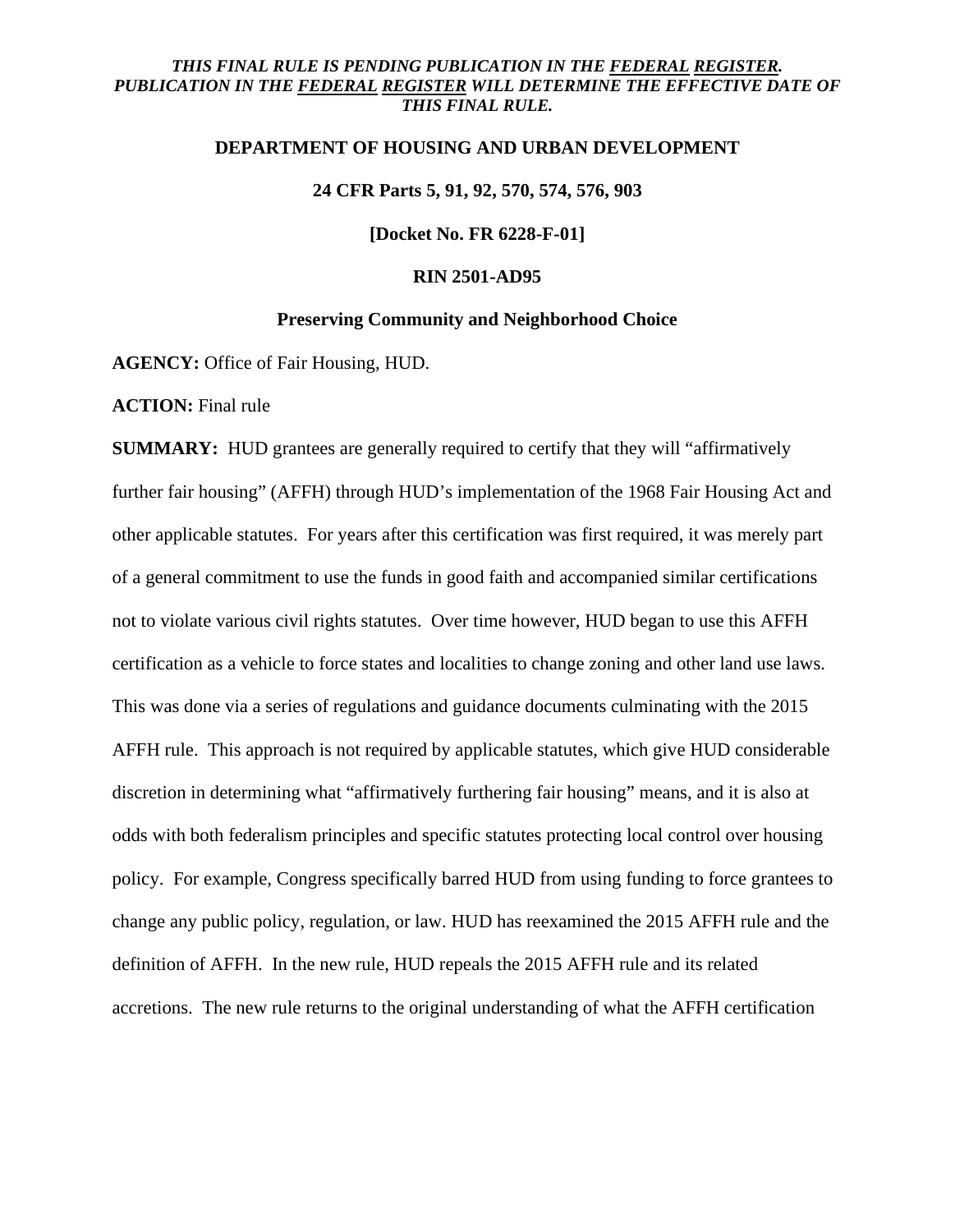***THIS FINAL RULE IS PENDING PUBLICATION IN THE FEDERAL REGISTER. PUBLICATION IN THE FEDERAL REGISTER WILL DETERMINE THE EFFECTIVE DATE OF THIS FINAL RULE.***

**DEPARTMENT OF HOUSING AND URBAN DEVELOPMENT**

**24 CFR Parts 5, 91, 92, 570, 574, 576, 903**

**[Docket No. FR 6228-F-01]**

**RIN 2501-AD95**

**Preserving Community and Neighborhood Choice**

**AGENCY:** Office of Fair Housing, HUD.

**ACTION:** Final rule

**SUMMARY:** HUD grantees are generally required to certify that they will "affirmatively further fair housing" (AFFH) through HUD's implementation of the 1968 Fair Housing Act and other applicable statutes. For years after this certification was first required, it was merely part of a general commitment to use the funds in good faith and accompanied similar certifications not to violate various civil rights statutes. Over time however, HUD began to use this AFFH certification as a vehicle to force states and localities to change zoning and other land use laws. This was done via a series of regulations and guidance documents culminating with the 2015 AFFH rule. This approach is not required by applicable statutes, which give HUD considerable discretion in determining what "affirmatively furthering fair housing" means, and it is also at odds with both federalism principles and specific statutes protecting local control over housing policy. For example, Congress specifically barred HUD from using funding to force grantees to change any public policy, regulation, or law. HUD has reexamined the 2015 AFFH rule and the definition of AFFH. In the new rule, HUD repeals the 2015 AFFH rule and its related accretions. The new rule returns to the original understanding of what the AFFH certification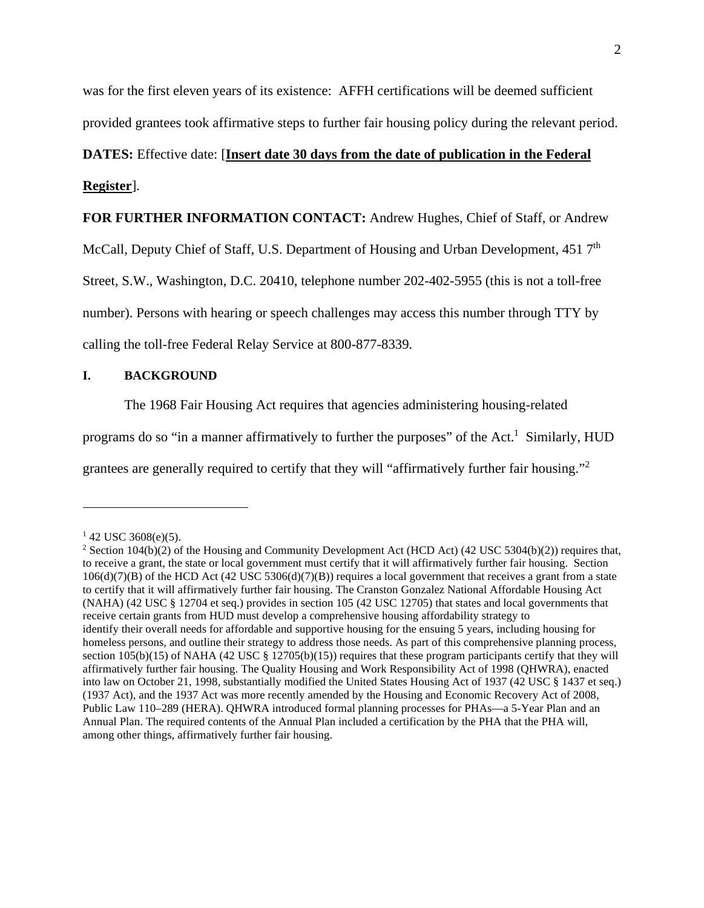was for the first eleven years of its existence: AFFH certifications will be deemed sufficient provided grantees took affirmative steps to further fair housing policy during the relevant period.

**DATES:** Effective date: [**Insert date 30 days from the date of publication in the Federal Register**].

**FOR FURTHER INFORMATION CONTACT:** Andrew Hughes, Chief of Staff, or Andrew McCall, Deputy Chief of Staff, U.S. Department of Housing and Urban Development, 451 7th Street, S.W., Washington, D.C. 20410, telephone number 202-402-5955 (this is not a toll-free number). Persons with hearing or speech challenges may access this number through TTY by calling the toll-free Federal Relay Service at 800-877-8339.

## I. BACKGROUND

The 1968 Fair Housing Act requires that agencies administering housing-related programs do so "in a manner affirmatively to further the purposes" of the Act.[1] Similarly, HUD grantees are generally required to certify that they will "affirmatively further fair housing."[2]

---

[1] 42 USC 3608(e)(5).

[2] Section 104(b)(2) of the Housing and Community Development Act (HCD Act) (42 USC 5304(b)(2)) requires that, to receive a grant, the state or local government must certify that it will affirmatively further fair housing. Section 106(d)(7)(B) of the HCD Act (42 USC 5306(d)(7)(B)) requires a local government that receives a grant from a state to certify that it will affirmatively further fair housing. The Cranston Gonzalez National Affordable Housing Act (NAHA) (42 USC § 12704 et seq.) provides in section 105 (42 USC 12705) that states and local governments that receive certain grants from HUD must develop a comprehensive housing affordability strategy to identify their overall needs for affordable and supportive housing for the ensuing 5 years, including housing for homeless persons, and outline their strategy to address those needs. As part of this comprehensive planning process, section 105(b)(15) of NAHA (42 USC § 12705(b)(15)) requires that these program participants certify that they will affirmatively further fair housing. The Quality Housing and Work Responsibility Act of 1998 (QHWRA), enacted into law on October 21, 1998, substantially modified the United States Housing Act of 1937 (42 USC § 1437 et seq.) (1937 Act), and the 1937 Act was more recently amended by the Housing and Economic Recovery Act of 2008, Public Law 110–289 (HERA). QHWRA introduced formal planning processes for PHAs—a 5-Year Plan and an Annual Plan. The required contents of the Annual Plan included a certification by the PHA that the PHA will, among other things, affirmatively further fair housing.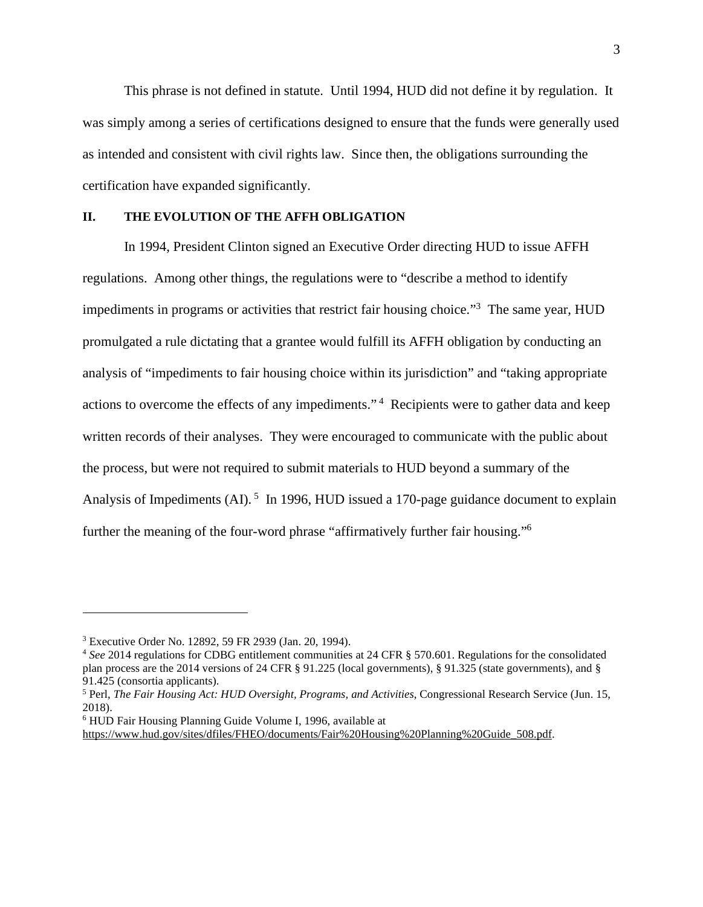This phrase is not defined in statute. Until 1994, HUD did not define it by regulation. It was simply among a series of certifications designed to ensure that the funds were generally used as intended and consistent with civil rights law. Since then, the obligations surrounding the certification have expanded significantly.

## II. THE EVOLUTION OF THE AFFH OBLIGATION

In 1994, President Clinton signed an Executive Order directing HUD to issue AFFH regulations. Among other things, the regulations were to "describe a method to identify impediments in programs or activities that restrict fair housing choice."[3] The same year, HUD promulgated a rule dictating that a grantee would fulfill its AFFH obligation by conducting an analysis of "impediments to fair housing choice within its jurisdiction" and "taking appropriate actions to overcome the effects of any impediments."[4] Recipients were to gather data and keep written records of their analyses. They were encouraged to communicate with the public about the process, but were not required to submit materials to HUD beyond a summary of the Analysis of Impediments (AI).[5] In 1996, HUD issued a 170-page guidance document to explain further the meaning of the four-word phrase "affirmatively further fair housing."[6]

---

[3] Executive Order No. 12892, 59 FR 2939 (Jan. 20, 1994).

[4] *See* 2014 regulations for CDBG entitlement communities at 24 CFR § 570.601. Regulations for the consolidated plan process are the 2014 versions of 24 CFR § 91.225 (local governments), § 91.325 (state governments), and § 91.425 (consortia applicants).

[5] Perl, *The Fair Housing Act: HUD Oversight, Programs, and Activities*, Congressional Research Service (Jun. 15, 2018).

[6] HUD Fair Housing Planning Guide Volume I, 1996, available at https://www.hud.gov/sites/dfiles/FHEO/documents/Fair%20Housing%20Planning%20Guide_508.pdf.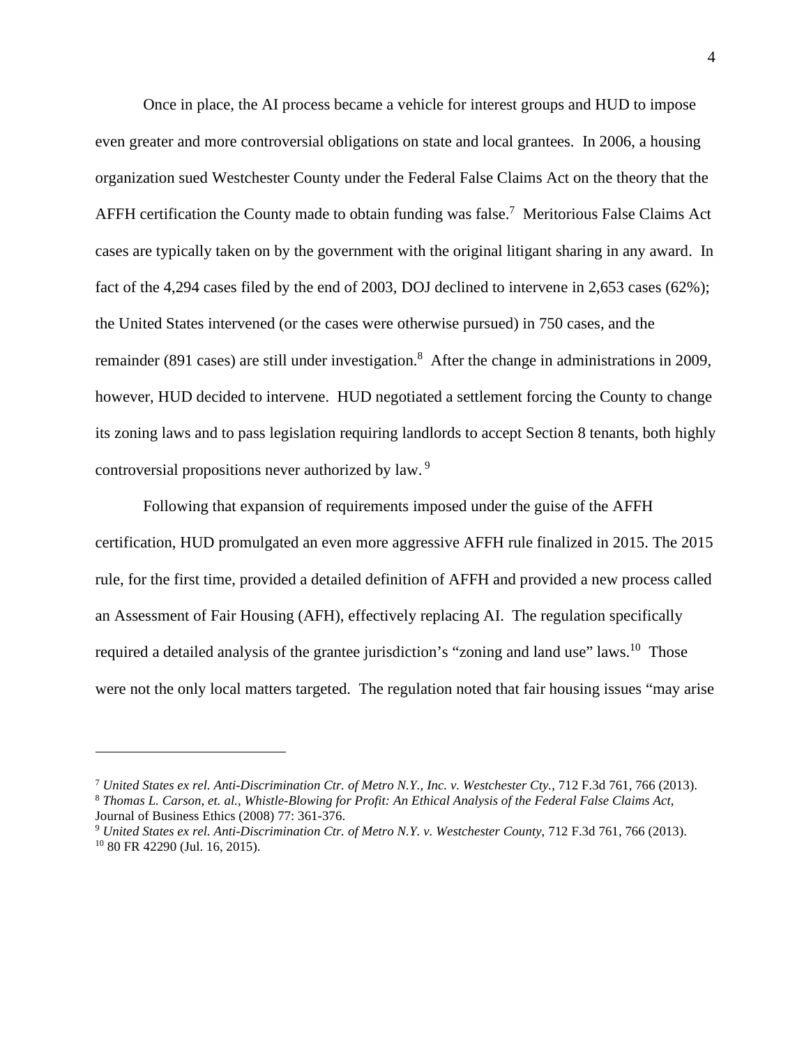Once in place, the AI process became a vehicle for interest groups and HUD to impose even greater and more controversial obligations on state and local grantees. In 2006, a housing organization sued Westchester County under the Federal False Claims Act on the theory that the AFFH certification the County made to obtain funding was false.[7] Meritorious False Claims Act cases are typically taken on by the government with the original litigant sharing in any award. In fact of the 4,294 cases filed by the end of 2003, DOJ declined to intervene in 2,653 cases (62%); the United States intervened (or the cases were otherwise pursued) in 750 cases, and the remainder (891 cases) are still under investigation.[8] After the change in administrations in 2009, however, HUD decided to intervene. HUD negotiated a settlement forcing the County to change its zoning laws and to pass legislation requiring landlords to accept Section 8 tenants, both highly controversial propositions never authorized by law.[9]

Following that expansion of requirements imposed under the guise of the AFFH certification, HUD promulgated an even more aggressive AFFH rule finalized in 2015. The 2015 rule, for the first time, provided a detailed definition of AFFH and provided a new process called an Assessment of Fair Housing (AFH), effectively replacing AI. The regulation specifically required a detailed analysis of the grantee jurisdiction's "zoning and land use" laws.[10] Those were not the only local matters targeted. The regulation noted that fair housing issues "may arise

---

[7] *United States ex rel. Anti-Discrimination Ctr. of Metro N.Y., Inc. v. Westchester Cty.*, 712 F.3d 761, 766 (2013).
[8] *Thomas L. Carson, et. al., Whistle-Blowing for Profit: An Ethical Analysis of the Federal False Claims Act,* Journal of Business Ethics (2008) 77: 361-376.
[9] *United States ex rel. Anti-Discrimination Ctr. of Metro N.Y. v. Westchester County*, 712 F.3d 761, 766 (2013).
[10] 80 FR 42290 (Jul. 16, 2015).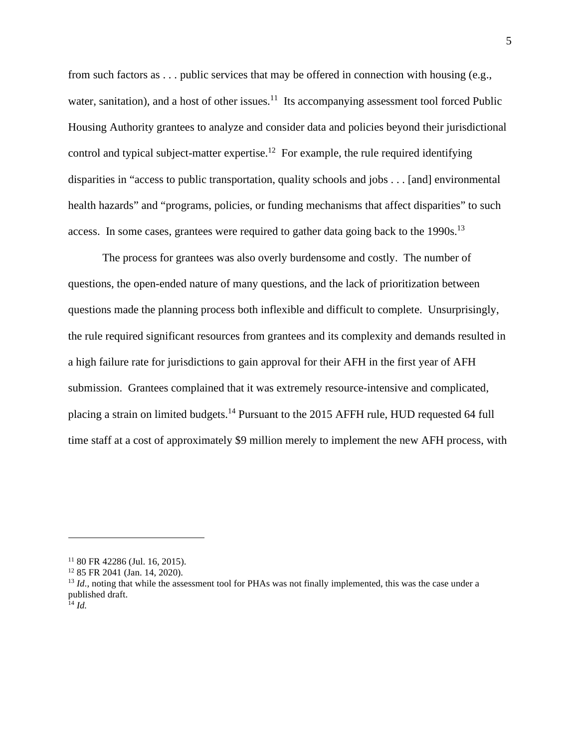from such factors as . . . public services that may be offered in connection with housing (e.g., water, sanitation), and a host of other issues.[11] Its accompanying assessment tool forced Public Housing Authority grantees to analyze and consider data and policies beyond their jurisdictional control and typical subject-matter expertise.[12] For example, the rule required identifying disparities in "access to public transportation, quality schools and jobs . . . [and] environmental health hazards" and "programs, policies, or funding mechanisms that affect disparities" to such access. In some cases, grantees were required to gather data going back to the 1990s.[13]

The process for grantees was also overly burdensome and costly. The number of questions, the open-ended nature of many questions, and the lack of prioritization between questions made the planning process both inflexible and difficult to complete. Unsurprisingly, the rule required significant resources from grantees and its complexity and demands resulted in a high failure rate for jurisdictions to gain approval for their AFH in the first year of AFH submission. Grantees complained that it was extremely resource-intensive and complicated, placing a strain on limited budgets.[14] Pursuant to the 2015 AFFH rule, HUD requested 64 full time staff at a cost of approximately $9 million merely to implement the new AFH process, with

---

[11] 80 FR 42286 (Jul. 16, 2015).

[12] 85 FR 2041 (Jan. 14, 2020).

[13] *Id.*, noting that while the assessment tool for PHAs was not finally implemented, this was the case under a published draft.

[14] *Id.*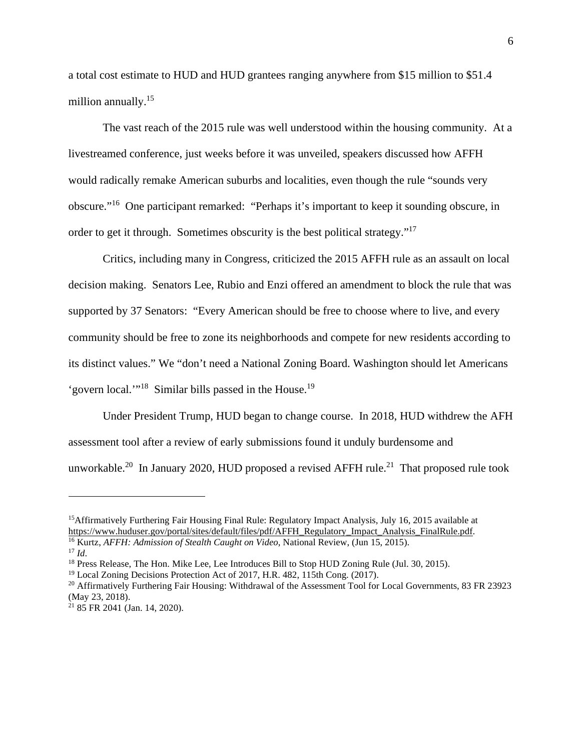a total cost estimate to HUD and HUD grantees ranging anywhere from $15 million to $51.4 million annually.[15]

The vast reach of the 2015 rule was well understood within the housing community. At a livestreamed conference, just weeks before it was unveiled, speakers discussed how AFFH would radically remake American suburbs and localities, even though the rule "sounds very obscure."[16] One participant remarked: "Perhaps it's important to keep it sounding obscure, in order to get it through. Sometimes obscurity is the best political strategy."[17]

Critics, including many in Congress, criticized the 2015 AFFH rule as an assault on local decision making. Senators Lee, Rubio and Enzi offered an amendment to block the rule that was supported by 37 Senators: "Every American should be free to choose where to live, and every community should be free to zone its neighborhoods and compete for new residents according to its distinct values." We "don't need a National Zoning Board. Washington should let Americans 'govern local.'"[18] Similar bills passed in the House.[19]

Under President Trump, HUD began to change course. In 2018, HUD withdrew the AFH assessment tool after a review of early submissions found it unduly burdensome and unworkable.[20] In January 2020, HUD proposed a revised AFFH rule.[21] That proposed rule took

---

[15] Affirmatively Furthering Fair Housing Final Rule: Regulatory Impact Analysis, July 16, 2015 available at https://www.huduser.gov/portal/sites/default/files/pdf/AFFH_Regulatory_Impact_Analysis_FinalRule.pdf.

[16] Kurtz, *AFFH: Admission of Stealth Caught on Video*, National Review, (Jun 15, 2015).

[17] *Id*.

[18] Press Release, The Hon. Mike Lee, Lee Introduces Bill to Stop HUD Zoning Rule (Jul. 30, 2015).

[19] Local Zoning Decisions Protection Act of 2017, H.R. 482, 115th Cong. (2017).

[20] Affirmatively Furthering Fair Housing: Withdrawal of the Assessment Tool for Local Governments, 83 FR 23923 (May 23, 2018).

[21] 85 FR 2041 (Jan. 14, 2020).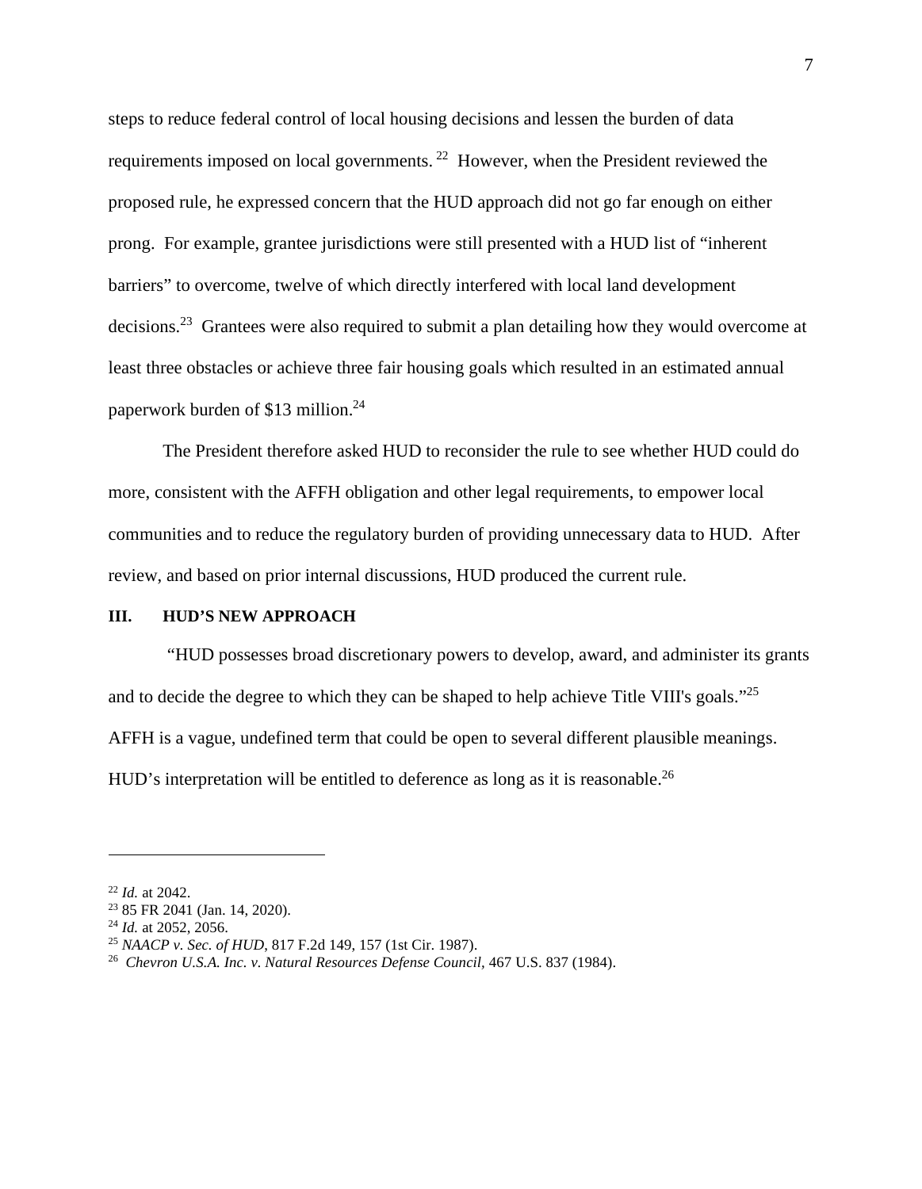steps to reduce federal control of local housing decisions and lessen the burden of data requirements imposed on local governments.[22] However, when the President reviewed the proposed rule, he expressed concern that the HUD approach did not go far enough on either prong. For example, grantee jurisdictions were still presented with a HUD list of "inherent barriers" to overcome, twelve of which directly interfered with local land development decisions.[23] Grantees were also required to submit a plan detailing how they would overcome at least three obstacles or achieve three fair housing goals which resulted in an estimated annual paperwork burden of $13 million.[24]

The President therefore asked HUD to reconsider the rule to see whether HUD could do more, consistent with the AFFH obligation and other legal requirements, to empower local communities and to reduce the regulatory burden of providing unnecessary data to HUD. After review, and based on prior internal discussions, HUD produced the current rule.

## III. HUD'S NEW APPROACH

"HUD possesses broad discretionary powers to develop, award, and administer its grants and to decide the degree to which they can be shaped to help achieve Title VIII's goals."[25] AFFH is a vague, undefined term that could be open to several different plausible meanings. HUD's interpretation will be entitled to deference as long as it is reasonable.[26]

---

[22] *Id.* at 2042.
[23] 85 FR 2041 (Jan. 14, 2020).
[24] *Id.* at 2052, 2056.
[25] *NAACP v. Sec. of HUD*, 817 F.2d 149, 157 (1st Cir. 1987).
[26] *Chevron U.S.A. Inc. v. Natural Resources Defense Council*, 467 U.S. 837 (1984).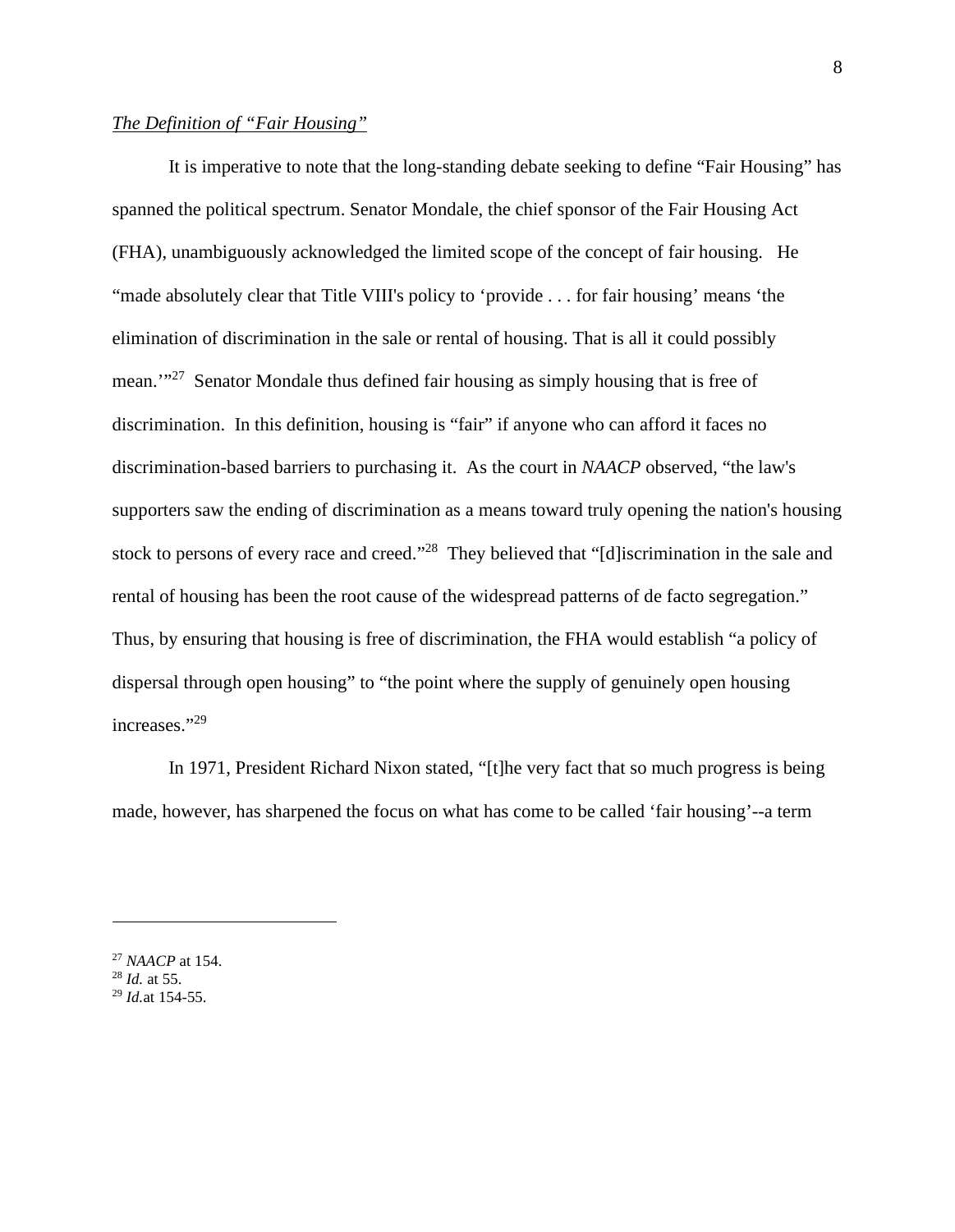*The Definition of "Fair Housing"*

It is imperative to note that the long-standing debate seeking to define "Fair Housing" has spanned the political spectrum. Senator Mondale, the chief sponsor of the Fair Housing Act (FHA), unambiguously acknowledged the limited scope of the concept of fair housing. He "made absolutely clear that Title VIII's policy to 'provide . . . for fair housing' means 'the elimination of discrimination in the sale or rental of housing. That is all it could possibly mean.'"[27] Senator Mondale thus defined fair housing as simply housing that is free of discrimination. In this definition, housing is "fair" if anyone who can afford it faces no discrimination-based barriers to purchasing it. As the court in *NAACP* observed, "the law's supporters saw the ending of discrimination as a means toward truly opening the nation's housing stock to persons of every race and creed."[28] They believed that "[d]iscrimination in the sale and rental of housing has been the root cause of the widespread patterns of de facto segregation." Thus, by ensuring that housing is free of discrimination, the FHA would establish "a policy of dispersal through open housing" to "the point where the supply of genuinely open housing increases."[29]

In 1971, President Richard Nixon stated, "[t]he very fact that so much progress is being made, however, has sharpened the focus on what has come to be called 'fair housing'--a term

---

[27] *NAACP* at 154.
[28] *Id.* at 55.
[29] *Id.* at 154-55.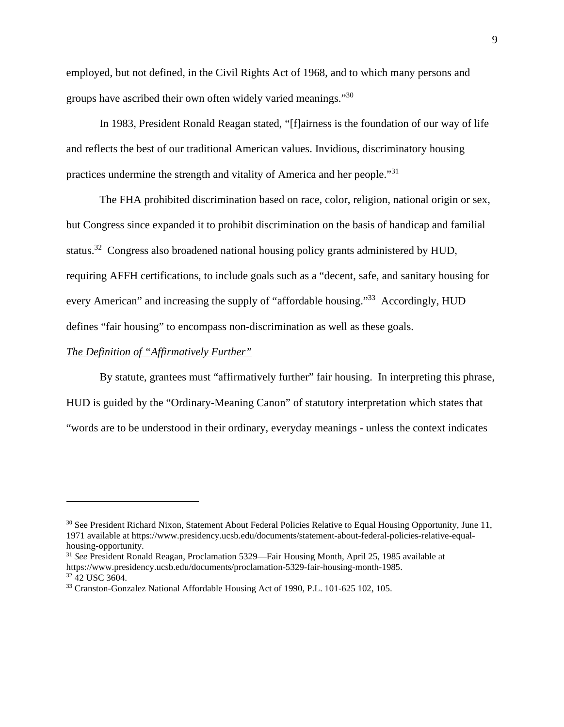employed, but not defined, in the Civil Rights Act of 1968, and to which many persons and groups have ascribed their own often widely varied meanings."[30]

In 1983, President Ronald Reagan stated, "[f]airness is the foundation of our way of life and reflects the best of our traditional American values. Invidious, discriminatory housing practices undermine the strength and vitality of America and her people."[31]

The FHA prohibited discrimination based on race, color, religion, national origin or sex, but Congress since expanded it to prohibit discrimination on the basis of handicap and familial status.[32] Congress also broadened national housing policy grants administered by HUD, requiring AFFH certifications, to include goals such as a "decent, safe, and sanitary housing for every American" and increasing the supply of "affordable housing."[33] Accordingly, HUD defines "fair housing" to encompass non-discrimination as well as these goals.

*The Definition of "Affirmatively Further"*

By statute, grantees must "affirmatively further" fair housing. In interpreting this phrase, HUD is guided by the "Ordinary-Meaning Canon" of statutory interpretation which states that "words are to be understood in their ordinary, everyday meanings - unless the context indicates

---

[30] See President Richard Nixon, Statement About Federal Policies Relative to Equal Housing Opportunity, June 11, 1971 available at https://www.presidency.ucsb.edu/documents/statement-about-federal-policies-relative-equal-housing-opportunity.

[31] *See* President Ronald Reagan, Proclamation 5329—Fair Housing Month, April 25, 1985 available at https://www.presidency.ucsb.edu/documents/proclamation-5329-fair-housing-month-1985.

[32] 42 USC 3604.

[33] Cranston-Gonzalez National Affordable Housing Act of 1990, P.L. 101-625 102, 105.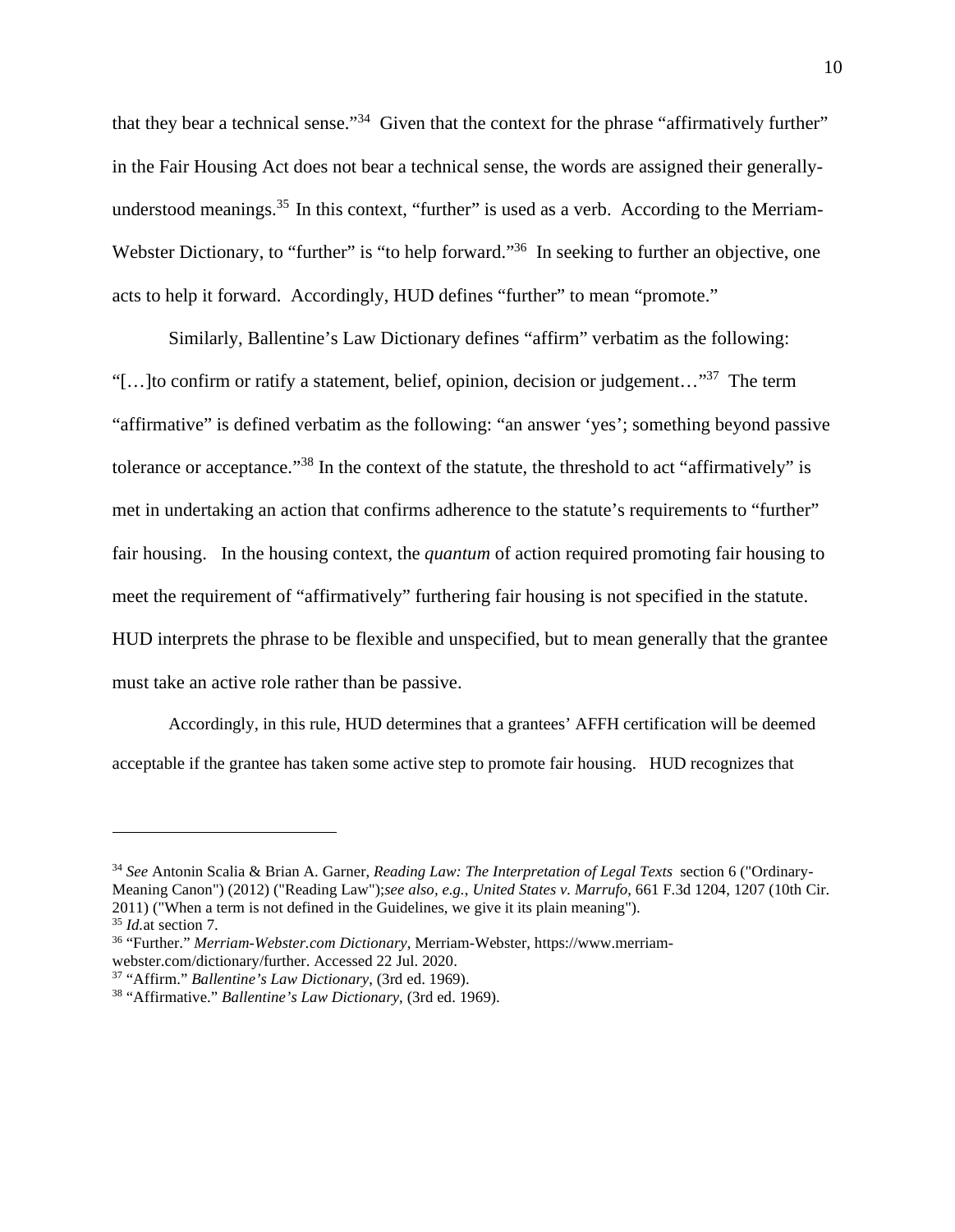that they bear a technical sense."[34] Given that the context for the phrase "affirmatively further" in the Fair Housing Act does not bear a technical sense, the words are assigned their generally-understood meanings.[35] In this context, "further" is used as a verb. According to the Merriam-Webster Dictionary, to "further" is "to help forward."[36] In seeking to further an objective, one acts to help it forward. Accordingly, HUD defines "further" to mean "promote."

Similarly, Ballentine's Law Dictionary defines "affirm" verbatim as the following: "[…]to confirm or ratify a statement, belief, opinion, decision or judgement…"[37] The term "affirmative" is defined verbatim as the following: "an answer 'yes'; something beyond passive tolerance or acceptance."[38] In the context of the statute, the threshold to act "affirmatively" is met in undertaking an action that confirms adherence to the statute's requirements to "further" fair housing. In the housing context, the *quantum* of action required promoting fair housing to meet the requirement of "affirmatively" furthering fair housing is not specified in the statute. HUD interprets the phrase to be flexible and unspecified, but to mean generally that the grantee must take an active role rather than be passive.

Accordingly, in this rule, HUD determines that a grantees' AFFH certification will be deemed acceptable if the grantee has taken some active step to promote fair housing. HUD recognizes that

---

[34] *See* Antonin Scalia & Brian A. Garner, *Reading Law: The Interpretation of Legal Texts* section 6 ("Ordinary-Meaning Canon") (2012) ("Reading Law");*see also, e.g.*, *United States v. Marrufo*, 661 F.3d 1204, 1207 (10th Cir. 2011) ("When a term is not defined in the Guidelines, we give it its plain meaning").

[35] *Id.*at section 7.

[36] "Further." *Merriam-Webster.com Dictionary*, Merriam-Webster, https://www.merriam-webster.com/dictionary/further. Accessed 22 Jul. 2020.

[37] "Affirm." *Ballentine's Law Dictionary*, (3rd ed. 1969).

[38] "Affirmative." *Ballentine's Law Dictionary*, (3rd ed. 1969).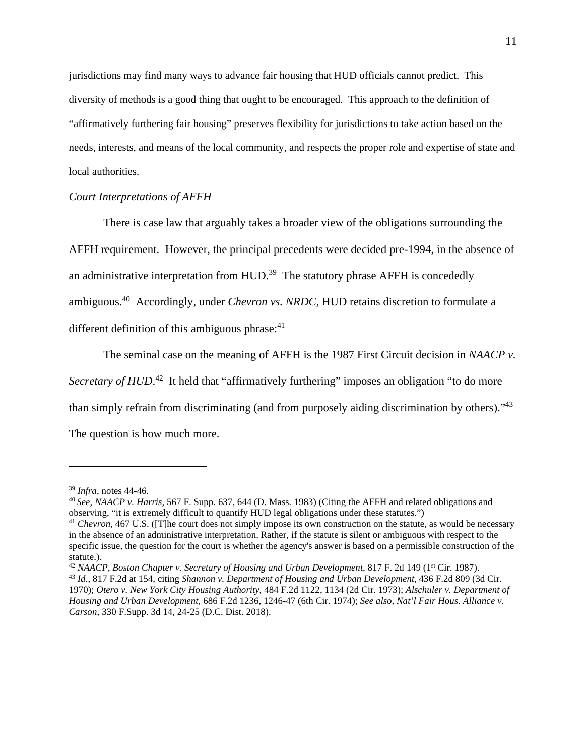jurisdictions may find many ways to advance fair housing that HUD officials cannot predict. This diversity of methods is a good thing that ought to be encouraged. This approach to the definition of "affirmatively furthering fair housing" preserves flexibility for jurisdictions to take action based on the needs, interests, and means of the local community, and respects the proper role and expertise of state and local authorities.

*Court Interpretations of AFFH*

There is case law that arguably takes a broader view of the obligations surrounding the AFFH requirement. However, the principal precedents were decided pre-1994, in the absence of an administrative interpretation from HUD.[39] The statutory phrase AFFH is concededly ambiguous.[40] Accordingly, under *Chevron vs. NRDC,* HUD retains discretion to formulate a different definition of this ambiguous phrase:[41]

The seminal case on the meaning of AFFH is the 1987 First Circuit decision in *NAACP v. Secretary of HUD*.[42] It held that "affirmatively furthering" imposes an obligation "to do more than simply refrain from discriminating (and from purposely aiding discrimination by others)."[43] The question is how much more.

---

[39] *Infra*, notes 44-46.

[40] *See, NAACP v. Harris,* 567 F. Supp. 637, 644 (D. Mass. 1983) (Citing the AFFH and related obligations and observing, "it is extremely difficult to quantify HUD legal obligations under these statutes.")

[41] *Chevron*, 467 U.S. ([T]he court does not simply impose its own construction on the statute, as would be necessary in the absence of an administrative interpretation. Rather, if the statute is silent or ambiguous with respect to the specific issue, the question for the court is whether the agency's answer is based on a permissible construction of the statute.).

[42] *NAACP, Boston Chapter v. Secretary of Housing and Urban Development,* 817 F. 2d 149 (1st Cir. 1987).

[43] *Id.*, 817 F.2d at 154, citing *Shannon v. Department of Housing and Urban Development*, 436 F.2d 809 (3d Cir. 1970); *Otero v. New York City Housing Authority*, 484 F.2d 1122, 1134 (2d Cir. 1973); *Alschuler v. Department of Housing and Urban Development*, 686 F.2d 1236, 1246-47 (6th Cir. 1974); *See also, Nat'l Fair Hous. Alliance v. Carson*, 330 F.Supp. 3d 14, 24-25 (D.C. Dist. 2018).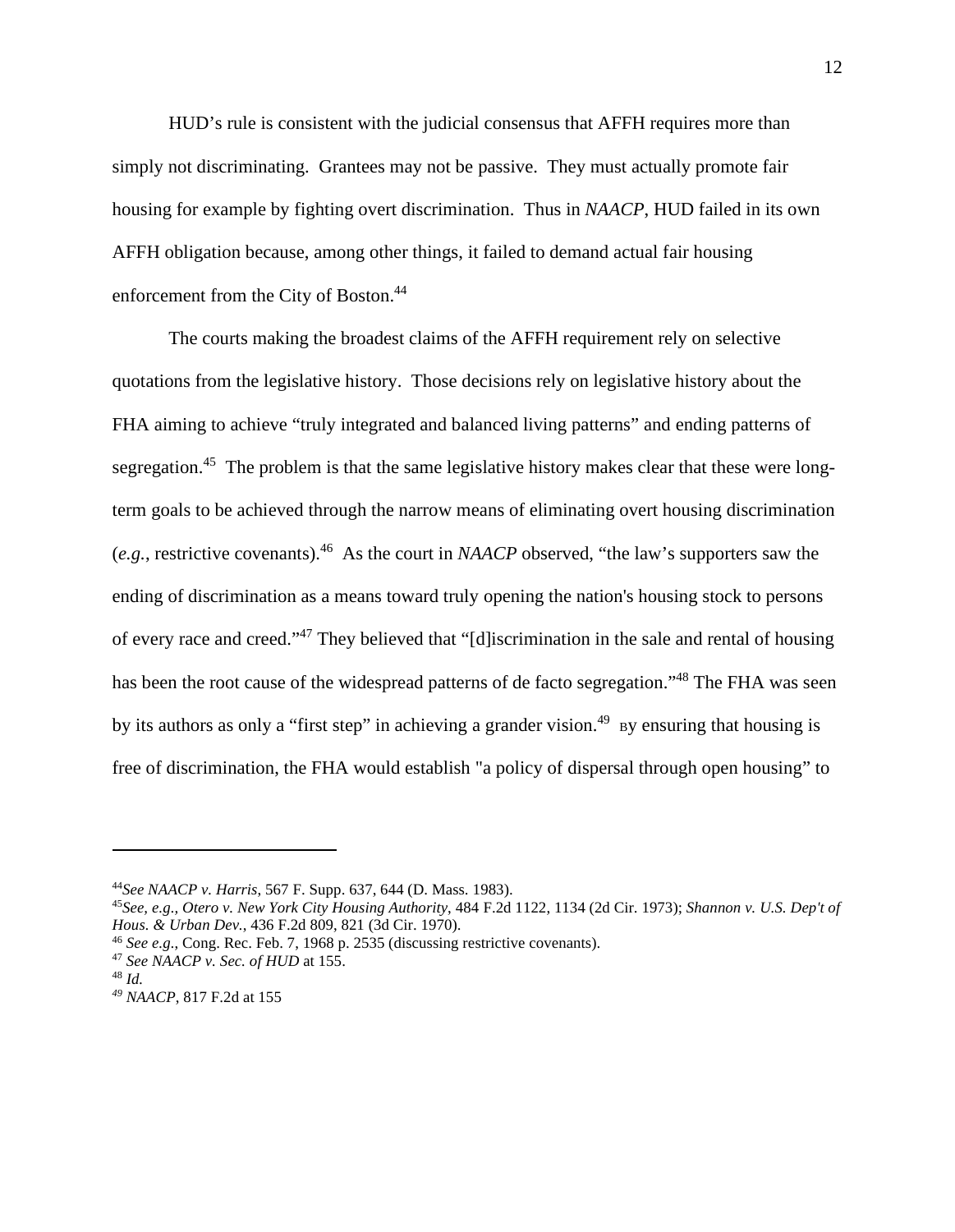HUD's rule is consistent with the judicial consensus that AFFH requires more than simply not discriminating. Grantees may not be passive. They must actually promote fair housing for example by fighting overt discrimination. Thus in *NAACP*, HUD failed in its own AFFH obligation because, among other things, it failed to demand actual fair housing enforcement from the City of Boston.[44]

The courts making the broadest claims of the AFFH requirement rely on selective quotations from the legislative history. Those decisions rely on legislative history about the FHA aiming to achieve "truly integrated and balanced living patterns" and ending patterns of segregation.[45] The problem is that the same legislative history makes clear that these were long-term goals to be achieved through the narrow means of eliminating overt housing discrimination (*e.g.*, restrictive covenants).[46] As the court in *NAACP* observed, "the law's supporters saw the ending of discrimination as a means toward truly opening the nation's housing stock to persons of every race and creed."[47] They believed that "[d]iscrimination in the sale and rental of housing has been the root cause of the widespread patterns of de facto segregation."[48] The FHA was seen by its authors as only a "first step" in achieving a grander vision.[49] By ensuring that housing is free of discrimination, the FHA would establish "a policy of dispersal through open housing" to

---

[44] *See NAACP v. Harris*, 567 F. Supp. 637, 644 (D. Mass. 1983).

[45] *See, e.g., Otero v. New York City Housing Authority*, 484 F.2d 1122, 1134 (2d Cir. 1973); *Shannon v. U.S. Dep't of Hous. & Urban Dev.*, 436 F.2d 809, 821 (3d Cir. 1970).

[46] *See e.g.*, Cong. Rec. Feb. 7, 1968 p. 2535 (discussing restrictive covenants).

[47] *See NAACP v. Sec. of HUD* at 155.

[48] *Id.*

[49] *NAACP*, 817 F.2d at 155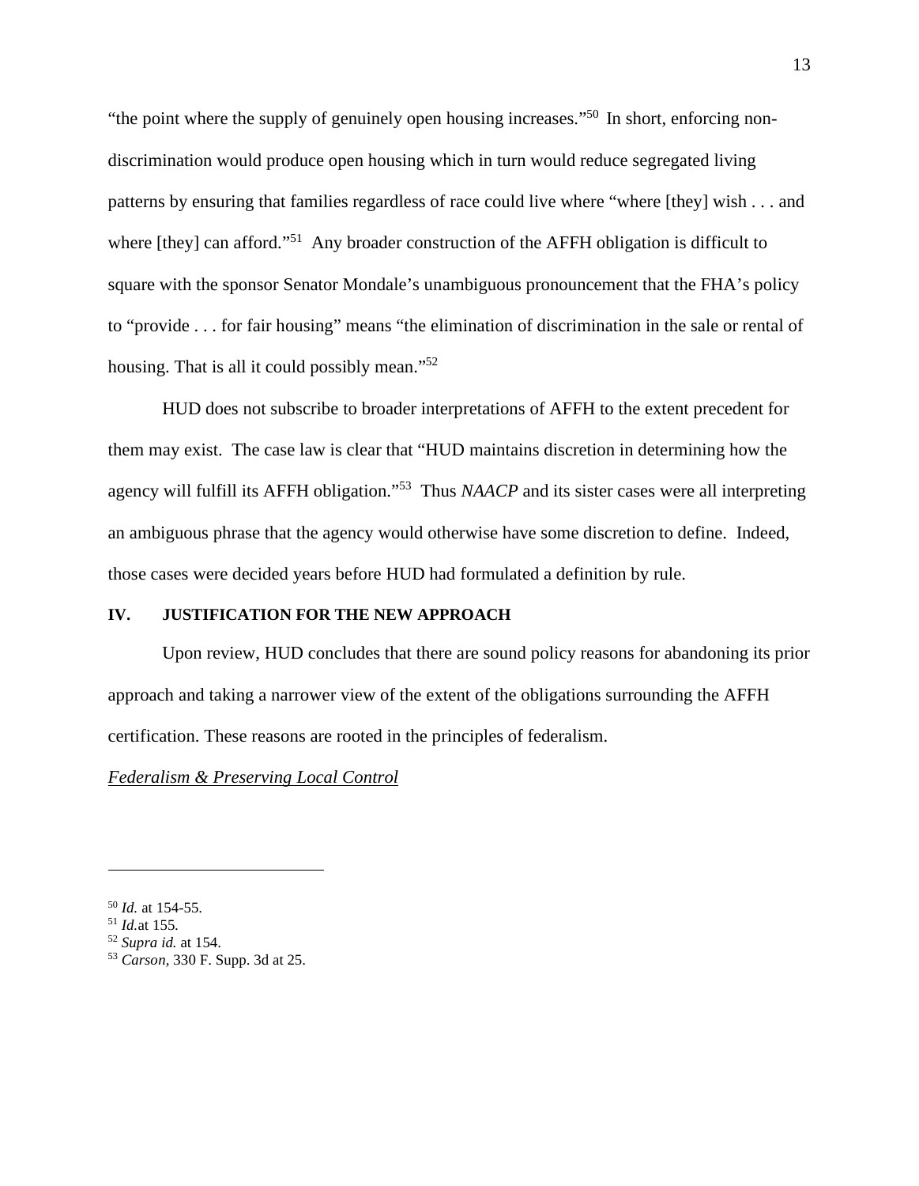"the point where the supply of genuinely open housing increases."[50] In short, enforcing non-discrimination would produce open housing which in turn would reduce segregated living patterns by ensuring that families regardless of race could live where "where [they] wish . . . and where [they] can afford."[51] Any broader construction of the AFFH obligation is difficult to square with the sponsor Senator Mondale's unambiguous pronouncement that the FHA's policy to "provide . . . for fair housing" means "the elimination of discrimination in the sale or rental of housing. That is all it could possibly mean."[52]

HUD does not subscribe to broader interpretations of AFFH to the extent precedent for them may exist. The case law is clear that "HUD maintains discretion in determining how the agency will fulfill its AFFH obligation."[53] Thus *NAACP* and its sister cases were all interpreting an ambiguous phrase that the agency would otherwise have some discretion to define. Indeed, those cases were decided years before HUD had formulated a definition by rule.

## IV. JUSTIFICATION FOR THE NEW APPROACH

Upon review, HUD concludes that there are sound policy reasons for abandoning its prior approach and taking a narrower view of the extent of the obligations surrounding the AFFH certification. These reasons are rooted in the principles of federalism.

<u>*Federalism & Preserving Local Control*</u>

---

[50] *Id.* at 154-55.
[51] *Id.* at 155.
[52] *Supra id.* at 154.
[53] *Carson*, 330 F. Supp. 3d at 25.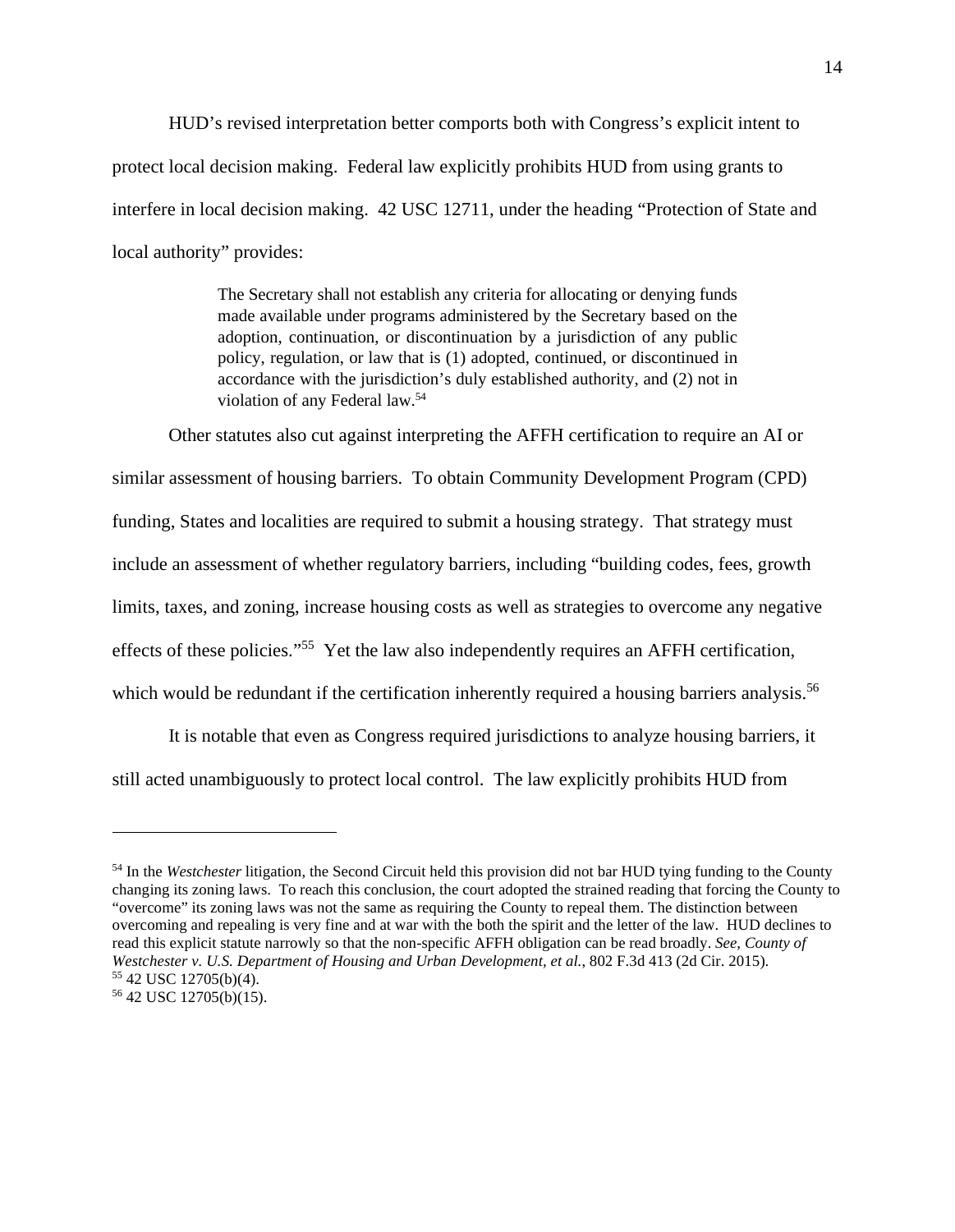HUD's revised interpretation better comports both with Congress's explicit intent to protect local decision making. Federal law explicitly prohibits HUD from using grants to interfere in local decision making. 42 USC 12711, under the heading "Protection of State and local authority" provides:

> The Secretary shall not establish any criteria for allocating or denying funds made available under programs administered by the Secretary based on the adoption, continuation, or discontinuation by a jurisdiction of any public policy, regulation, or law that is (1) adopted, continued, or discontinued in accordance with the jurisdiction's duly established authority, and (2) not in violation of any Federal law.[54]

Other statutes also cut against interpreting the AFFH certification to require an AI or similar assessment of housing barriers. To obtain Community Development Program (CPD) funding, States and localities are required to submit a housing strategy. That strategy must include an assessment of whether regulatory barriers, including "building codes, fees, growth limits, taxes, and zoning, increase housing costs as well as strategies to overcome any negative effects of these policies."[55] Yet the law also independently requires an AFFH certification, which would be redundant if the certification inherently required a housing barriers analysis.[56]

It is notable that even as Congress required jurisdictions to analyze housing barriers, it still acted unambiguously to protect local control. The law explicitly prohibits HUD from

---

[54] In the *Westchester* litigation, the Second Circuit held this provision did not bar HUD tying funding to the County changing its zoning laws. To reach this conclusion, the court adopted the strained reading that forcing the County to "overcome" its zoning laws was not the same as requiring the County to repeal them. The distinction between overcoming and repealing is very fine and at war with the both the spirit and the letter of the law. HUD declines to read this explicit statute narrowly so that the non-specific AFFH obligation can be read broadly. *See, County of Westchester v. U.S. Department of Housing and Urban Development, et al.*, 802 F.3d 413 (2d Cir. 2015).

[55] 42 USC 12705(b)(4).

[56] 42 USC 12705(b)(15).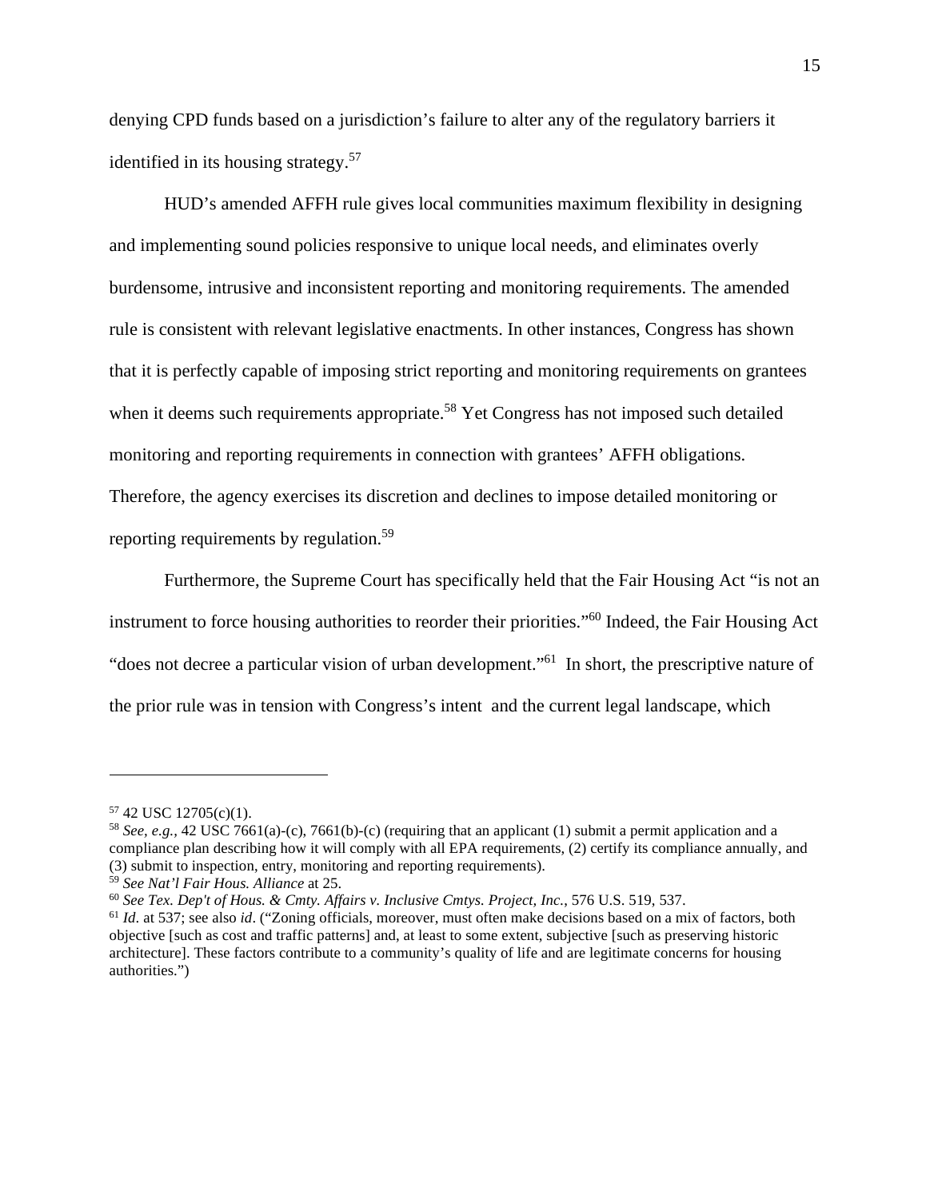denying CPD funds based on a jurisdiction's failure to alter any of the regulatory barriers it identified in its housing strategy.[57]

HUD's amended AFFH rule gives local communities maximum flexibility in designing and implementing sound policies responsive to unique local needs, and eliminates overly burdensome, intrusive and inconsistent reporting and monitoring requirements. The amended rule is consistent with relevant legislative enactments. In other instances, Congress has shown that it is perfectly capable of imposing strict reporting and monitoring requirements on grantees when it deems such requirements appropriate.[58] Yet Congress has not imposed such detailed monitoring and reporting requirements in connection with grantees' AFFH obligations. Therefore, the agency exercises its discretion and declines to impose detailed monitoring or reporting requirements by regulation.[59]

Furthermore, the Supreme Court has specifically held that the Fair Housing Act "is not an instrument to force housing authorities to reorder their priorities."[60] Indeed, the Fair Housing Act "does not decree a particular vision of urban development."[61] In short, the prescriptive nature of the prior rule was in tension with Congress's intent and the current legal landscape, which

---

[57] 42 USC 12705(c)(1).

[58] *See, e.g.*, 42 USC 7661(a)-(c), 7661(b)-(c) (requiring that an applicant (1) submit a permit application and a compliance plan describing how it will comply with all EPA requirements, (2) certify its compliance annually, and (3) submit to inspection, entry, monitoring and reporting requirements).

[59] *See Nat'l Fair Hous. Alliance* at 25.

[60] *See Tex. Dep't of Hous. & Cmty. Affairs v. Inclusive Cmtys. Project, Inc.*, 576 U.S. 519, 537.

[61] *Id*. at 537; see also *id*. ("Zoning officials, moreover, must often make decisions based on a mix of factors, both objective [such as cost and traffic patterns] and, at least to some extent, subjective [such as preserving historic architecture]. These factors contribute to a community's quality of life and are legitimate concerns for housing authorities.")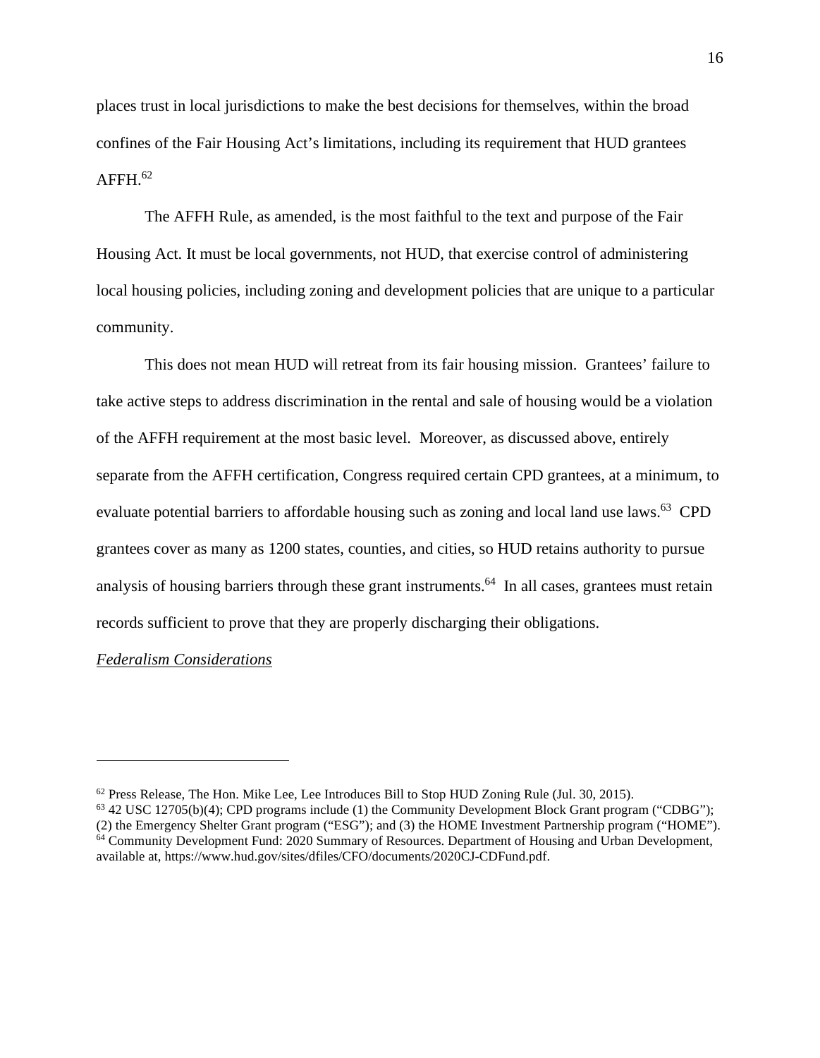places trust in local jurisdictions to make the best decisions for themselves, within the broad confines of the Fair Housing Act's limitations, including its requirement that HUD grantees AFFH.[62]

The AFFH Rule, as amended, is the most faithful to the text and purpose of the Fair Housing Act. It must be local governments, not HUD, that exercise control of administering local housing policies, including zoning and development policies that are unique to a particular community.

This does not mean HUD will retreat from its fair housing mission. Grantees' failure to take active steps to address discrimination in the rental and sale of housing would be a violation of the AFFH requirement at the most basic level. Moreover, as discussed above, entirely separate from the AFFH certification, Congress required certain CPD grantees, at a minimum, to evaluate potential barriers to affordable housing such as zoning and local land use laws.[63] CPD grantees cover as many as 1200 states, counties, and cities, so HUD retains authority to pursue analysis of housing barriers through these grant instruments.[64] In all cases, grantees must retain records sufficient to prove that they are properly discharging their obligations.

*Federalism Considerations*

---

[62] Press Release, The Hon. Mike Lee, Lee Introduces Bill to Stop HUD Zoning Rule (Jul. 30, 2015).

[63] 42 USC 12705(b)(4); CPD programs include (1) the Community Development Block Grant program ("CDBG"); (2) the Emergency Shelter Grant program ("ESG"); and (3) the HOME Investment Partnership program ("HOME").

[64] Community Development Fund: 2020 Summary of Resources. Department of Housing and Urban Development, available at, https://www.hud.gov/sites/dfiles/CFO/documents/2020CJ-CDFund.pdf.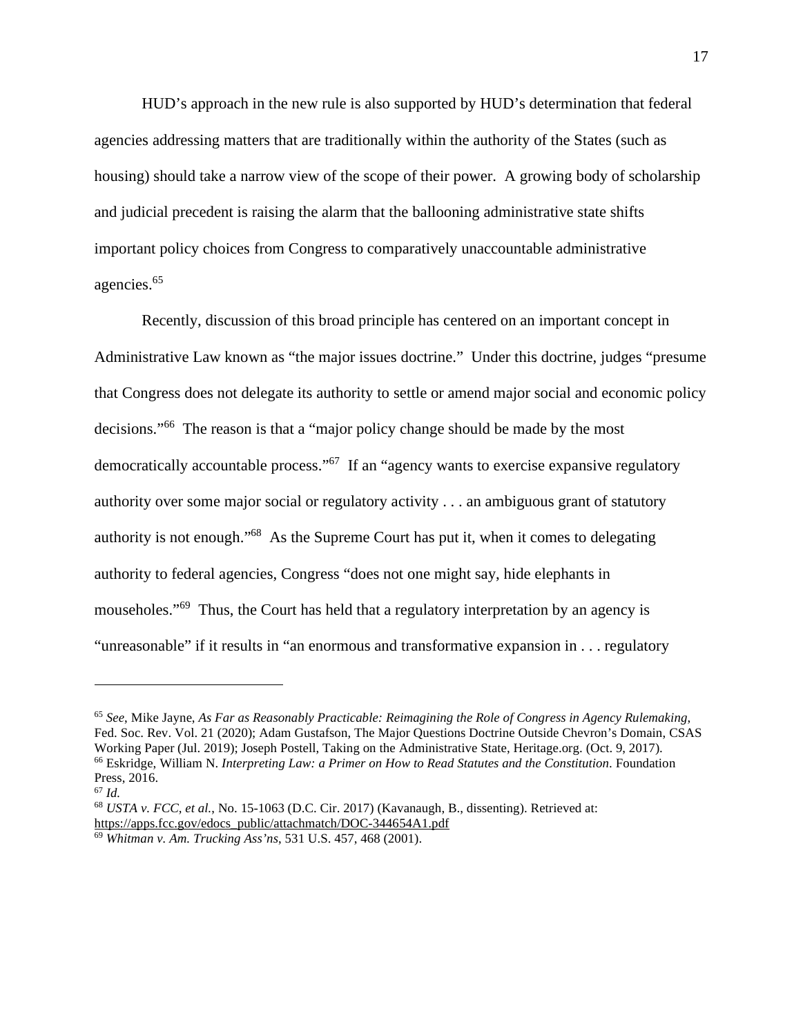HUD's approach in the new rule is also supported by HUD's determination that federal agencies addressing matters that are traditionally within the authority of the States (such as housing) should take a narrow view of the scope of their power. A growing body of scholarship and judicial precedent is raising the alarm that the ballooning administrative state shifts important policy choices from Congress to comparatively unaccountable administrative agencies.[65]

Recently, discussion of this broad principle has centered on an important concept in Administrative Law known as "the major issues doctrine." Under this doctrine, judges "presume that Congress does not delegate its authority to settle or amend major social and economic policy decisions."[66] The reason is that a "major policy change should be made by the most democratically accountable process."[67] If an "agency wants to exercise expansive regulatory authority over some major social or regulatory activity . . . an ambiguous grant of statutory authority is not enough."[68] As the Supreme Court has put it, when it comes to delegating authority to federal agencies, Congress "does not one might say, hide elephants in mouseholes."[69] Thus, the Court has held that a regulatory interpretation by an agency is "unreasonable" if it results in "an enormous and transformative expansion in . . . regulatory

---

[65] *See*, Mike Jayne, *As Far as Reasonably Practicable: Reimagining the Role of Congress in Agency Rulemaking*, Fed. Soc. Rev. Vol. 21 (2020); Adam Gustafson, The Major Questions Doctrine Outside Chevron's Domain, CSAS Working Paper (Jul. 2019); Joseph Postell, Taking on the Administrative State, Heritage.org. (Oct. 9, 2017).

[66] Eskridge, William N. *Interpreting Law: a Primer on How to Read Statutes and the Constitution*. Foundation Press, 2016.

[67] *Id.*

[68] *USTA v. FCC, et al.*, No. 15-1063 (D.C. Cir. 2017) (Kavanaugh, B., dissenting). Retrieved at: https://apps.fcc.gov/edocs_public/attachmatch/DOC-344654A1.pdf

[69] *Whitman v. Am. Trucking Ass'ns*, 531 U.S. 457, 468 (2001).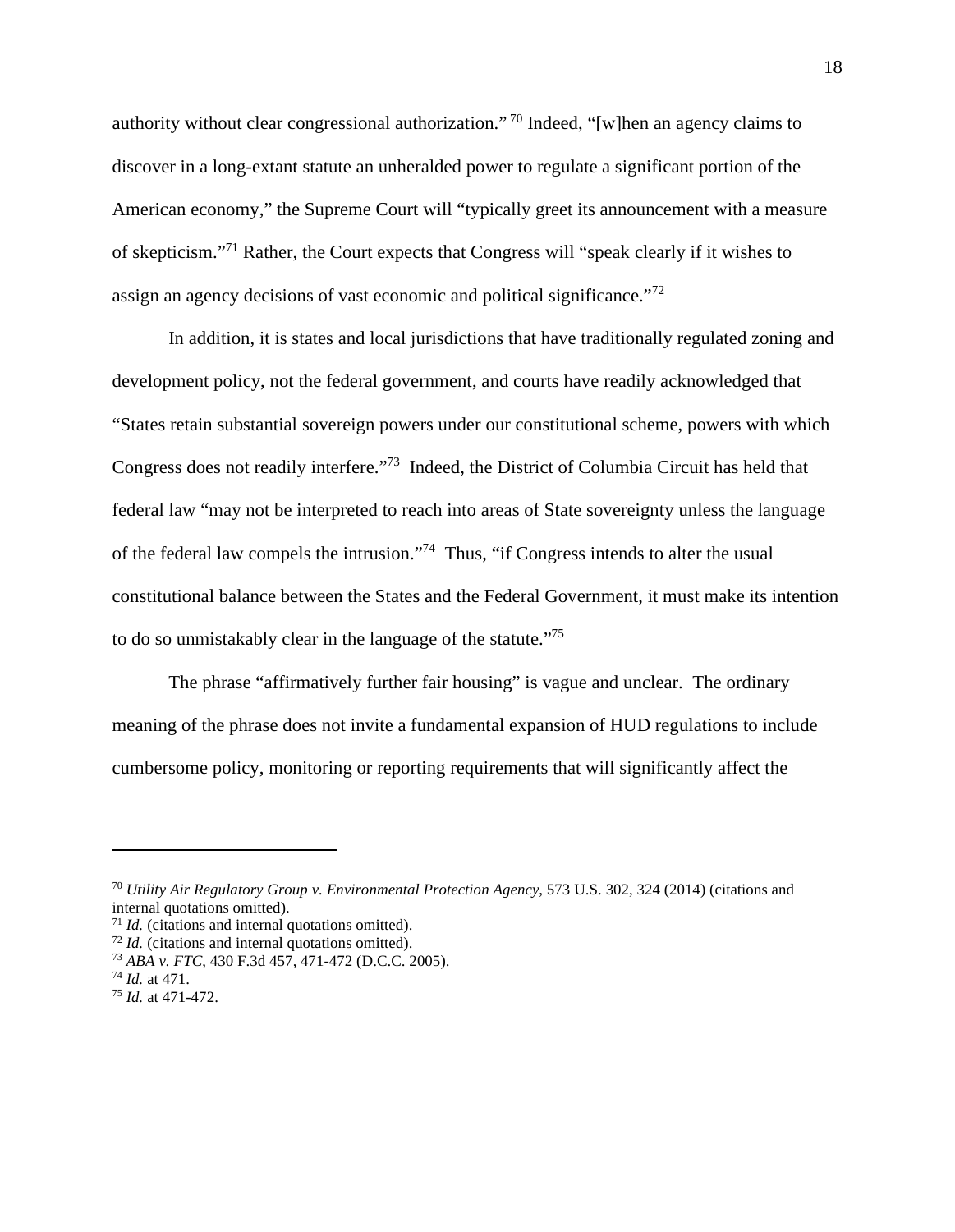authority without clear congressional authorization."[70] Indeed, "[w]hen an agency claims to discover in a long-extant statute an unheralded power to regulate a significant portion of the American economy," the Supreme Court will "typically greet its announcement with a measure of skepticism."[71] Rather, the Court expects that Congress will "speak clearly if it wishes to assign an agency decisions of vast economic and political significance."[72]

In addition, it is states and local jurisdictions that have traditionally regulated zoning and development policy, not the federal government, and courts have readily acknowledged that "States retain substantial sovereign powers under our constitutional scheme, powers with which Congress does not readily interfere."[73] Indeed, the District of Columbia Circuit has held that federal law "may not be interpreted to reach into areas of State sovereignty unless the language of the federal law compels the intrusion."[74] Thus, "if Congress intends to alter the usual constitutional balance between the States and the Federal Government, it must make its intention to do so unmistakably clear in the language of the statute."[75]

The phrase "affirmatively further fair housing" is vague and unclear. The ordinary meaning of the phrase does not invite a fundamental expansion of HUD regulations to include cumbersome policy, monitoring or reporting requirements that will significantly affect the

---

[70] *Utility Air Regulatory Group v. Environmental Protection Agency*, 573 U.S. 302, 324 (2014) (citations and internal quotations omitted).

[71] *Id.* (citations and internal quotations omitted).

[72] *Id.* (citations and internal quotations omitted).

[73] *ABA v. FTC*, 430 F.3d 457, 471-472 (D.C.C. 2005).

[74] *Id.* at 471.

[75] *Id.* at 471-472.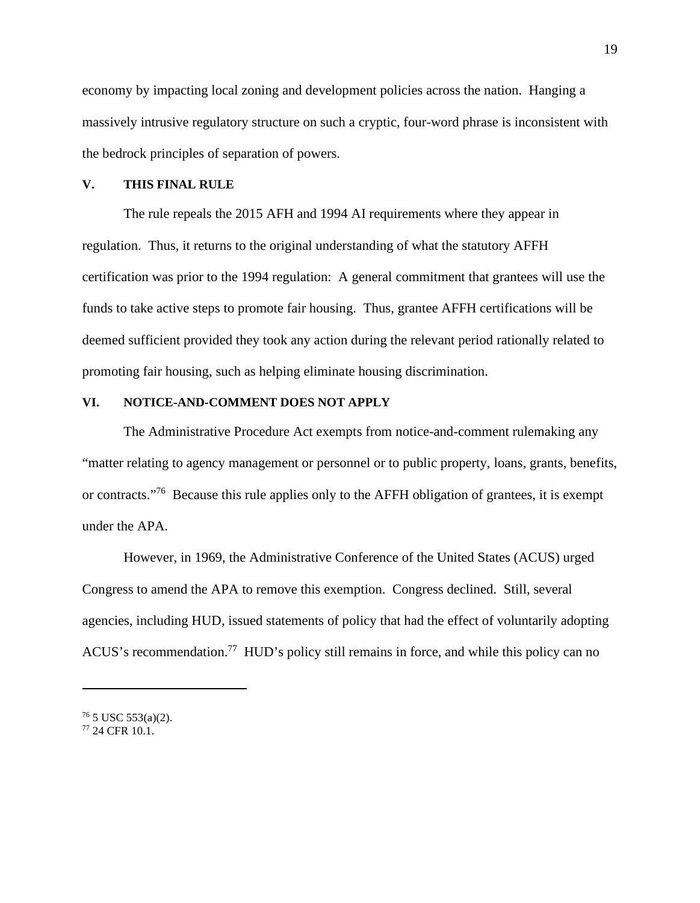economy by impacting local zoning and development policies across the nation. Hanging a massively intrusive regulatory structure on such a cryptic, four-word phrase is inconsistent with the bedrock principles of separation of powers.

## V. THIS FINAL RULE

The rule repeals the 2015 AFH and 1994 AI requirements where they appear in regulation. Thus, it returns to the original understanding of what the statutory AFFH certification was prior to the 1994 regulation: A general commitment that grantees will use the funds to take active steps to promote fair housing. Thus, grantee AFFH certifications will be deemed sufficient provided they took any action during the relevant period rationally related to promoting fair housing, such as helping eliminate housing discrimination.

## VI. NOTICE-AND-COMMENT DOES NOT APPLY

The Administrative Procedure Act exempts from notice-and-comment rulemaking any "matter relating to agency management or personnel or to public property, loans, grants, benefits, or contracts."[76] Because this rule applies only to the AFFH obligation of grantees, it is exempt under the APA.

However, in 1969, the Administrative Conference of the United States (ACUS) urged Congress to amend the APA to remove this exemption. Congress declined. Still, several agencies, including HUD, issued statements of policy that had the effect of voluntarily adopting ACUS's recommendation.[77] HUD's policy still remains in force, and while this policy can no

---

[76] 5 USC 553(a)(2).

[77] 24 CFR 10.1.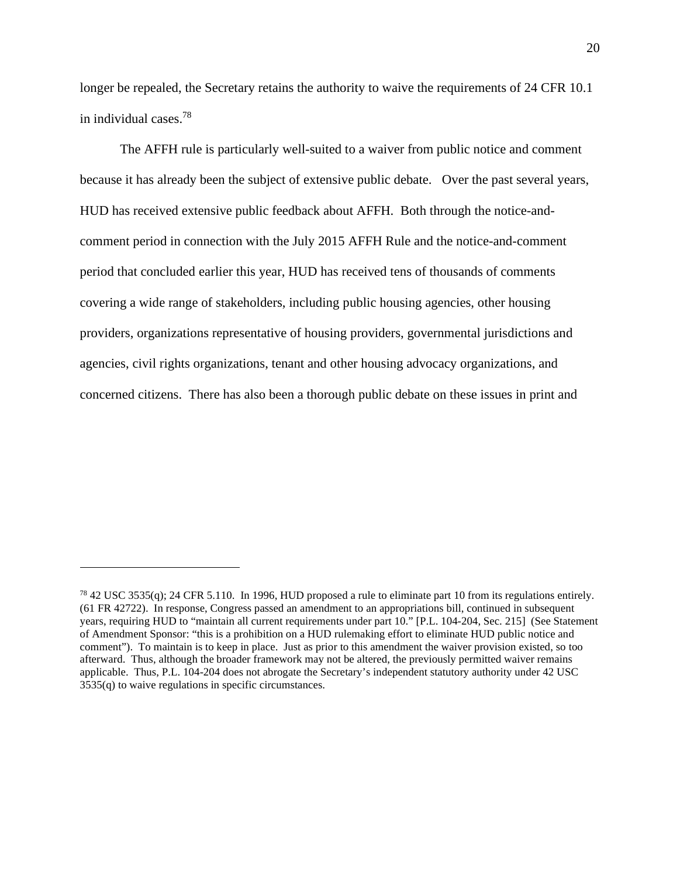longer be repealed, the Secretary retains the authority to waive the requirements of 24 CFR 10.1 in individual cases.[78]

The AFFH rule is particularly well-suited to a waiver from public notice and comment because it has already been the subject of extensive public debate. Over the past several years, HUD has received extensive public feedback about AFFH. Both through the notice-and-comment period in connection with the July 2015 AFFH Rule and the notice-and-comment period that concluded earlier this year, HUD has received tens of thousands of comments covering a wide range of stakeholders, including public housing agencies, other housing providers, organizations representative of housing providers, governmental jurisdictions and agencies, civil rights organizations, tenant and other housing advocacy organizations, and concerned citizens. There has also been a thorough public debate on these issues in print and

---

[78] 42 USC 3535(q); 24 CFR 5.110. In 1996, HUD proposed a rule to eliminate part 10 from its regulations entirely. (61 FR 42722). In response, Congress passed an amendment to an appropriations bill, continued in subsequent years, requiring HUD to "maintain all current requirements under part 10." [P.L. 104-204, Sec. 215] (See Statement of Amendment Sponsor: "this is a prohibition on a HUD rulemaking effort to eliminate HUD public notice and comment"). To maintain is to keep in place. Just as prior to this amendment the waiver provision existed, so too afterward. Thus, although the broader framework may not be altered, the previously permitted waiver remains applicable. Thus, P.L. 104-204 does not abrogate the Secretary's independent statutory authority under 42 USC 3535(q) to waive regulations in specific circumstances.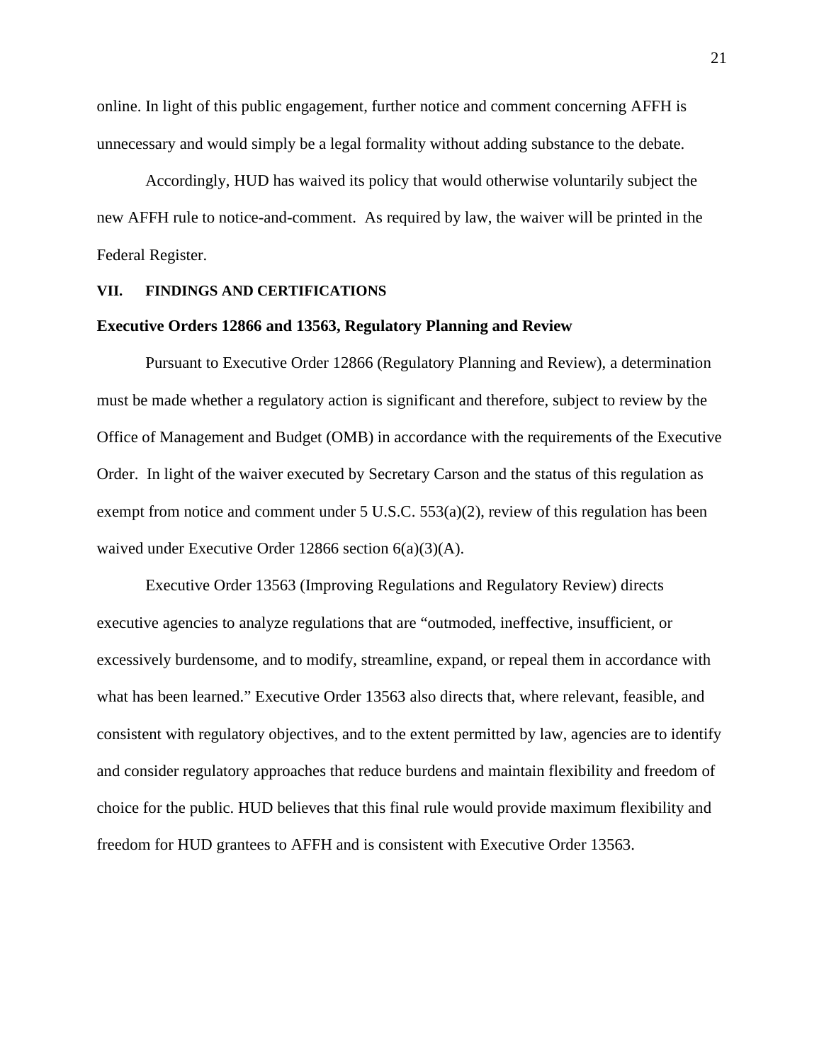online. In light of this public engagement, further notice and comment concerning AFFH is unnecessary and would simply be a legal formality without adding substance to the debate.

Accordingly, HUD has waived its policy that would otherwise voluntarily subject the new AFFH rule to notice-and-comment. As required by law, the waiver will be printed in the Federal Register.

## VII. FINDINGS AND CERTIFICATIONS

### Executive Orders 12866 and 13563, Regulatory Planning and Review

Pursuant to Executive Order 12866 (Regulatory Planning and Review), a determination must be made whether a regulatory action is significant and therefore, subject to review by the Office of Management and Budget (OMB) in accordance with the requirements of the Executive Order. In light of the waiver executed by Secretary Carson and the status of this regulation as exempt from notice and comment under 5 U.S.C. 553(a)(2), review of this regulation has been waived under Executive Order 12866 section 6(a)(3)(A).

Executive Order 13563 (Improving Regulations and Regulatory Review) directs executive agencies to analyze regulations that are "outmoded, ineffective, insufficient, or excessively burdensome, and to modify, streamline, expand, or repeal them in accordance with what has been learned." Executive Order 13563 also directs that, where relevant, feasible, and consistent with regulatory objectives, and to the extent permitted by law, agencies are to identify and consider regulatory approaches that reduce burdens and maintain flexibility and freedom of choice for the public. HUD believes that this final rule would provide maximum flexibility and freedom for HUD grantees to AFFH and is consistent with Executive Order 13563.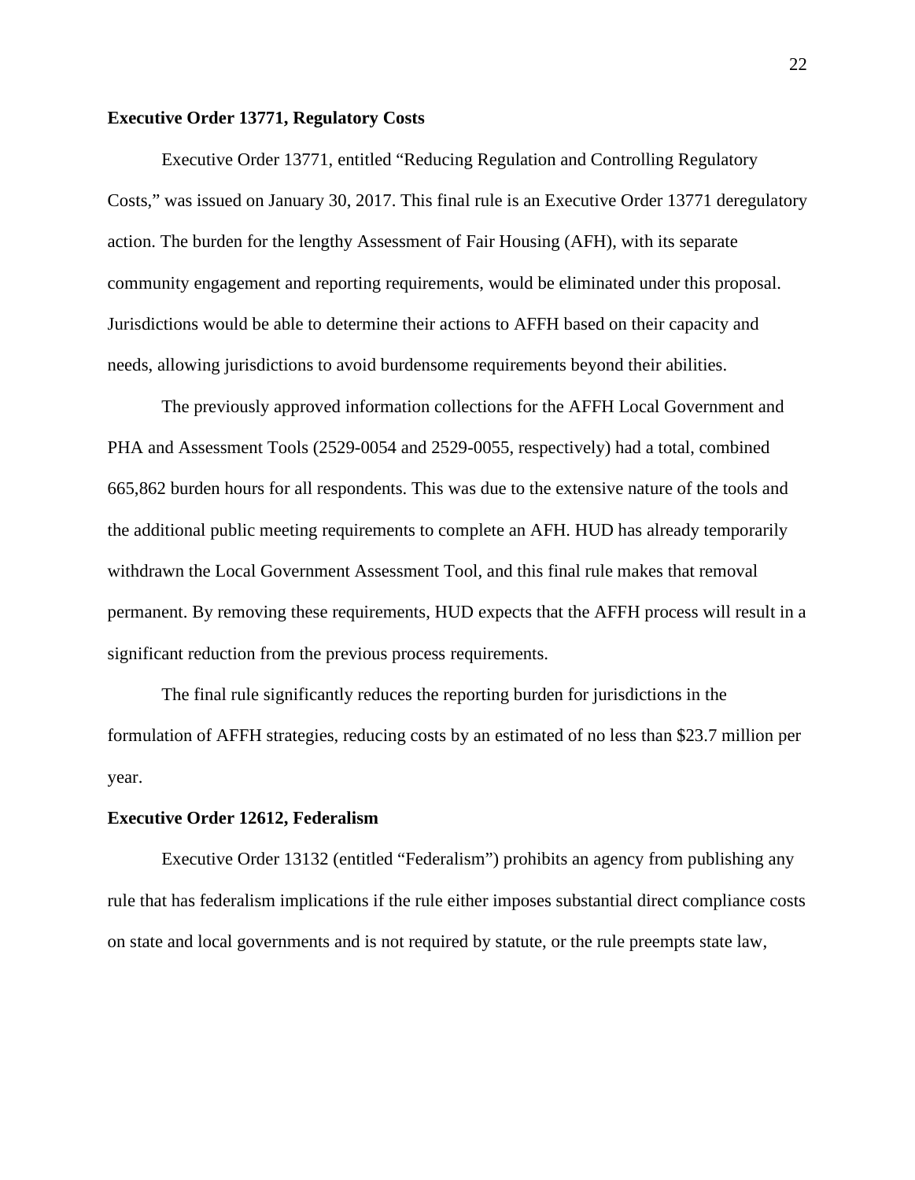**Executive Order 13771, Regulatory Costs**

Executive Order 13771, entitled "Reducing Regulation and Controlling Regulatory Costs," was issued on January 30, 2017. This final rule is an Executive Order 13771 deregulatory action. The burden for the lengthy Assessment of Fair Housing (AFH), with its separate community engagement and reporting requirements, would be eliminated under this proposal. Jurisdictions would be able to determine their actions to AFFH based on their capacity and needs, allowing jurisdictions to avoid burdensome requirements beyond their abilities.

The previously approved information collections for the AFFH Local Government and PHA and Assessment Tools (2529-0054 and 2529-0055, respectively) had a total, combined 665,862 burden hours for all respondents. This was due to the extensive nature of the tools and the additional public meeting requirements to complete an AFH. HUD has already temporarily withdrawn the Local Government Assessment Tool, and this final rule makes that removal permanent. By removing these requirements, HUD expects that the AFFH process will result in a significant reduction from the previous process requirements.

The final rule significantly reduces the reporting burden for jurisdictions in the formulation of AFFH strategies, reducing costs by an estimated of no less than $23.7 million per year.

**Executive Order 12612, Federalism**

Executive Order 13132 (entitled "Federalism") prohibits an agency from publishing any rule that has federalism implications if the rule either imposes substantial direct compliance costs on state and local governments and is not required by statute, or the rule preempts state law,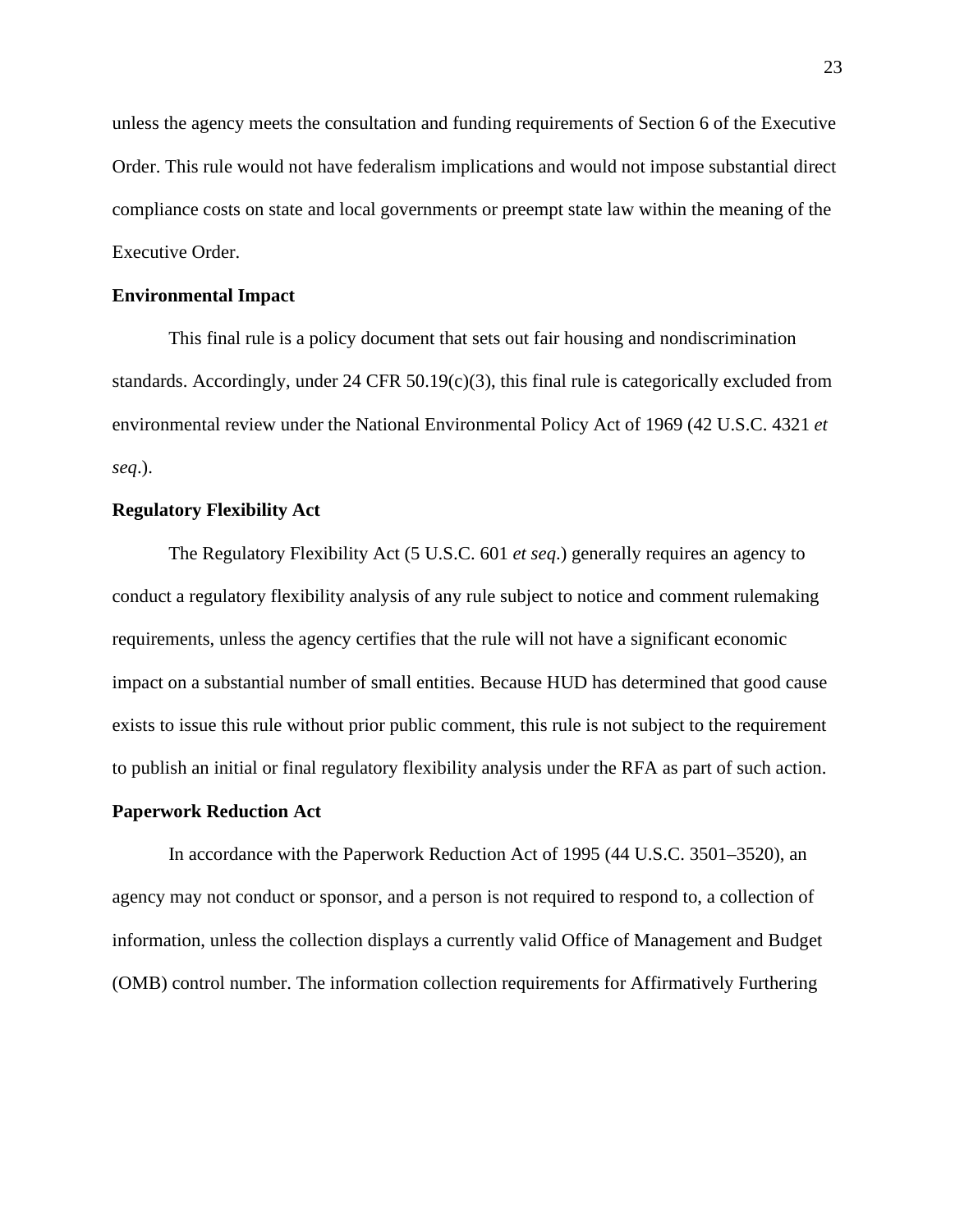unless the agency meets the consultation and funding requirements of Section 6 of the Executive Order. This rule would not have federalism implications and would not impose substantial direct compliance costs on state and local governments or preempt state law within the meaning of the Executive Order.

**Environmental Impact**

This final rule is a policy document that sets out fair housing and nondiscrimination standards. Accordingly, under 24 CFR 50.19(c)(3), this final rule is categorically excluded from environmental review under the National Environmental Policy Act of 1969 (42 U.S.C. 4321 *et seq*.).

**Regulatory Flexibility Act**

The Regulatory Flexibility Act (5 U.S.C. 601 *et seq*.) generally requires an agency to conduct a regulatory flexibility analysis of any rule subject to notice and comment rulemaking requirements, unless the agency certifies that the rule will not have a significant economic impact on a substantial number of small entities. Because HUD has determined that good cause exists to issue this rule without prior public comment, this rule is not subject to the requirement to publish an initial or final regulatory flexibility analysis under the RFA as part of such action.

**Paperwork Reduction Act**

In accordance with the Paperwork Reduction Act of 1995 (44 U.S.C. 3501–3520), an agency may not conduct or sponsor, and a person is not required to respond to, a collection of information, unless the collection displays a currently valid Office of Management and Budget (OMB) control number. The information collection requirements for Affirmatively Furthering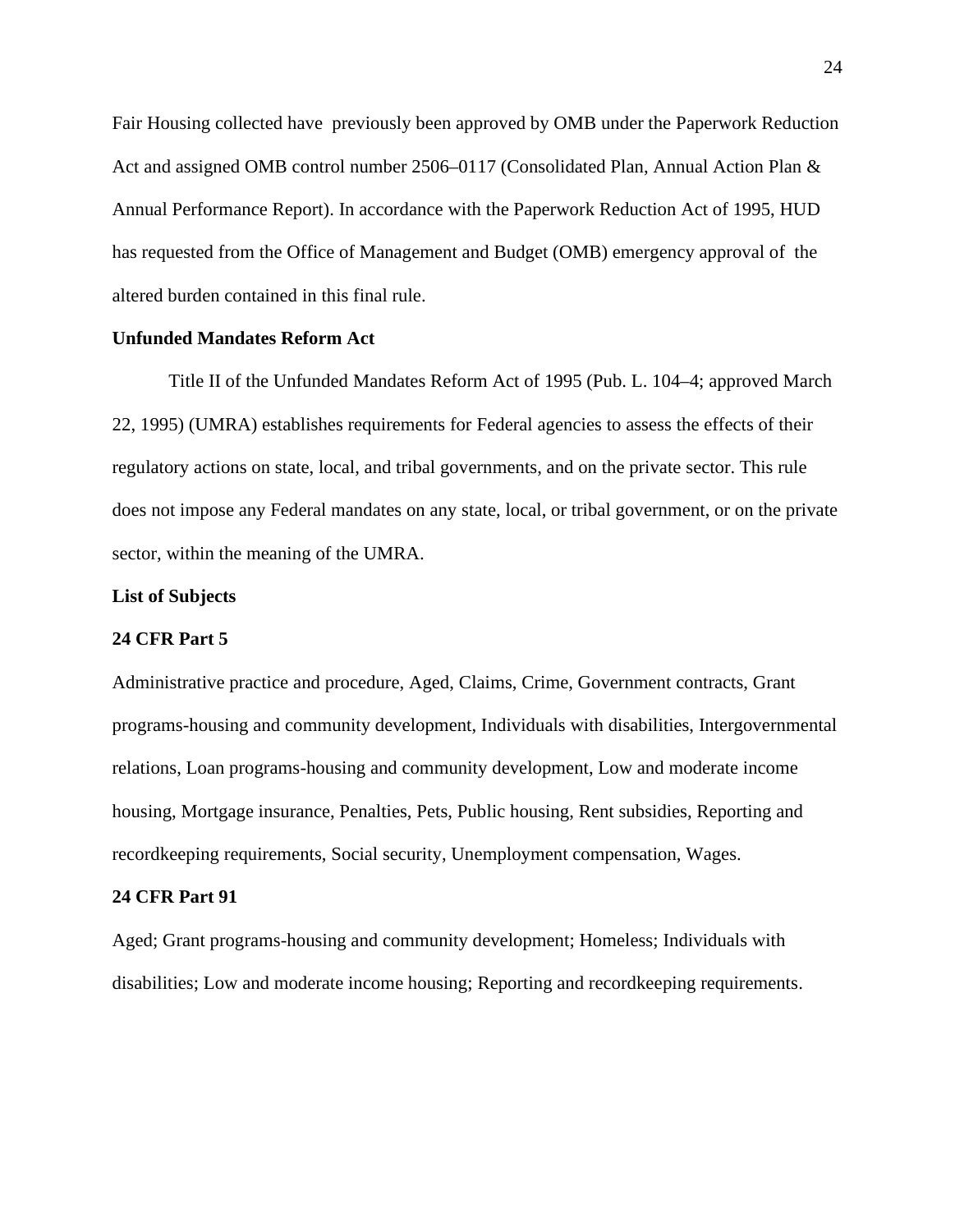Fair Housing collected have previously been approved by OMB under the Paperwork Reduction Act and assigned OMB control number 2506–0117 (Consolidated Plan, Annual Action Plan & Annual Performance Report). In accordance with the Paperwork Reduction Act of 1995, HUD has requested from the Office of Management and Budget (OMB) emergency approval of the altered burden contained in this final rule.

**Unfunded Mandates Reform Act**

Title II of the Unfunded Mandates Reform Act of 1995 (Pub. L. 104–4; approved March 22, 1995) (UMRA) establishes requirements for Federal agencies to assess the effects of their regulatory actions on state, local, and tribal governments, and on the private sector. This rule does not impose any Federal mandates on any state, local, or tribal government, or on the private sector, within the meaning of the UMRA.

**List of Subjects**

**24 CFR Part 5**

Administrative practice and procedure, Aged, Claims, Crime, Government contracts, Grant programs-housing and community development, Individuals with disabilities, Intergovernmental relations, Loan programs-housing and community development, Low and moderate income housing, Mortgage insurance, Penalties, Pets, Public housing, Rent subsidies, Reporting and recordkeeping requirements, Social security, Unemployment compensation, Wages.

**24 CFR Part 91**

Aged; Grant programs-housing and community development; Homeless; Individuals with disabilities; Low and moderate income housing; Reporting and recordkeeping requirements.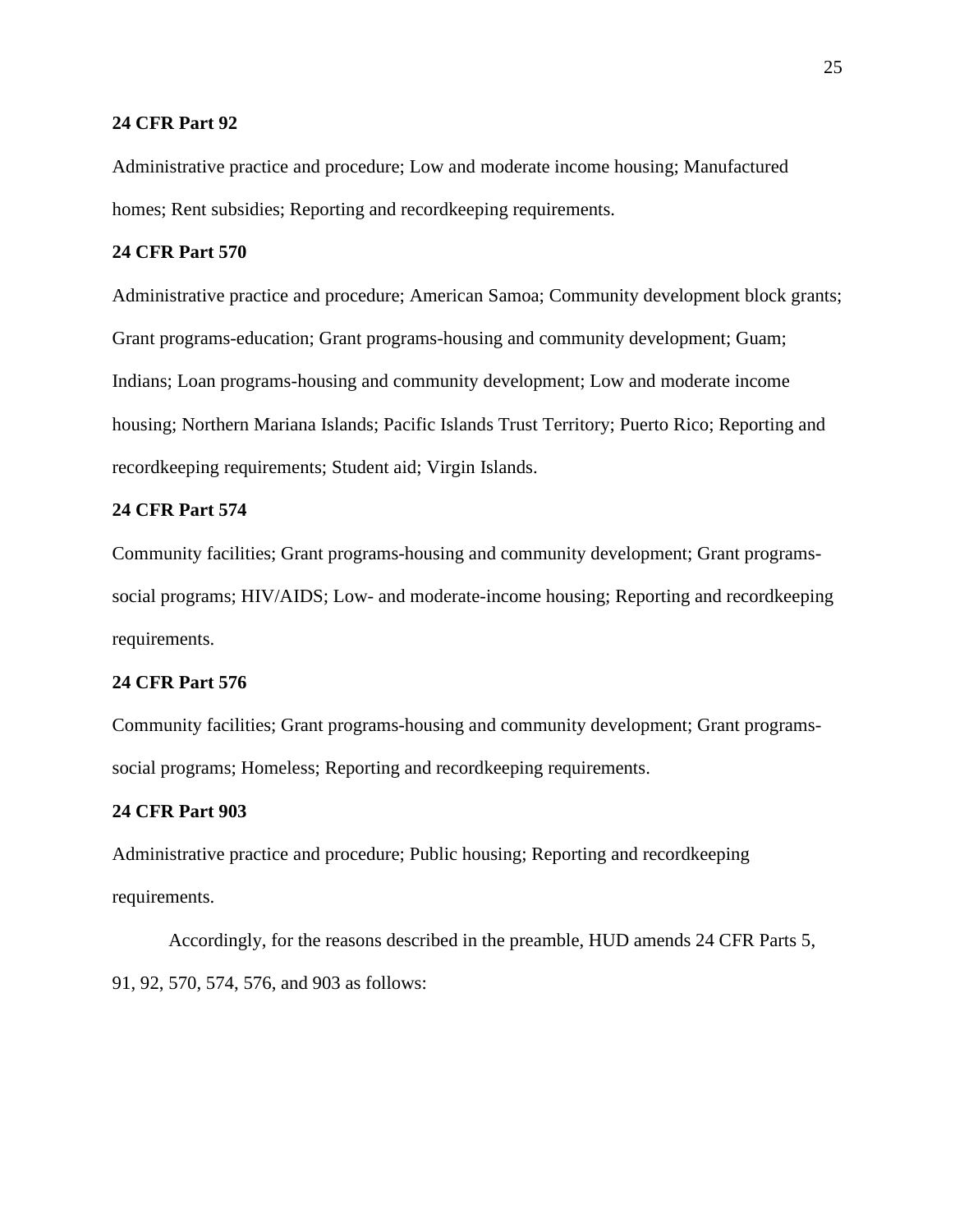**24 CFR Part 92**

Administrative practice and procedure; Low and moderate income housing; Manufactured homes; Rent subsidies; Reporting and recordkeeping requirements.

**24 CFR Part 570**

Administrative practice and procedure; American Samoa; Community development block grants; Grant programs-education; Grant programs-housing and community development; Guam; Indians; Loan programs-housing and community development; Low and moderate income housing; Northern Mariana Islands; Pacific Islands Trust Territory; Puerto Rico; Reporting and recordkeeping requirements; Student aid; Virgin Islands.

**24 CFR Part 574**

Community facilities; Grant programs-housing and community development; Grant programs-social programs; HIV/AIDS; Low- and moderate-income housing; Reporting and recordkeeping requirements.

**24 CFR Part 576**

Community facilities; Grant programs-housing and community development; Grant programs-social programs; Homeless; Reporting and recordkeeping requirements.

**24 CFR Part 903**

Administrative practice and procedure; Public housing; Reporting and recordkeeping requirements.

Accordingly, for the reasons described in the preamble, HUD amends 24 CFR Parts 5, 91, 92, 570, 574, 576, and 903 as follows: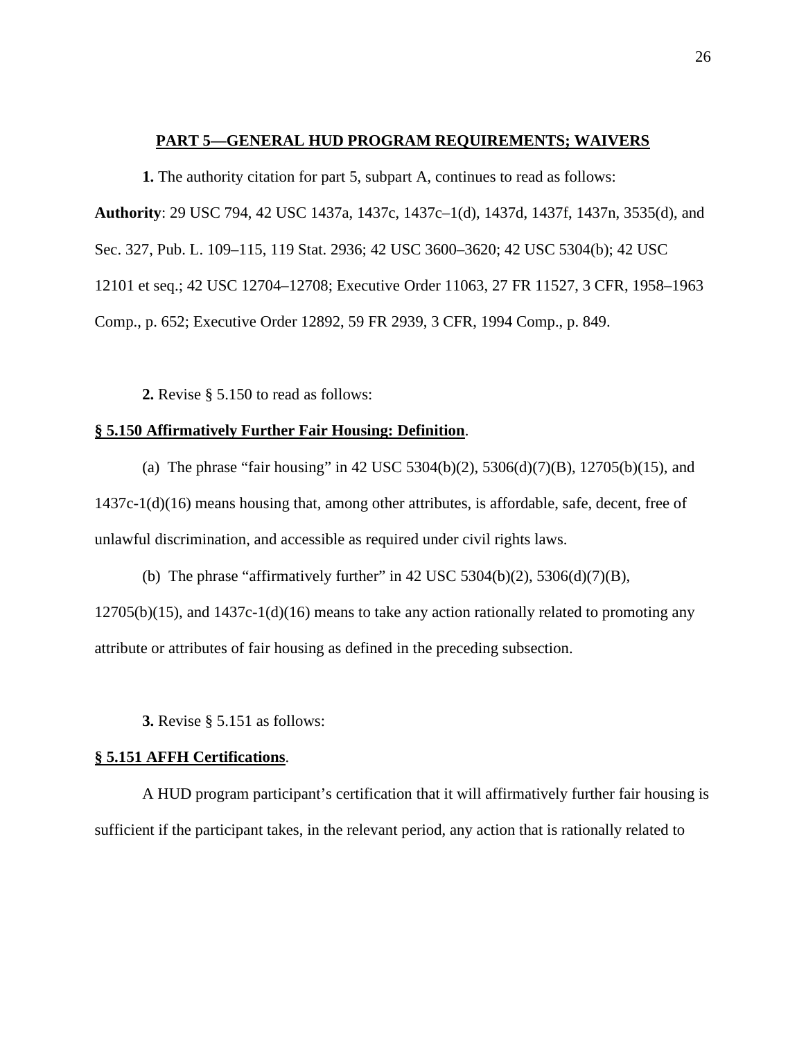**PART 5—GENERAL HUD PROGRAM REQUIREMENTS; WAIVERS**

**1.** The authority citation for part 5, subpart A, continues to read as follows:

**Authority**: 29 USC 794, 42 USC 1437a, 1437c, 1437c–1(d), 1437d, 1437f, 1437n, 3535(d), and Sec. 327, Pub. L. 109–115, 119 Stat. 2936; 42 USC 3600–3620; 42 USC 5304(b); 42 USC 12101 et seq.; 42 USC 12704–12708; Executive Order 11063, 27 FR 11527, 3 CFR, 1958–1963 Comp., p. 652; Executive Order 12892, 59 FR 2939, 3 CFR, 1994 Comp., p. 849.

**2.** Revise § 5.150 to read as follows:

**§ 5.150 Affirmatively Further Fair Housing: Definition**.

(a) The phrase "fair housing" in 42 USC 5304(b)(2), 5306(d)(7)(B), 12705(b)(15), and 1437c-1(d)(16) means housing that, among other attributes, is affordable, safe, decent, free of unlawful discrimination, and accessible as required under civil rights laws.

(b) The phrase "affirmatively further" in 42 USC 5304(b)(2), 5306(d)(7)(B), 12705(b)(15), and 1437c-1(d)(16) means to take any action rationally related to promoting any attribute or attributes of fair housing as defined in the preceding subsection.

**3.** Revise § 5.151 as follows:

**§ 5.151 AFFH Certifications**.

A HUD program participant's certification that it will affirmatively further fair housing is sufficient if the participant takes, in the relevant period, any action that is rationally related to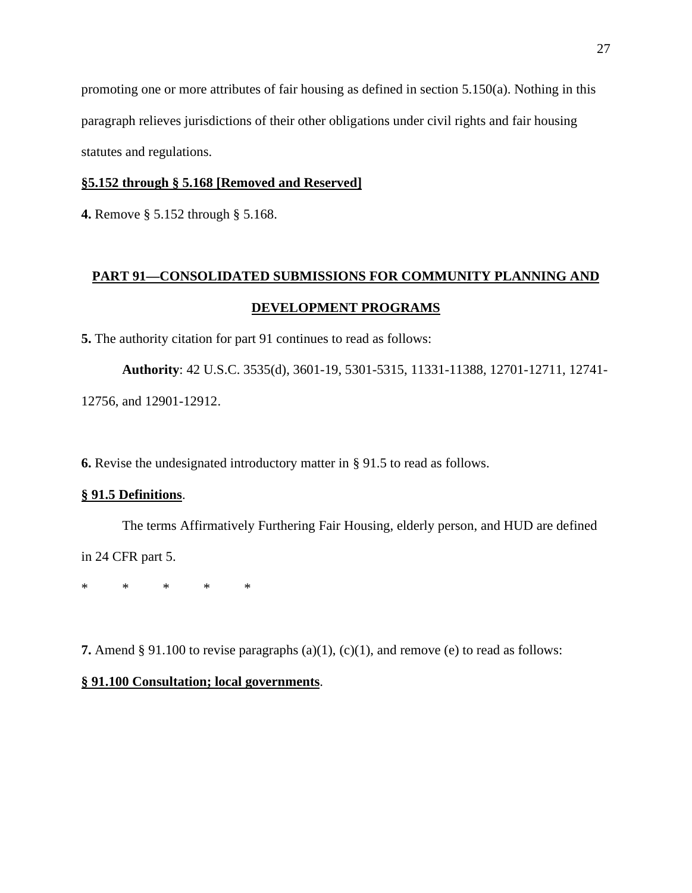promoting one or more attributes of fair housing as defined in section 5.150(a). Nothing in this paragraph relieves jurisdictions of their other obligations under civil rights and fair housing statutes and regulations.

**§5.152 through § 5.168 [Removed and Reserved]**

**4.** Remove § 5.152 through § 5.168.

## PART 91—CONSOLIDATED SUBMISSIONS FOR COMMUNITY PLANNING AND DEVELOPMENT PROGRAMS

**5.** The authority citation for part 91 continues to read as follows:

**Authority**: 42 U.S.C. 3535(d), 3601-19, 5301-5315, 11331-11388, 12701-12711, 12741-12756, and 12901-12912.

**6.** Revise the undesignated introductory matter in § 91.5 to read as follows.

**§ 91.5 Definitions**.

The terms Affirmatively Furthering Fair Housing, elderly person, and HUD are defined in 24 CFR part 5.

\* \* \* \* \*

**7.** Amend § 91.100 to revise paragraphs (a)(1), (c)(1), and remove (e) to read as follows:

**§ 91.100 Consultation; local governments**.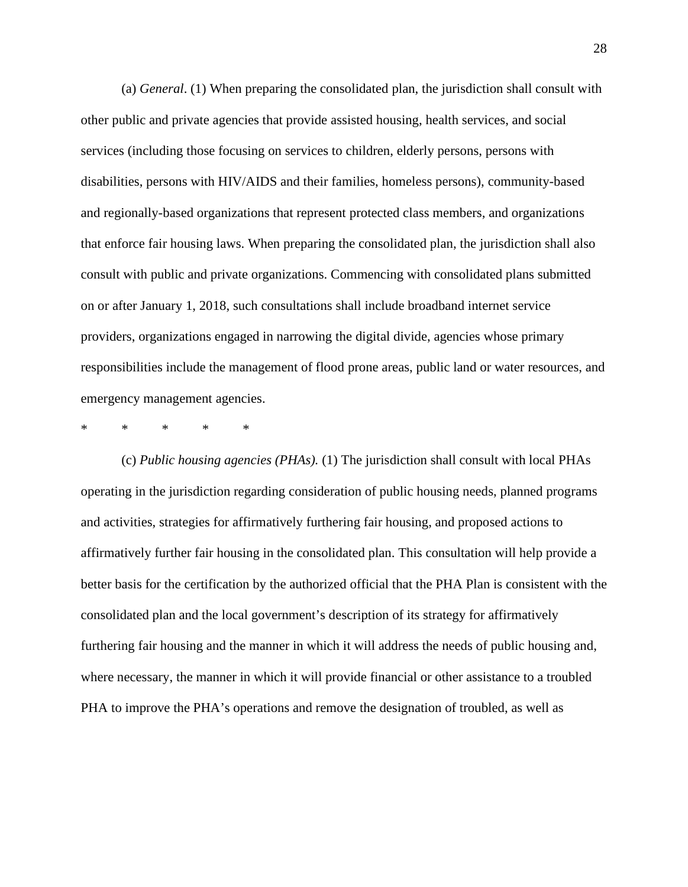(a) *General*. (1) When preparing the consolidated plan, the jurisdiction shall consult with other public and private agencies that provide assisted housing, health services, and social services (including those focusing on services to children, elderly persons, persons with disabilities, persons with HIV/AIDS and their families, homeless persons), community-based and regionally-based organizations that represent protected class members, and organizations that enforce fair housing laws. When preparing the consolidated plan, the jurisdiction shall also consult with public and private organizations. Commencing with consolidated plans submitted on or after January 1, 2018, such consultations shall include broadband internet service providers, organizations engaged in narrowing the digital divide, agencies whose primary responsibilities include the management of flood prone areas, public land or water resources, and emergency management agencies.

\*     \*     \*     \*     \*

(c) *Public housing agencies (PHAs).* (1) The jurisdiction shall consult with local PHAs operating in the jurisdiction regarding consideration of public housing needs, planned programs and activities, strategies for affirmatively furthering fair housing, and proposed actions to affirmatively further fair housing in the consolidated plan. This consultation will help provide a better basis for the certification by the authorized official that the PHA Plan is consistent with the consolidated plan and the local government's description of its strategy for affirmatively furthering fair housing and the manner in which it will address the needs of public housing and, where necessary, the manner in which it will provide financial or other assistance to a troubled PHA to improve the PHA's operations and remove the designation of troubled, as well as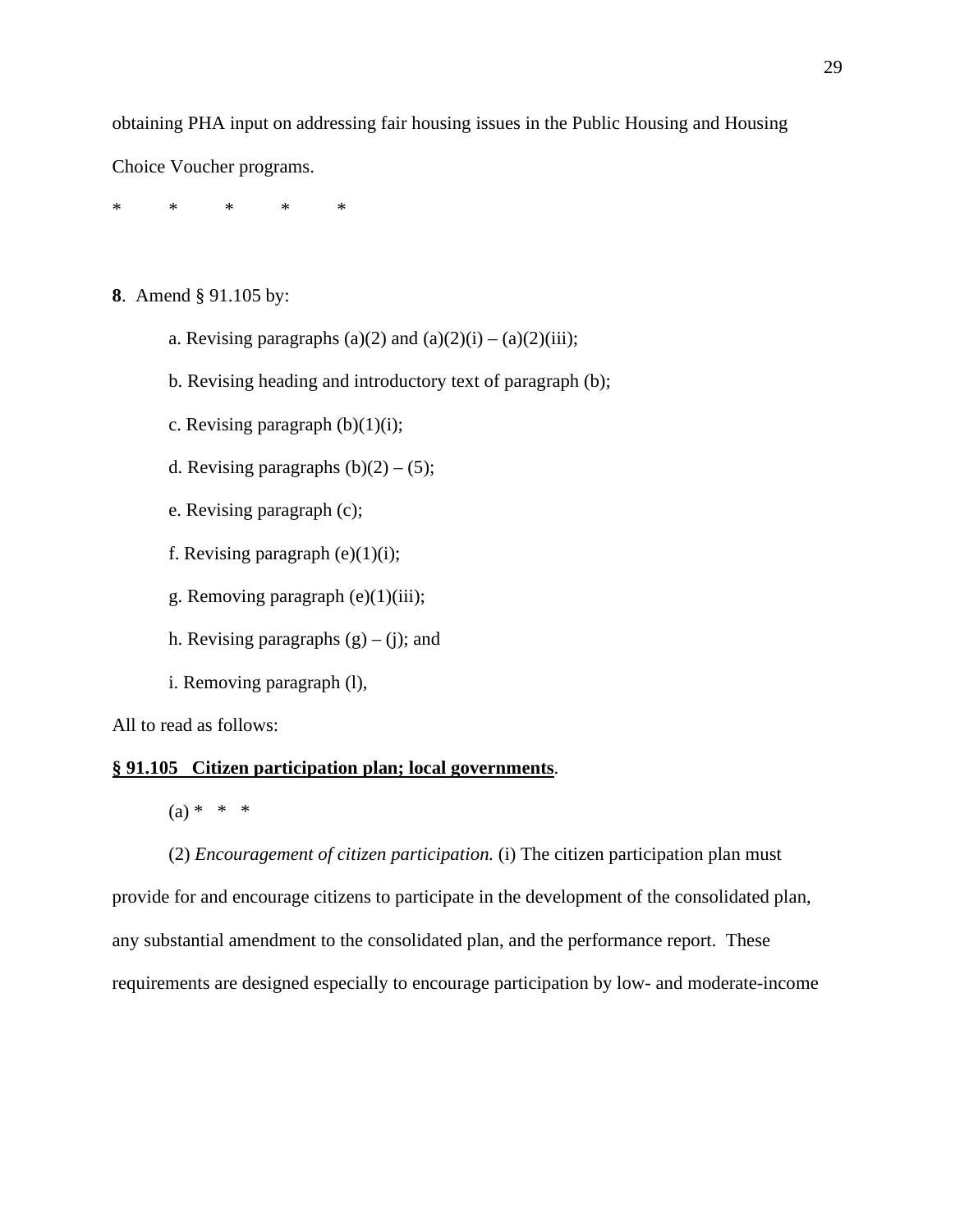obtaining PHA input on addressing fair housing issues in the Public Housing and Housing Choice Voucher programs.

\*          \*          \*          \*          \*

**8**. Amend § 91.105 by:

a. Revising paragraphs (a)(2) and (a)(2)(i) – (a)(2)(iii);

b. Revising heading and introductory text of paragraph (b);

c. Revising paragraph (b)(1)(i);

d. Revising paragraphs (b)(2) – (5);

e. Revising paragraph (c);

f. Revising paragraph (e)(1)(i);

g. Removing paragraph (e)(1)(iii);

h. Revising paragraphs (g) – (j); and

i. Removing paragraph (l),

All to read as follows:

**§ 91.105   Citizen participation plan; local governments**.

(a) \*   \*   \*

(2) *Encouragement of citizen participation.* (i) The citizen participation plan must provide for and encourage citizens to participate in the development of the consolidated plan, any substantial amendment to the consolidated plan, and the performance report. These requirements are designed especially to encourage participation by low- and moderate-income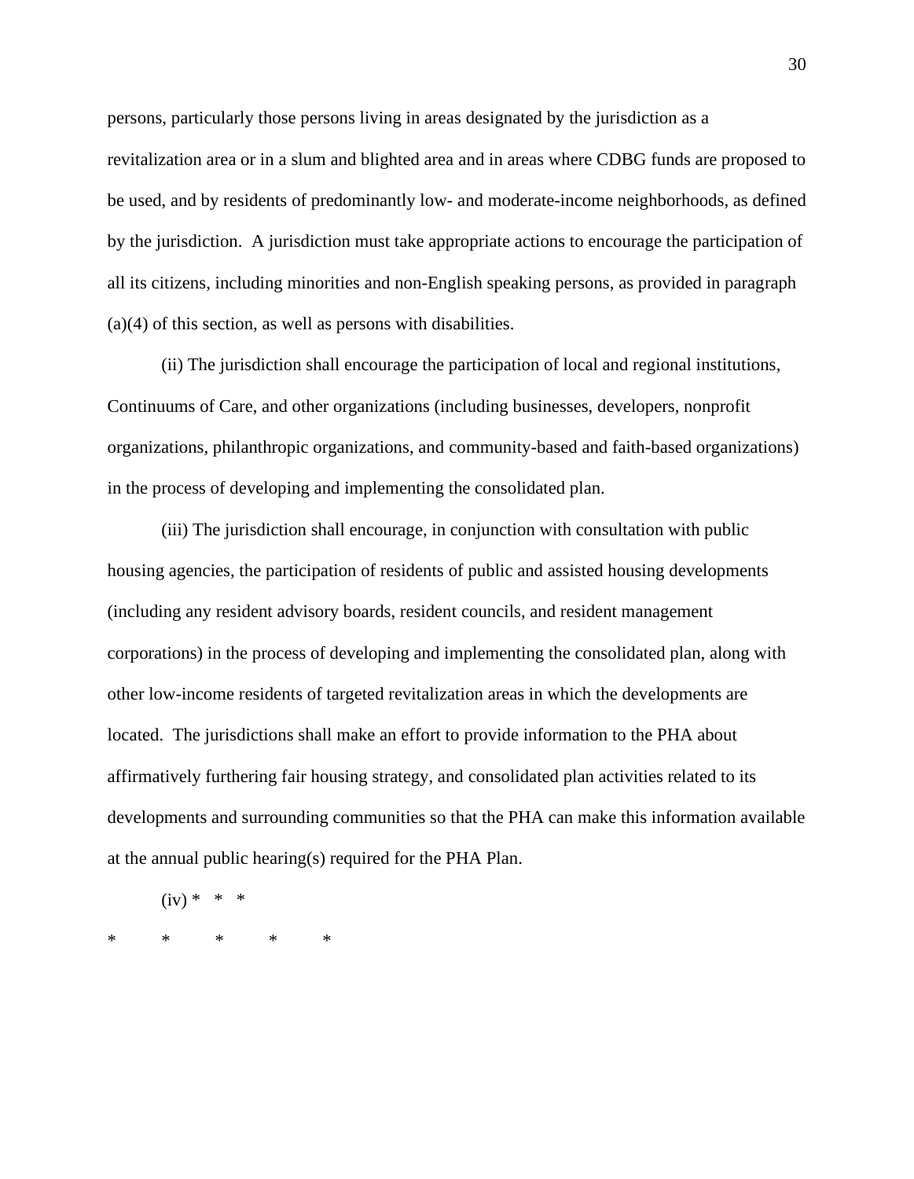persons, particularly those persons living in areas designated by the jurisdiction as a revitalization area or in a slum and blighted area and in areas where CDBG funds are proposed to be used, and by residents of predominantly low- and moderate-income neighborhoods, as defined by the jurisdiction. A jurisdiction must take appropriate actions to encourage the participation of all its citizens, including minorities and non-English speaking persons, as provided in paragraph (a)(4) of this section, as well as persons with disabilities.

(ii) The jurisdiction shall encourage the participation of local and regional institutions, Continuums of Care, and other organizations (including businesses, developers, nonprofit organizations, philanthropic organizations, and community-based and faith-based organizations) in the process of developing and implementing the consolidated plan.

(iii) The jurisdiction shall encourage, in conjunction with consultation with public housing agencies, the participation of residents of public and assisted housing developments (including any resident advisory boards, resident councils, and resident management corporations) in the process of developing and implementing the consolidated plan, along with other low-income residents of targeted revitalization areas in which the developments are located. The jurisdictions shall make an effort to provide information to the PHA about affirmatively furthering fair housing strategy, and consolidated plan activities related to its developments and surrounding communities so that the PHA can make this information available at the annual public hearing(s) required for the PHA Plan.

(iv) * * *

\* * * * *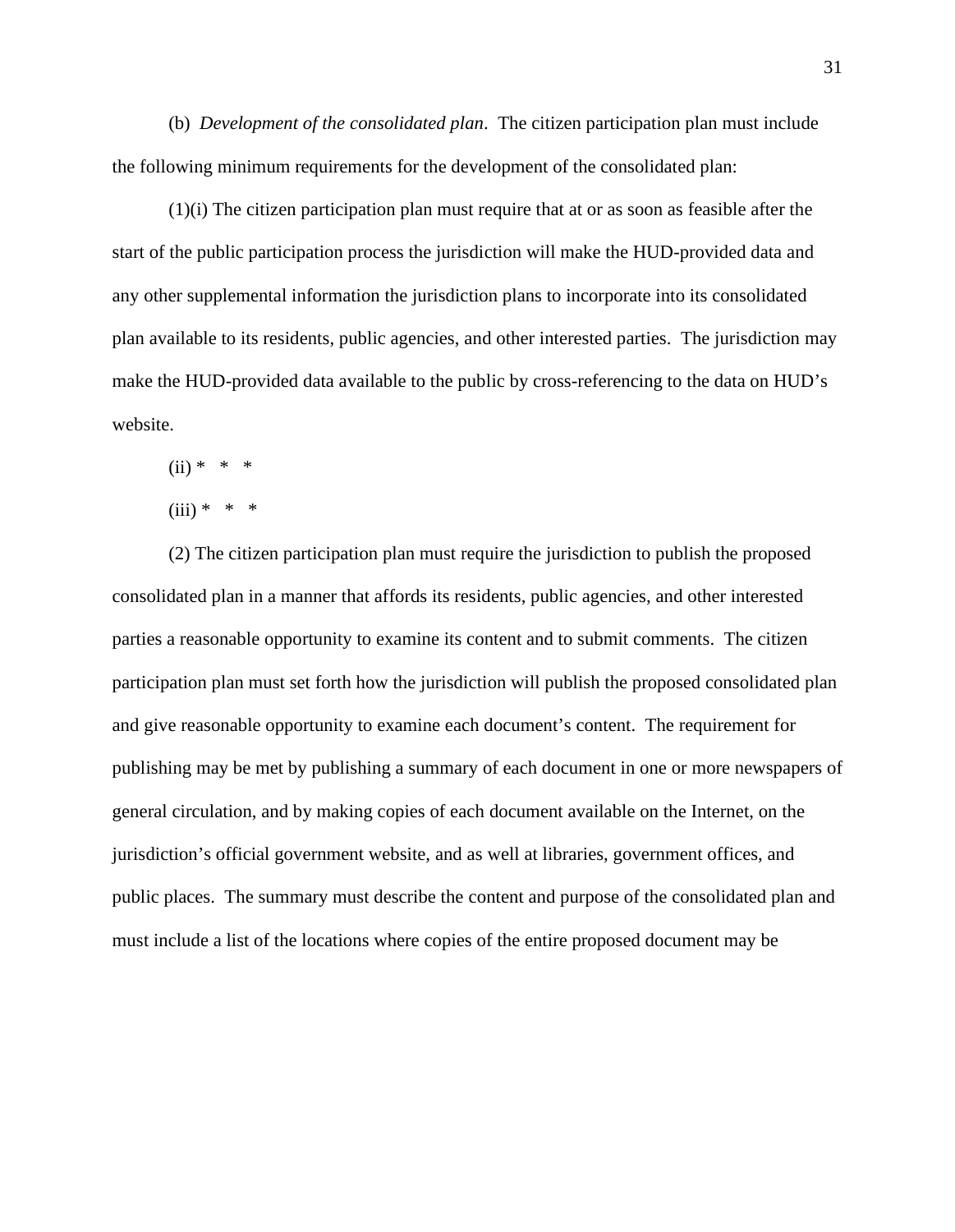(b) *Development of the consolidated plan*. The citizen participation plan must include the following minimum requirements for the development of the consolidated plan:

(1)(i) The citizen participation plan must require that at or as soon as feasible after the start of the public participation process the jurisdiction will make the HUD-provided data and any other supplemental information the jurisdiction plans to incorporate into its consolidated plan available to its residents, public agencies, and other interested parties. The jurisdiction may make the HUD-provided data available to the public by cross-referencing to the data on HUD's website.

(ii) * * *

(iii) * * *

(2) The citizen participation plan must require the jurisdiction to publish the proposed consolidated plan in a manner that affords its residents, public agencies, and other interested parties a reasonable opportunity to examine its content and to submit comments. The citizen participation plan must set forth how the jurisdiction will publish the proposed consolidated plan and give reasonable opportunity to examine each document's content. The requirement for publishing may be met by publishing a summary of each document in one or more newspapers of general circulation, and by making copies of each document available on the Internet, on the jurisdiction's official government website, and as well at libraries, government offices, and public places. The summary must describe the content and purpose of the consolidated plan and must include a list of the locations where copies of the entire proposed document may be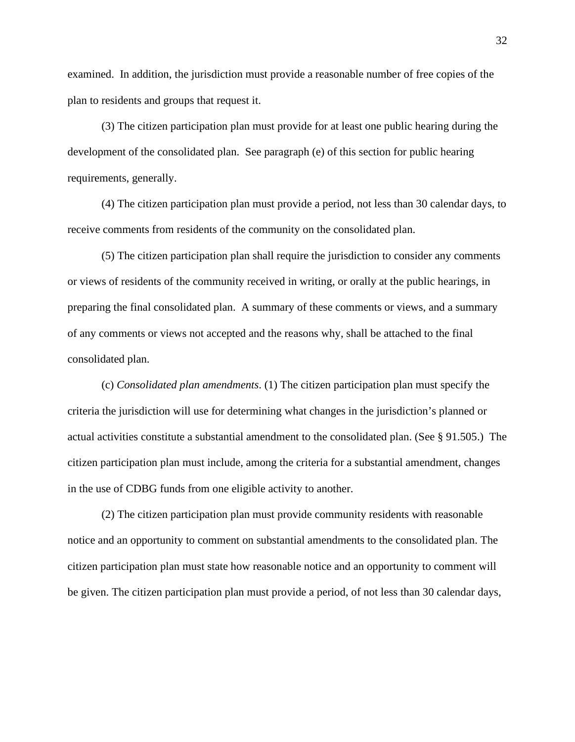examined. In addition, the jurisdiction must provide a reasonable number of free copies of the plan to residents and groups that request it.

(3) The citizen participation plan must provide for at least one public hearing during the development of the consolidated plan. See paragraph (e) of this section for public hearing requirements, generally.

(4) The citizen participation plan must provide a period, not less than 30 calendar days, to receive comments from residents of the community on the consolidated plan.

(5) The citizen participation plan shall require the jurisdiction to consider any comments or views of residents of the community received in writing, or orally at the public hearings, in preparing the final consolidated plan. A summary of these comments or views, and a summary of any comments or views not accepted and the reasons why, shall be attached to the final consolidated plan.

(c) *Consolidated plan amendments*. (1) The citizen participation plan must specify the criteria the jurisdiction will use for determining what changes in the jurisdiction's planned or actual activities constitute a substantial amendment to the consolidated plan. (See § 91.505.) The citizen participation plan must include, among the criteria for a substantial amendment, changes in the use of CDBG funds from one eligible activity to another.

(2) The citizen participation plan must provide community residents with reasonable notice and an opportunity to comment on substantial amendments to the consolidated plan. The citizen participation plan must state how reasonable notice and an opportunity to comment will be given. The citizen participation plan must provide a period, of not less than 30 calendar days,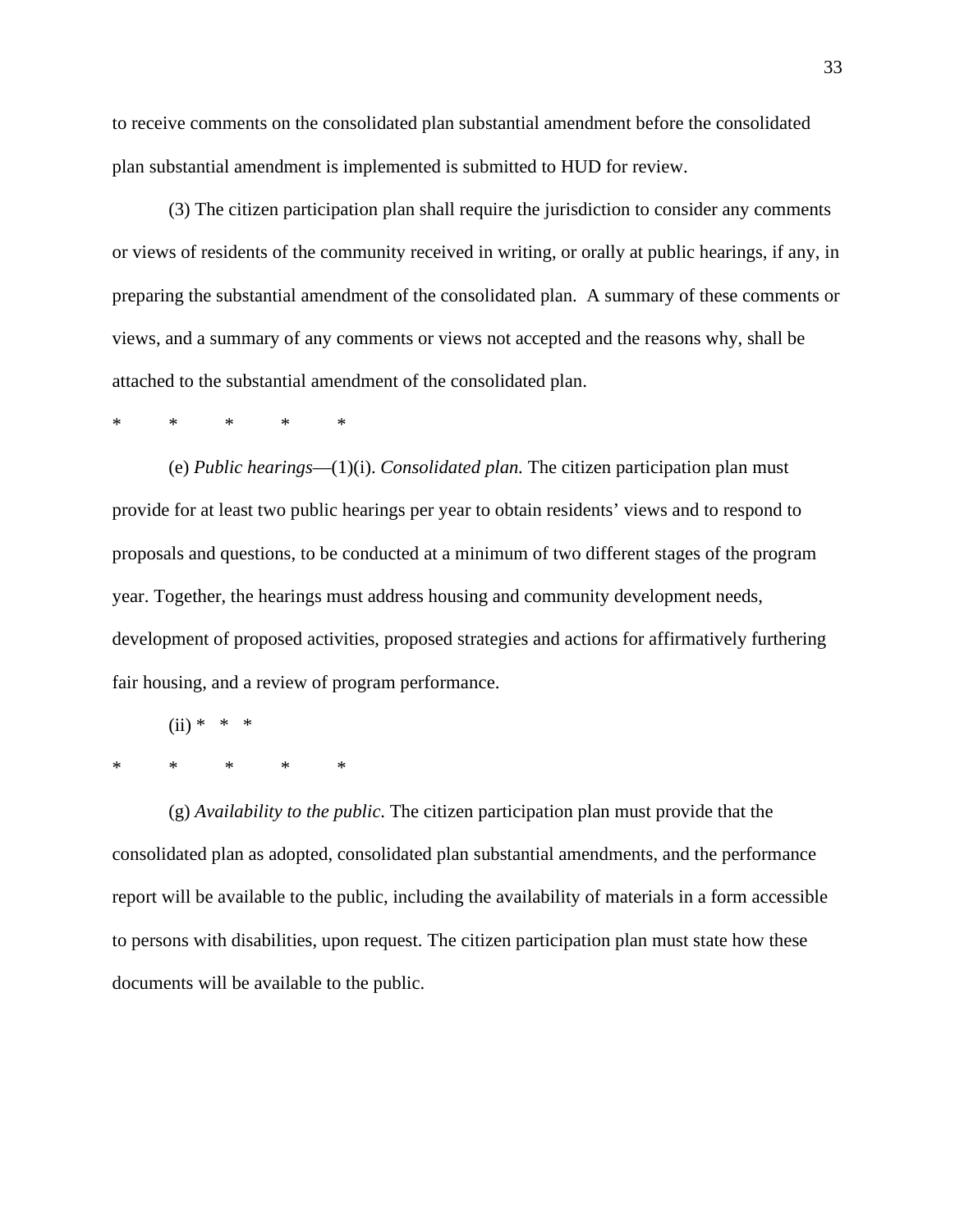to receive comments on the consolidated plan substantial amendment before the consolidated plan substantial amendment is implemented is submitted to HUD for review.

(3) The citizen participation plan shall require the jurisdiction to consider any comments or views of residents of the community received in writing, or orally at public hearings, if any, in preparing the substantial amendment of the consolidated plan.  A summary of these comments or views, and a summary of any comments or views not accepted and the reasons why, shall be attached to the substantial amendment of the consolidated plan.

\*  \*  \*  \*  \*

(e) *Public hearings*—(1)(i). *Consolidated plan.* The citizen participation plan must provide for at least two public hearings per year to obtain residents' views and to respond to proposals and questions, to be conducted at a minimum of two different stages of the program year. Together, the hearings must address housing and community development needs, development of proposed activities, proposed strategies and actions for affirmatively furthering fair housing, and a review of program performance.

(ii) \*  \*  \*

\*  \*  \*  \*  \*

(g) *Availability to the public.* The citizen participation plan must provide that the consolidated plan as adopted, consolidated plan substantial amendments, and the performance report will be available to the public, including the availability of materials in a form accessible to persons with disabilities, upon request. The citizen participation plan must state how these documents will be available to the public.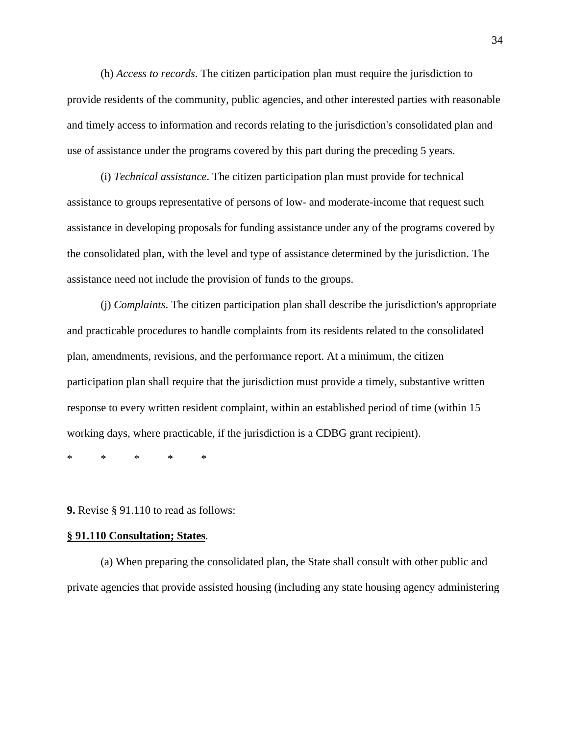(h) *Access to records*. The citizen participation plan must require the jurisdiction to provide residents of the community, public agencies, and other interested parties with reasonable and timely access to information and records relating to the jurisdiction's consolidated plan and use of assistance under the programs covered by this part during the preceding 5 years.

(i) *Technical assistance*. The citizen participation plan must provide for technical assistance to groups representative of persons of low- and moderate-income that request such assistance in developing proposals for funding assistance under any of the programs covered by the consolidated plan, with the level and type of assistance determined by the jurisdiction. The assistance need not include the provision of funds to the groups.

(j) *Complaints*. The citizen participation plan shall describe the jurisdiction's appropriate and practicable procedures to handle complaints from its residents related to the consolidated plan, amendments, revisions, and the performance report. At a minimum, the citizen participation plan shall require that the jurisdiction must provide a timely, substantive written response to every written resident complaint, within an established period of time (within 15 working days, where practicable, if the jurisdiction is a CDBG grant recipient).

\*　　\*　　\*　　\*　　\*

**9.** Revise § 91.110 to read as follows:

**§ 91.110 Consultation; States**.

(a) When preparing the consolidated plan, the State shall consult with other public and private agencies that provide assisted housing (including any state housing agency administering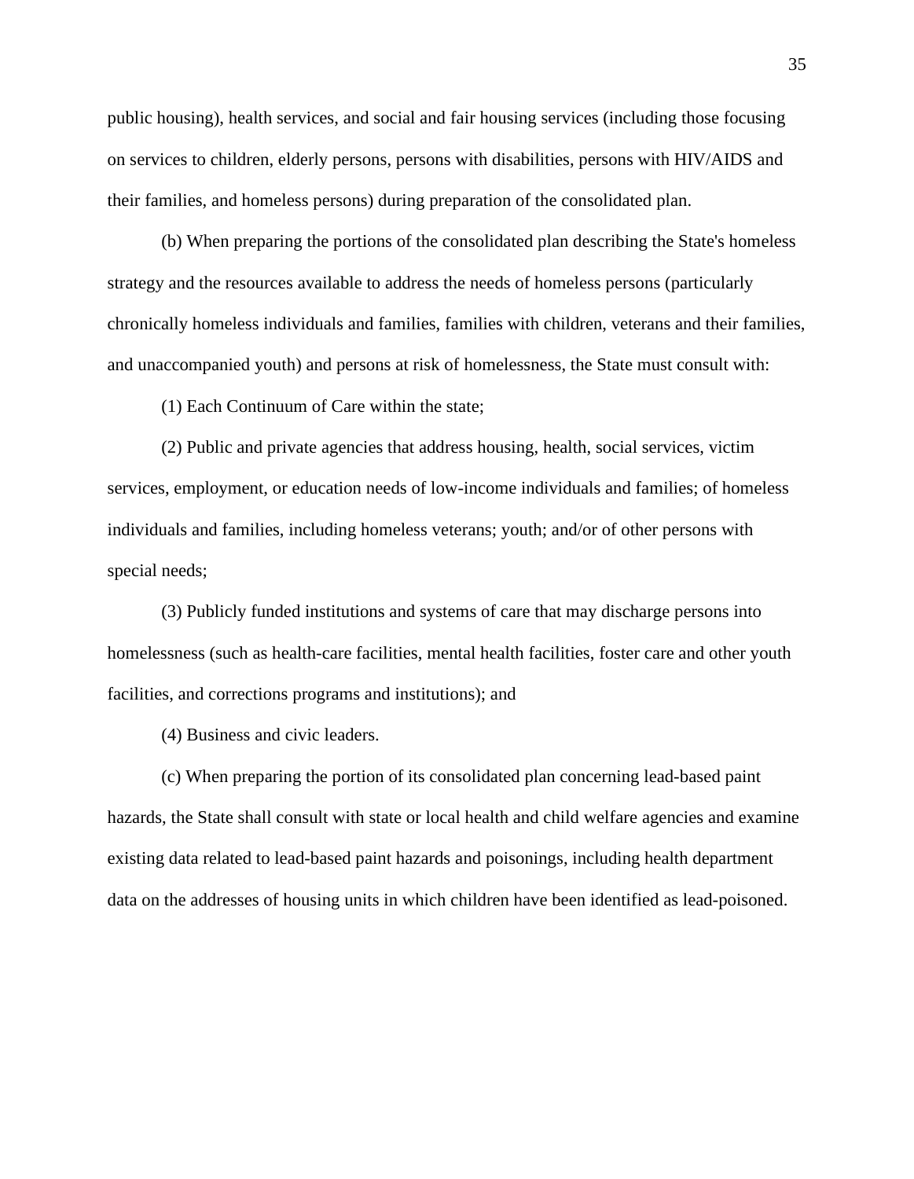public housing), health services, and social and fair housing services (including those focusing on services to children, elderly persons, persons with disabilities, persons with HIV/AIDS and their families, and homeless persons) during preparation of the consolidated plan.

(b) When preparing the portions of the consolidated plan describing the State's homeless strategy and the resources available to address the needs of homeless persons (particularly chronically homeless individuals and families, families with children, veterans and their families, and unaccompanied youth) and persons at risk of homelessness, the State must consult with:

(1) Each Continuum of Care within the state;

(2) Public and private agencies that address housing, health, social services, victim services, employment, or education needs of low-income individuals and families; of homeless individuals and families, including homeless veterans; youth; and/or of other persons with special needs;

(3) Publicly funded institutions and systems of care that may discharge persons into homelessness (such as health-care facilities, mental health facilities, foster care and other youth facilities, and corrections programs and institutions); and

(4) Business and civic leaders.

(c) When preparing the portion of its consolidated plan concerning lead-based paint hazards, the State shall consult with state or local health and child welfare agencies and examine existing data related to lead-based paint hazards and poisonings, including health department data on the addresses of housing units in which children have been identified as lead-poisoned.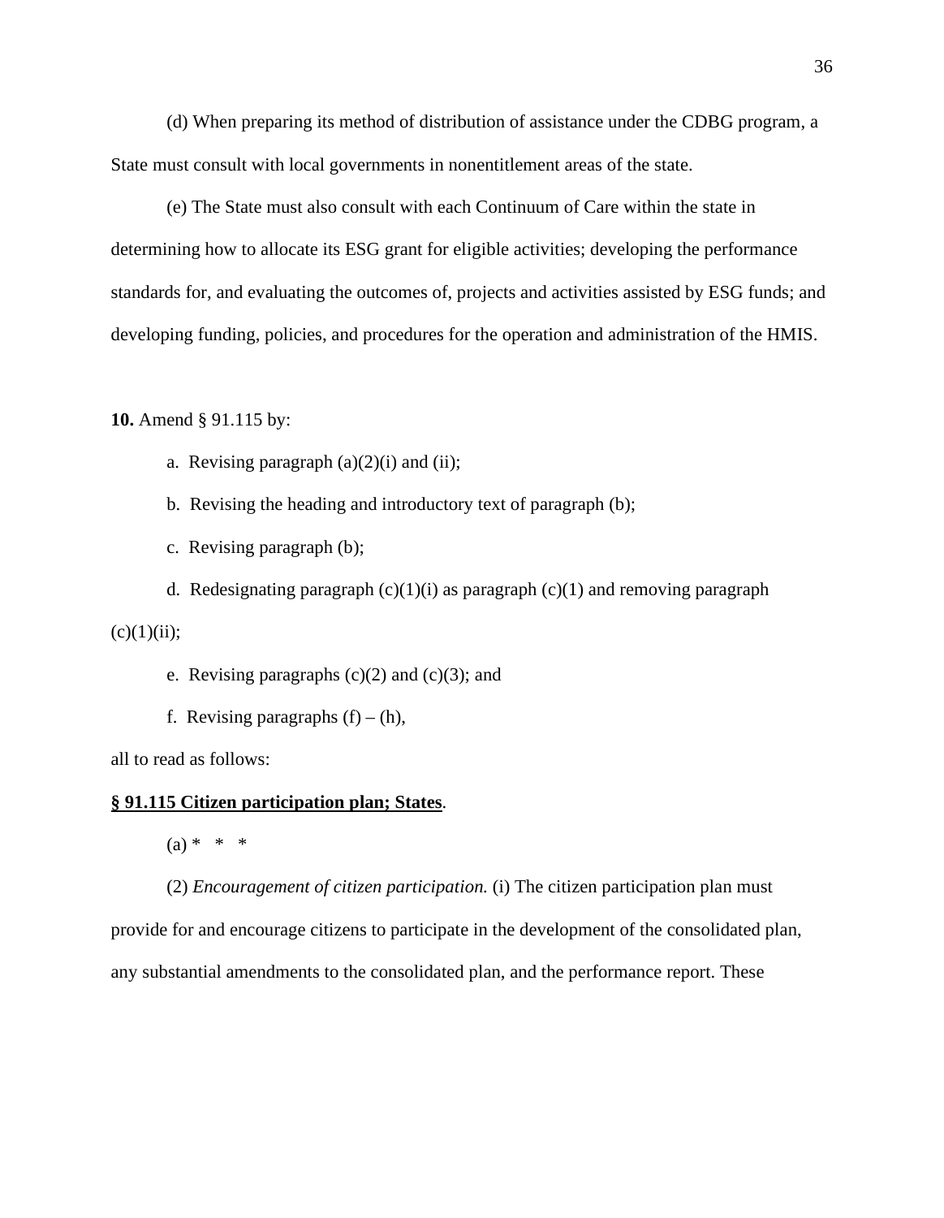(d) When preparing its method of distribution of assistance under the CDBG program, a State must consult with local governments in nonentitlement areas of the state.

(e) The State must also consult with each Continuum of Care within the state in determining how to allocate its ESG grant for eligible activities; developing the performance standards for, and evaluating the outcomes of, projects and activities assisted by ESG funds; and developing funding, policies, and procedures for the operation and administration of the HMIS.

**10.** Amend § 91.115 by:

a. Revising paragraph (a)(2)(i) and (ii);

b. Revising the heading and introductory text of paragraph (b);

c. Revising paragraph (b);

d. Redesignating paragraph (c)(1)(i) as paragraph (c)(1) and removing paragraph (c)(1)(ii);

e. Revising paragraphs (c)(2) and (c)(3); and

f. Revising paragraphs (f) – (h),

all to read as follows:

**§ 91.115 Citizen participation plan; States**.

(a) * * *

(2) *Encouragement of citizen participation.* (i) The citizen participation plan must provide for and encourage citizens to participate in the development of the consolidated plan, any substantial amendments to the consolidated plan, and the performance report. These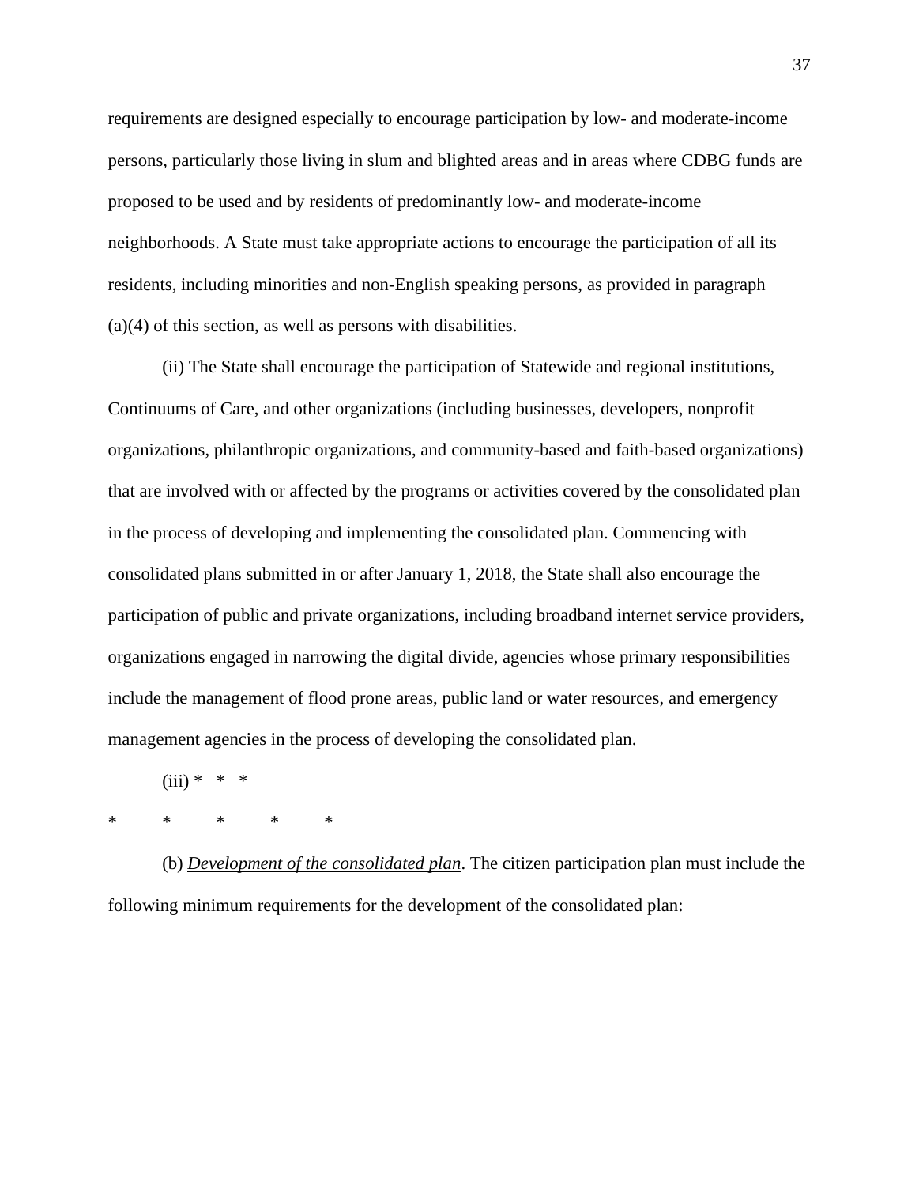requirements are designed especially to encourage participation by low- and moderate-income persons, particularly those living in slum and blighted areas and in areas where CDBG funds are proposed to be used and by residents of predominantly low- and moderate-income neighborhoods. A State must take appropriate actions to encourage the participation of all its residents, including minorities and non-English speaking persons, as provided in paragraph (a)(4) of this section, as well as persons with disabilities.

(ii) The State shall encourage the participation of Statewide and regional institutions, Continuums of Care, and other organizations (including businesses, developers, nonprofit organizations, philanthropic organizations, and community-based and faith-based organizations) that are involved with or affected by the programs or activities covered by the consolidated plan in the process of developing and implementing the consolidated plan. Commencing with consolidated plans submitted in or after January 1, 2018, the State shall also encourage the participation of public and private organizations, including broadband internet service providers, organizations engaged in narrowing the digital divide, agencies whose primary responsibilities include the management of flood prone areas, public land or water resources, and emergency management agencies in the process of developing the consolidated plan.

(iii) * * *

\* * * * *

(b) *Development of the consolidated plan*. The citizen participation plan must include the following minimum requirements for the development of the consolidated plan: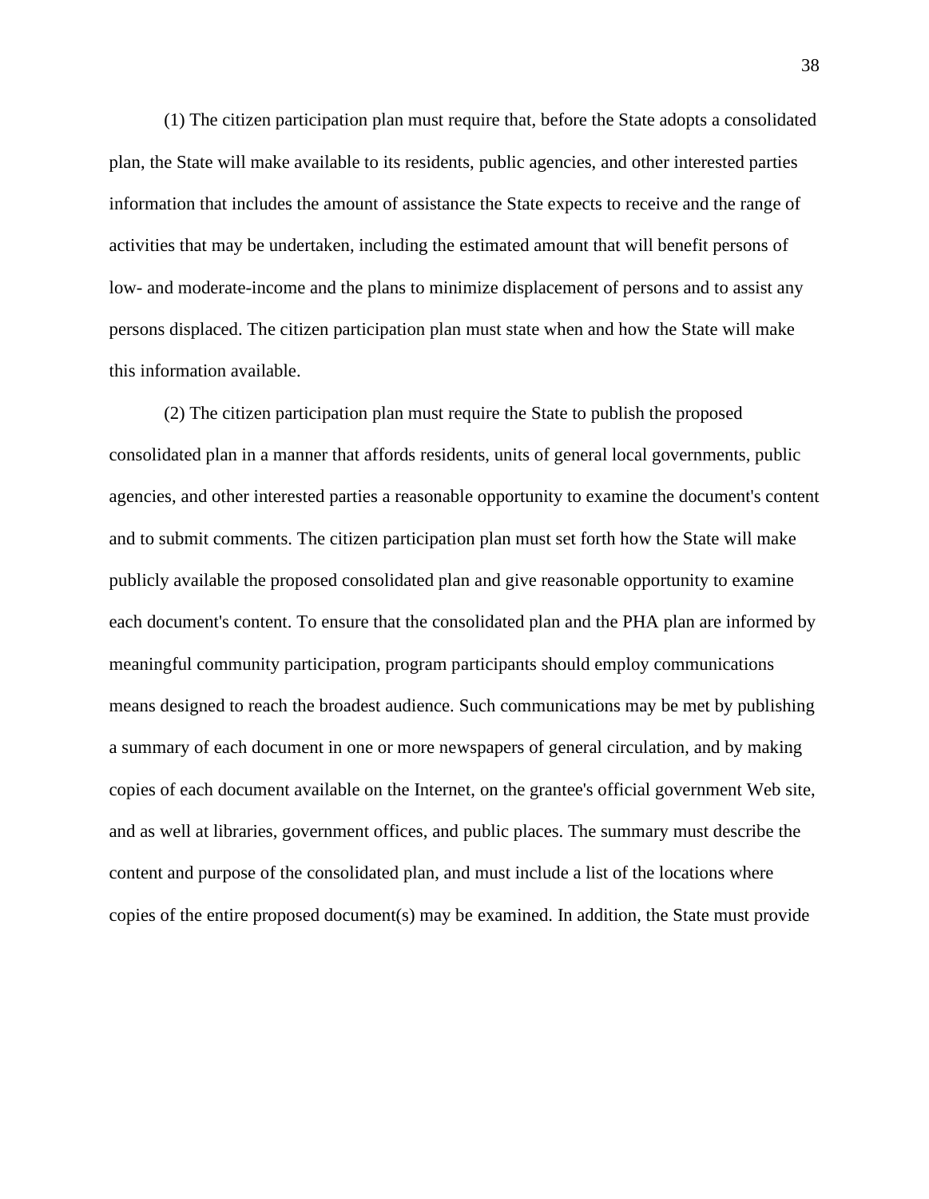(1) The citizen participation plan must require that, before the State adopts a consolidated plan, the State will make available to its residents, public agencies, and other interested parties information that includes the amount of assistance the State expects to receive and the range of activities that may be undertaken, including the estimated amount that will benefit persons of low- and moderate-income and the plans to minimize displacement of persons and to assist any persons displaced. The citizen participation plan must state when and how the State will make this information available.

(2) The citizen participation plan must require the State to publish the proposed consolidated plan in a manner that affords residents, units of general local governments, public agencies, and other interested parties a reasonable opportunity to examine the document's content and to submit comments. The citizen participation plan must set forth how the State will make publicly available the proposed consolidated plan and give reasonable opportunity to examine each document's content. To ensure that the consolidated plan and the PHA plan are informed by meaningful community participation, program participants should employ communications means designed to reach the broadest audience. Such communications may be met by publishing a summary of each document in one or more newspapers of general circulation, and by making copies of each document available on the Internet, on the grantee's official government Web site, and as well at libraries, government offices, and public places. The summary must describe the content and purpose of the consolidated plan, and must include a list of the locations where copies of the entire proposed document(s) may be examined. In addition, the State must provide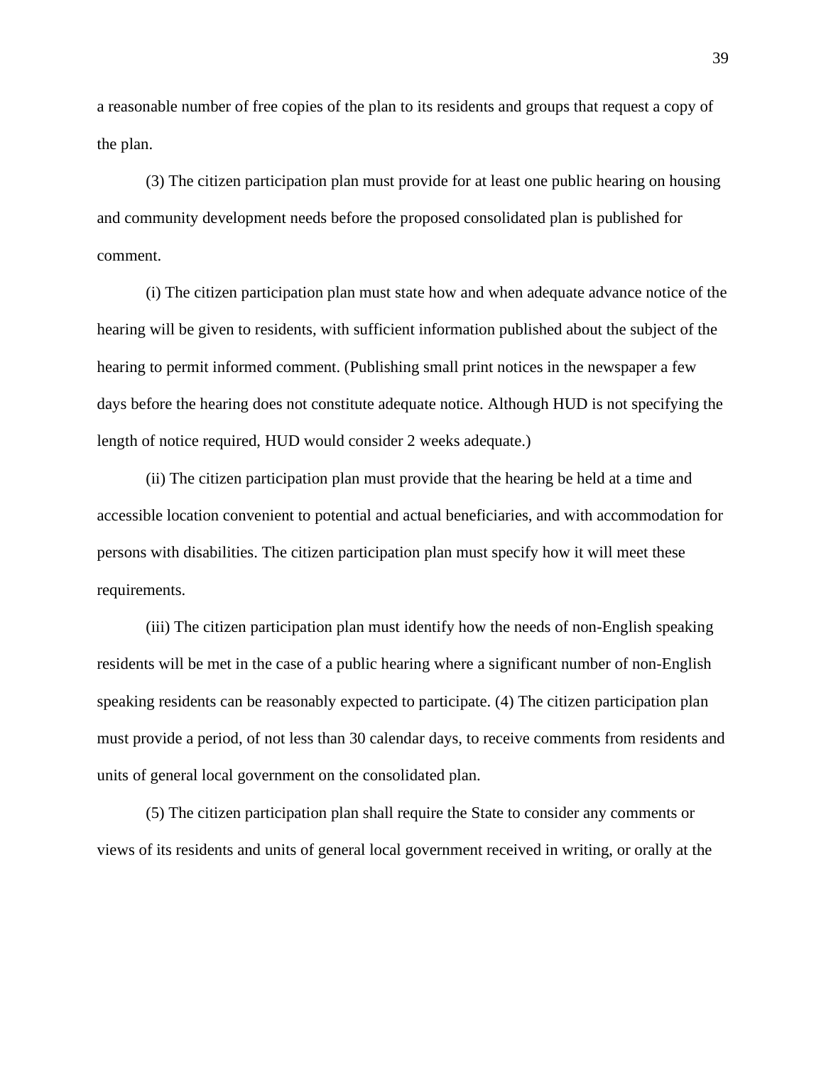a reasonable number of free copies of the plan to its residents and groups that request a copy of the plan.

(3) The citizen participation plan must provide for at least one public hearing on housing and community development needs before the proposed consolidated plan is published for comment.

(i) The citizen participation plan must state how and when adequate advance notice of the hearing will be given to residents, with sufficient information published about the subject of the hearing to permit informed comment. (Publishing small print notices in the newspaper a few days before the hearing does not constitute adequate notice. Although HUD is not specifying the length of notice required, HUD would consider 2 weeks adequate.)

(ii) The citizen participation plan must provide that the hearing be held at a time and accessible location convenient to potential and actual beneficiaries, and with accommodation for persons with disabilities. The citizen participation plan must specify how it will meet these requirements.

(iii) The citizen participation plan must identify how the needs of non-English speaking residents will be met in the case of a public hearing where a significant number of non-English speaking residents can be reasonably expected to participate. (4) The citizen participation plan must provide a period, of not less than 30 calendar days, to receive comments from residents and units of general local government on the consolidated plan.

(5) The citizen participation plan shall require the State to consider any comments or views of its residents and units of general local government received in writing, or orally at the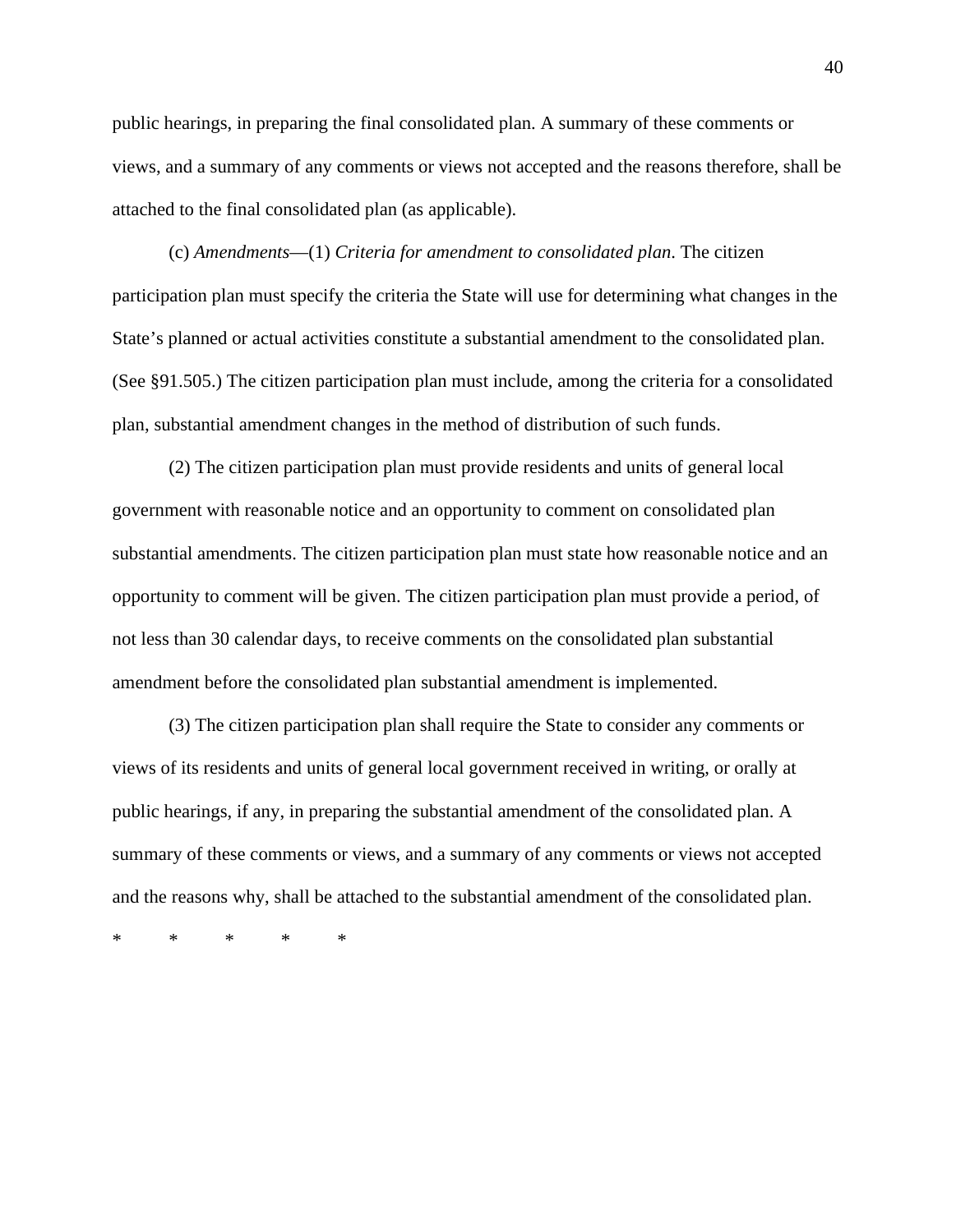public hearings, in preparing the final consolidated plan. A summary of these comments or views, and a summary of any comments or views not accepted and the reasons therefore, shall be attached to the final consolidated plan (as applicable).

(c) *Amendments*—(1) *Criteria for amendment to consolidated plan*. The citizen participation plan must specify the criteria the State will use for determining what changes in the State's planned or actual activities constitute a substantial amendment to the consolidated plan. (See §91.505.) The citizen participation plan must include, among the criteria for a consolidated plan, substantial amendment changes in the method of distribution of such funds.

(2) The citizen participation plan must provide residents and units of general local government with reasonable notice and an opportunity to comment on consolidated plan substantial amendments. The citizen participation plan must state how reasonable notice and an opportunity to comment will be given. The citizen participation plan must provide a period, of not less than 30 calendar days, to receive comments on the consolidated plan substantial amendment before the consolidated plan substantial amendment is implemented.

(3) The citizen participation plan shall require the State to consider any comments or views of its residents and units of general local government received in writing, or orally at public hearings, if any, in preparing the substantial amendment of the consolidated plan. A summary of these comments or views, and a summary of any comments or views not accepted and the reasons why, shall be attached to the substantial amendment of the consolidated plan.

\*     \*     \*     \*     \*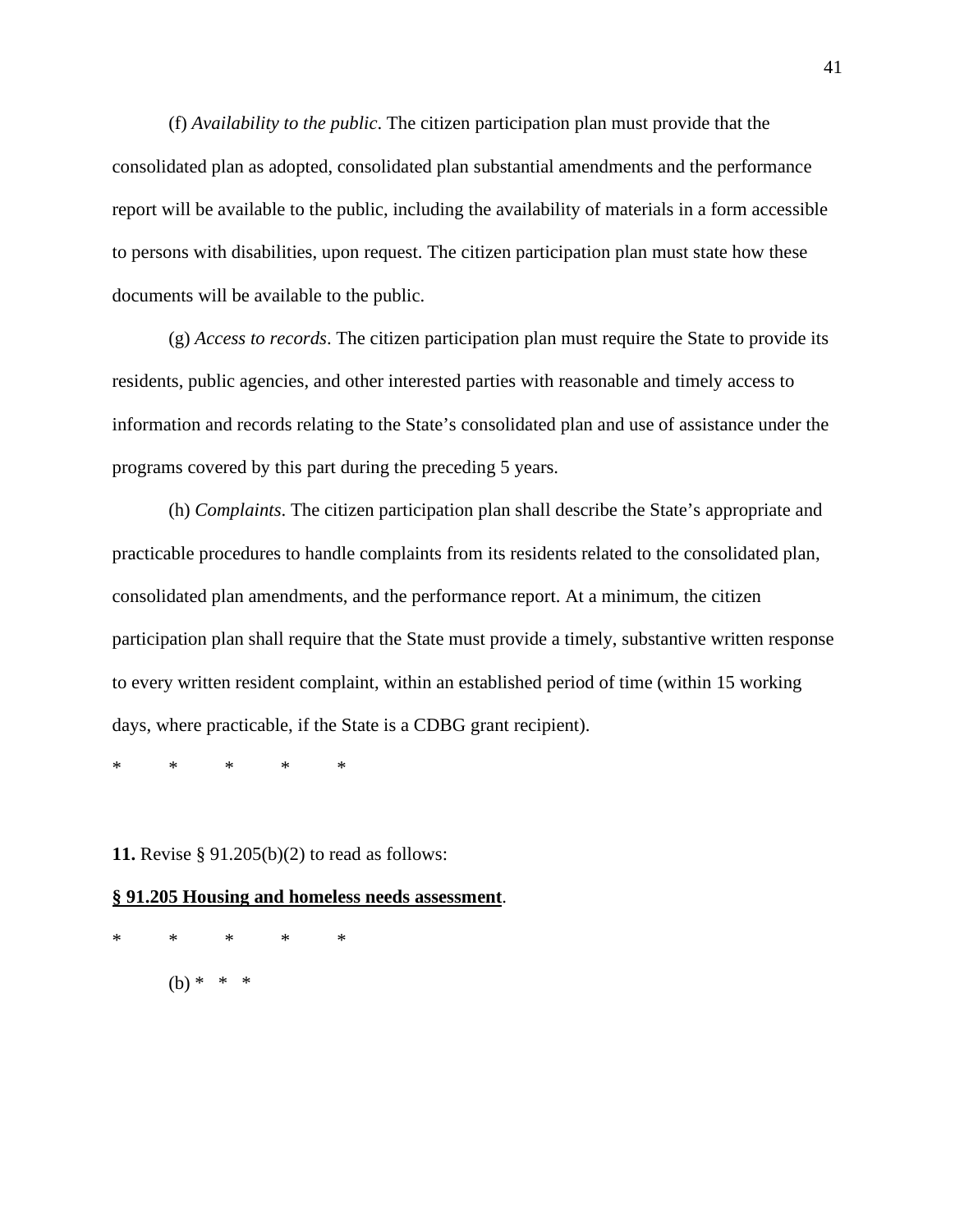(f) *Availability to the public*. The citizen participation plan must provide that the consolidated plan as adopted, consolidated plan substantial amendments and the performance report will be available to the public, including the availability of materials in a form accessible to persons with disabilities, upon request. The citizen participation plan must state how these documents will be available to the public.

(g) *Access to records*. The citizen participation plan must require the State to provide its residents, public agencies, and other interested parties with reasonable and timely access to information and records relating to the State's consolidated plan and use of assistance under the programs covered by this part during the preceding 5 years.

(h) *Complaints*. The citizen participation plan shall describe the State's appropriate and practicable procedures to handle complaints from its residents related to the consolidated plan, consolidated plan amendments, and the performance report. At a minimum, the citizen participation plan shall require that the State must provide a timely, substantive written response to every written resident complaint, within an established period of time (within 15 working days, where practicable, if the State is a CDBG grant recipient).

\* \* \* \* \*

**11.** Revise § 91.205(b)(2) to read as follows:

**§ 91.205 Housing and homeless needs assessment**.

\* \* \* \* \*

(b) \* \* \*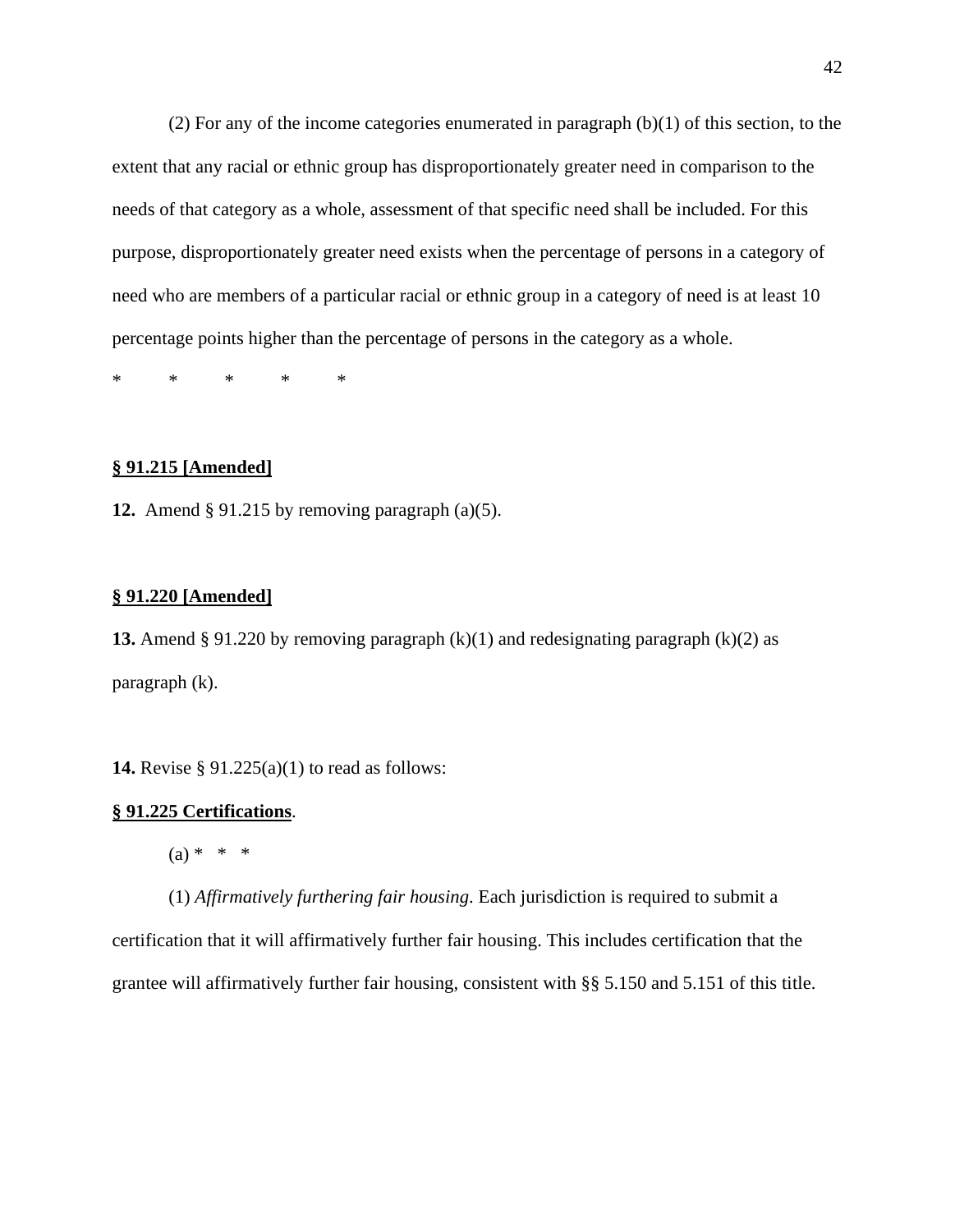(2) For any of the income categories enumerated in paragraph (b)(1) of this section, to the extent that any racial or ethnic group has disproportionately greater need in comparison to the needs of that category as a whole, assessment of that specific need shall be included. For this purpose, disproportionately greater need exists when the percentage of persons in a category of need who are members of a particular racial or ethnic group in a category of need is at least 10 percentage points higher than the percentage of persons in the category as a whole.

\*     \*     \*     \*     \*

**§ 91.215 [Amended]**

**12.** Amend § 91.215 by removing paragraph (a)(5).

**§ 91.220 [Amended]**

**13.** Amend § 91.220 by removing paragraph (k)(1) and redesignating paragraph (k)(2) as paragraph (k).

**14.** Revise § 91.225(a)(1) to read as follows:

**§ 91.225 Certifications**.

(a) \*   \*   \*

(1) *Affirmatively furthering fair housing*. Each jurisdiction is required to submit a certification that it will affirmatively further fair housing. This includes certification that the grantee will affirmatively further fair housing, consistent with §§ 5.150 and 5.151 of this title.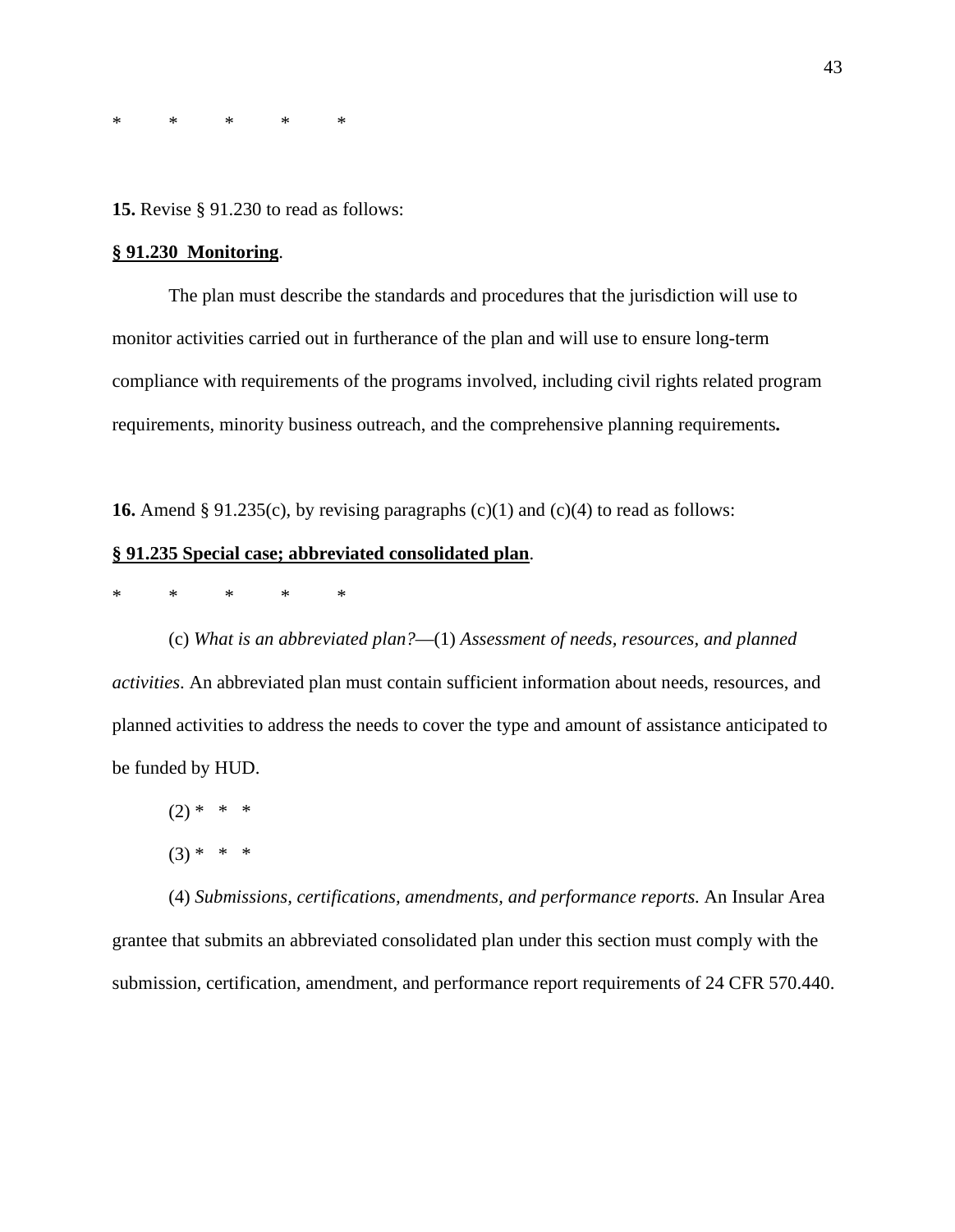\*     \*     \*     \*     \*

**15.** Revise § 91.230 to read as follows:

**§ 91.230 Monitoring**.

The plan must describe the standards and procedures that the jurisdiction will use to monitor activities carried out in furtherance of the plan and will use to ensure long-term compliance with requirements of the programs involved, including civil rights related program requirements, minority business outreach, and the comprehensive planning requirements**.**

**16.** Amend § 91.235(c), by revising paragraphs (c)(1) and (c)(4) to read as follows:

**§ 91.235 Special case; abbreviated consolidated plan**.

\*     \*     \*     \*     \*

(c) *What is an abbreviated plan?*—(1) *Assessment of needs, resources, and planned activities*. An abbreviated plan must contain sufficient information about needs, resources, and planned activities to address the needs to cover the type and amount of assistance anticipated to be funded by HUD.

(2) \*   \*   \*

(3) \*   \*   \*

(4) *Submissions, certifications, amendments, and performance reports.* An Insular Area grantee that submits an abbreviated consolidated plan under this section must comply with the submission, certification, amendment, and performance report requirements of 24 CFR 570.440.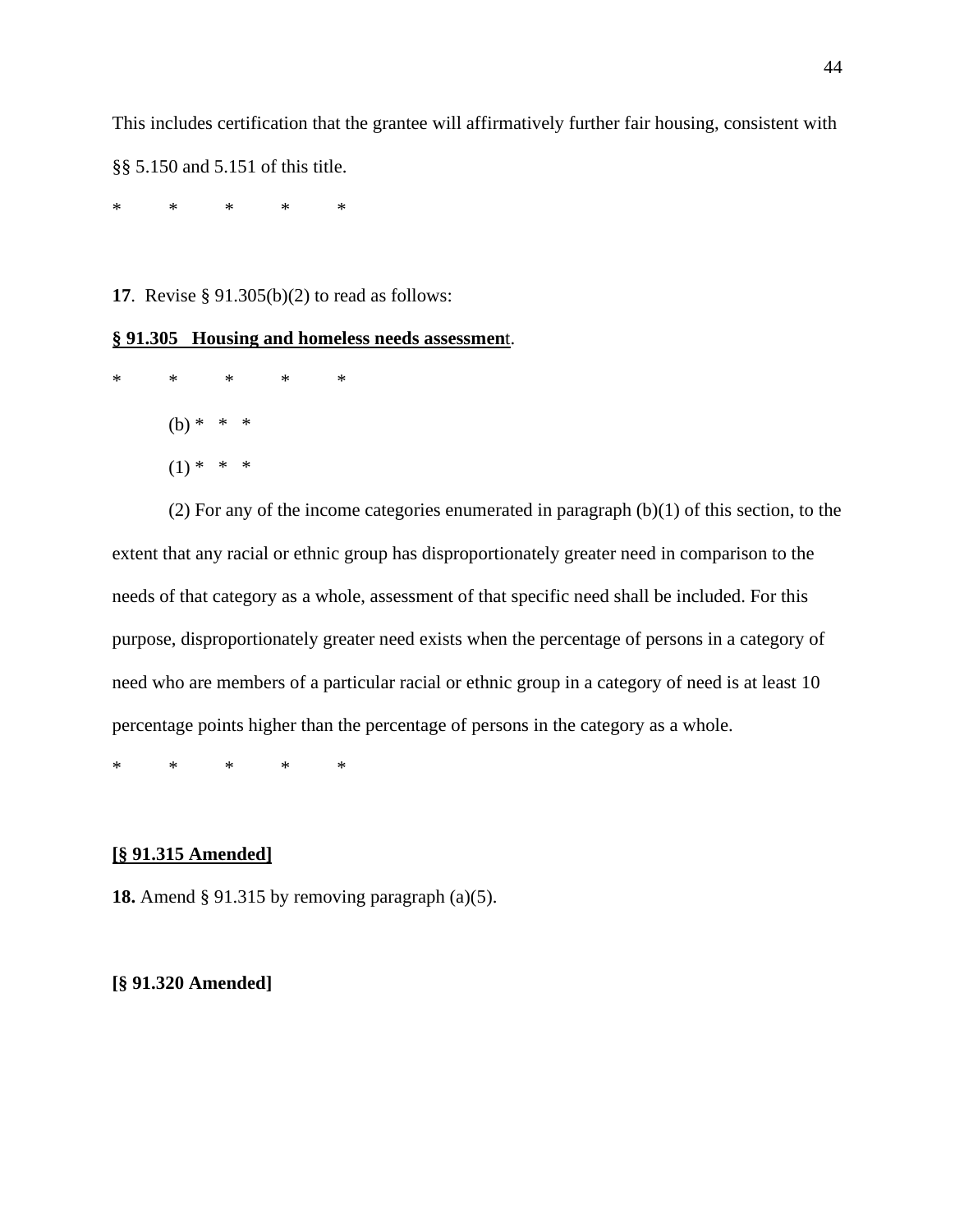This includes certification that the grantee will affirmatively further fair housing, consistent with §§ 5.150 and 5.151 of this title.

\*     \*     \*     \*     \*

**17**. Revise § 91.305(b)(2) to read as follows:

**§ 91.305   Housing and homeless needs assessment**.

\*     \*     \*     \*     \*

(b) \*   \*   \*

(1) \*   \*   \*

(2) For any of the income categories enumerated in paragraph (b)(1) of this section, to the extent that any racial or ethnic group has disproportionately greater need in comparison to the needs of that category as a whole, assessment of that specific need shall be included. For this purpose, disproportionately greater need exists when the percentage of persons in a category of need who are members of a particular racial or ethnic group in a category of need is at least 10 percentage points higher than the percentage of persons in the category as a whole.

\*     \*     \*     \*     \*

**[§ 91.315 Amended]**

**18.** Amend § 91.315 by removing paragraph (a)(5).

**[§ 91.320 Amended]**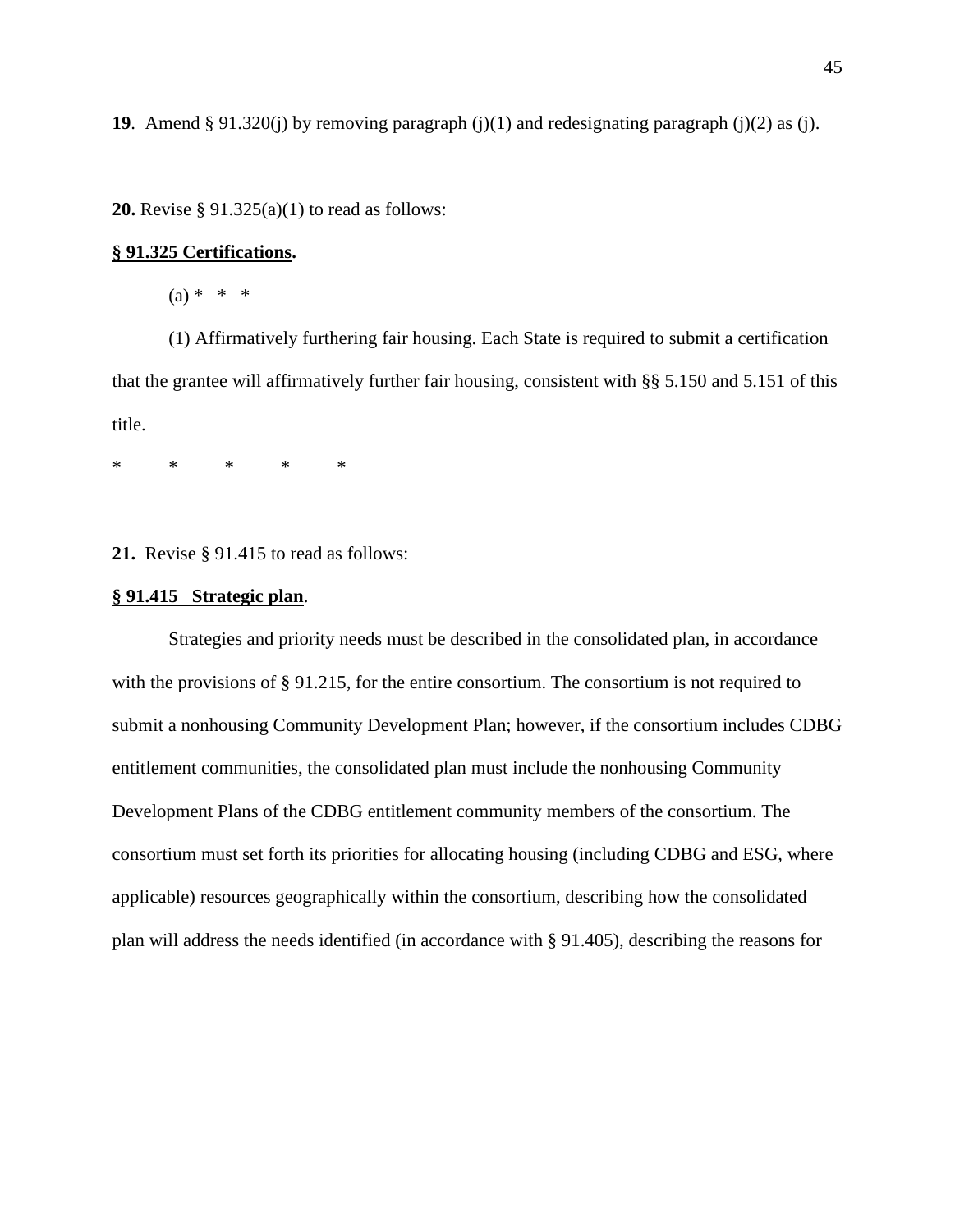**19**. Amend § 91.320(j) by removing paragraph (j)(1) and redesignating paragraph (j)(2) as (j).

**20.** Revise § 91.325(a)(1) to read as follows:

**<u>§ 91.325 Certifications</u>.**

(a) * * *

(1) <u>Affirmatively furthering fair housing</u>. Each State is required to submit a certification that the grantee will affirmatively further fair housing, consistent with §§ 5.150 and 5.151 of this title.

\* \* \* \* \*

**21.** Revise § 91.415 to read as follows:

**<u>§ 91.415 Strategic plan</u>.**

Strategies and priority needs must be described in the consolidated plan, in accordance with the provisions of § 91.215, for the entire consortium. The consortium is not required to submit a nonhousing Community Development Plan; however, if the consortium includes CDBG entitlement communities, the consolidated plan must include the nonhousing Community Development Plans of the CDBG entitlement community members of the consortium. The consortium must set forth its priorities for allocating housing (including CDBG and ESG, where applicable) resources geographically within the consortium, describing how the consolidated plan will address the needs identified (in accordance with § 91.405), describing the reasons for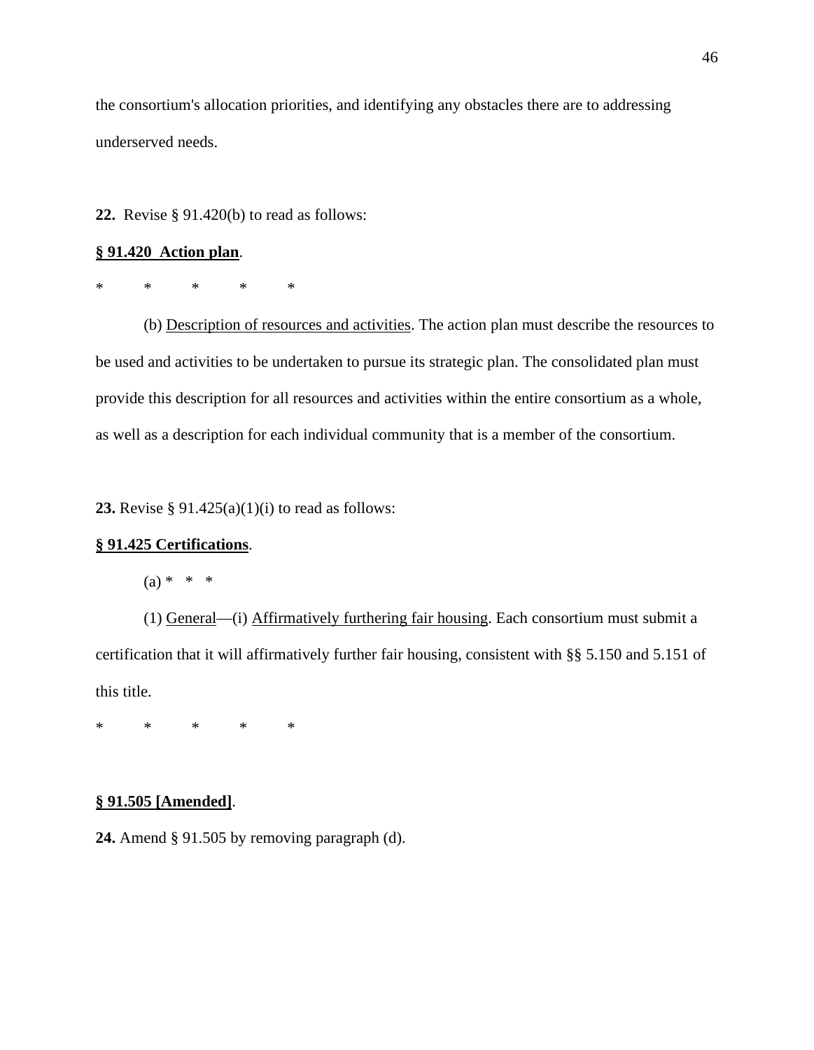the consortium's allocation priorities, and identifying any obstacles there are to addressing underserved needs.

**22.** Revise § 91.420(b) to read as follows:

**§ 91.420 Action plan**.

\* \* \* \* \*

(b) Description of resources and activities. The action plan must describe the resources to be used and activities to be undertaken to pursue its strategic plan. The consolidated plan must provide this description for all resources and activities within the entire consortium as a whole, as well as a description for each individual community that is a member of the consortium.

**23.** Revise § 91.425(a)(1)(i) to read as follows:

**§ 91.425 Certifications**.

(a) \* \* \*

(1) General—(i) Affirmatively furthering fair housing. Each consortium must submit a certification that it will affirmatively further fair housing, consistent with §§ 5.150 and 5.151 of this title.

\* \* \* \* \*

**§ 91.505 [Amended]**.

**24.** Amend § 91.505 by removing paragraph (d).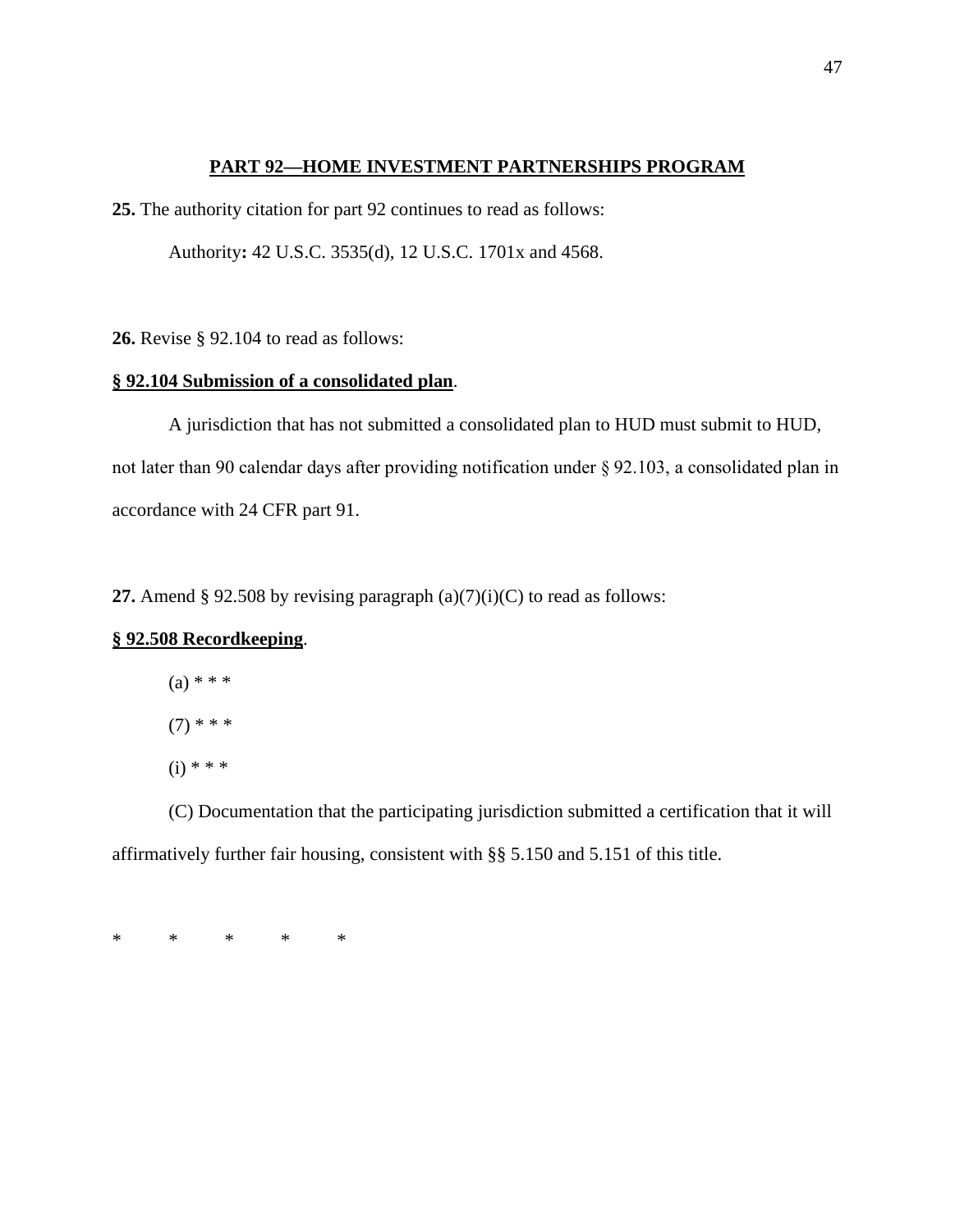**PART 92—HOME INVESTMENT PARTNERSHIPS PROGRAM**

**25.** The authority citation for part 92 continues to read as follows:

Authority**:** 42 U.S.C. 3535(d), 12 U.S.C. 1701x and 4568.

**26.** Revise § 92.104 to read as follows:

**§ 92.104 Submission of a consolidated plan**.

A jurisdiction that has not submitted a consolidated plan to HUD must submit to HUD, not later than 90 calendar days after providing notification under § 92.103, a consolidated plan in accordance with 24 CFR part 91.

**27.** Amend § 92.508 by revising paragraph (a)(7)(i)(C) to read as follows:

**§ 92.508 Recordkeeping**.

(a) * * *

(7) * * *

(i) * * *

(C) Documentation that the participating jurisdiction submitted a certification that it will affirmatively further fair housing, consistent with §§ 5.150 and 5.151 of this title.

\*     \*     \*     \*     \*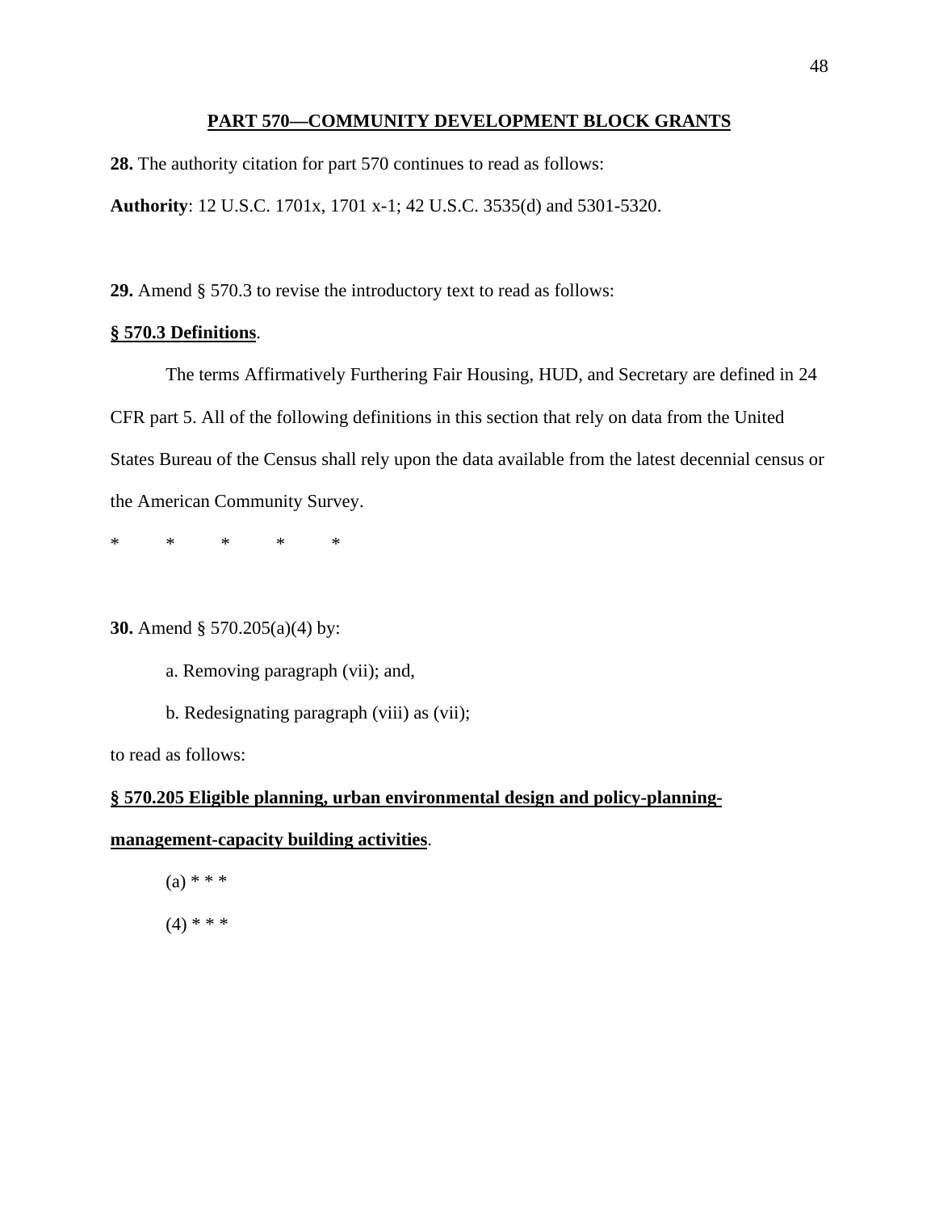## PART 570—COMMUNITY DEVELOPMENT BLOCK GRANTS

**28.** The authority citation for part 570 continues to read as follows:

**Authority**: 12 U.S.C. 1701x, 1701 x-1; 42 U.S.C. 3535(d) and 5301-5320.

**29.** Amend § 570.3 to revise the introductory text to read as follows:

**§ 570.3 Definitions**.

The terms Affirmatively Furthering Fair Housing, HUD, and Secretary are defined in 24 CFR part 5. All of the following definitions in this section that rely on data from the United States Bureau of the Census shall rely upon the data available from the latest decennial census or the American Community Survey.

\*　　\*　　\*　　\*　　\*

**30.** Amend § 570.205(a)(4) by:

a. Removing paragraph (vii); and,

b. Redesignating paragraph (viii) as (vii);

to read as follows:

**§ 570.205 Eligible planning, urban environmental design and policy-planning-management-capacity building activities**.

(a) * * *

(4) * * *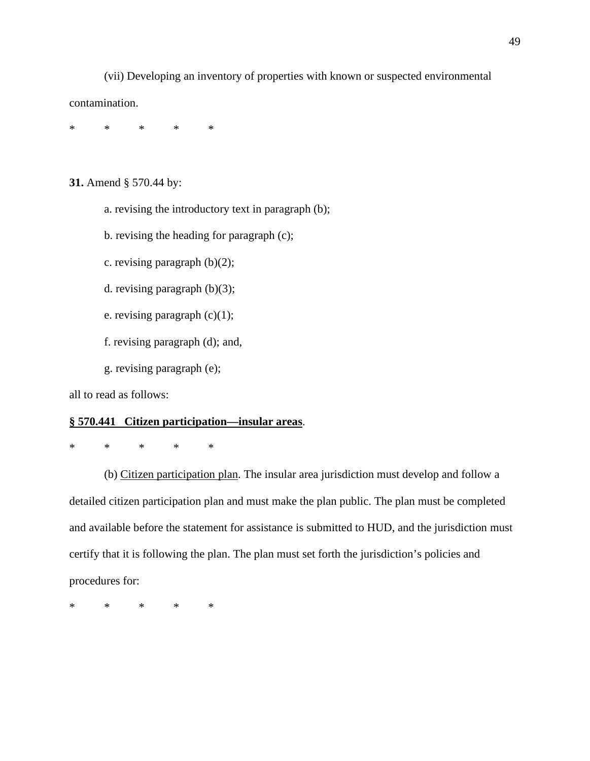(vii) Developing an inventory of properties with known or suspected environmental contamination.

\*        \*        \*        \*        \*

**31.** Amend § 570.44 by:

a. revising the introductory text in paragraph (b);

b. revising the heading for paragraph (c);

c. revising paragraph (b)(2);

d. revising paragraph (b)(3);

e. revising paragraph (c)(1);

f. revising paragraph (d); and,

g. revising paragraph (e);

all to read as follows:

**§ 570.441 Citizen participation—insular areas**.

\*        \*        \*        \*        \*

(b) Citizen participation plan. The insular area jurisdiction must develop and follow a detailed citizen participation plan and must make the plan public. The plan must be completed and available before the statement for assistance is submitted to HUD, and the jurisdiction must certify that it is following the plan. The plan must set forth the jurisdiction's policies and procedures for:

\*        \*        \*        \*        \*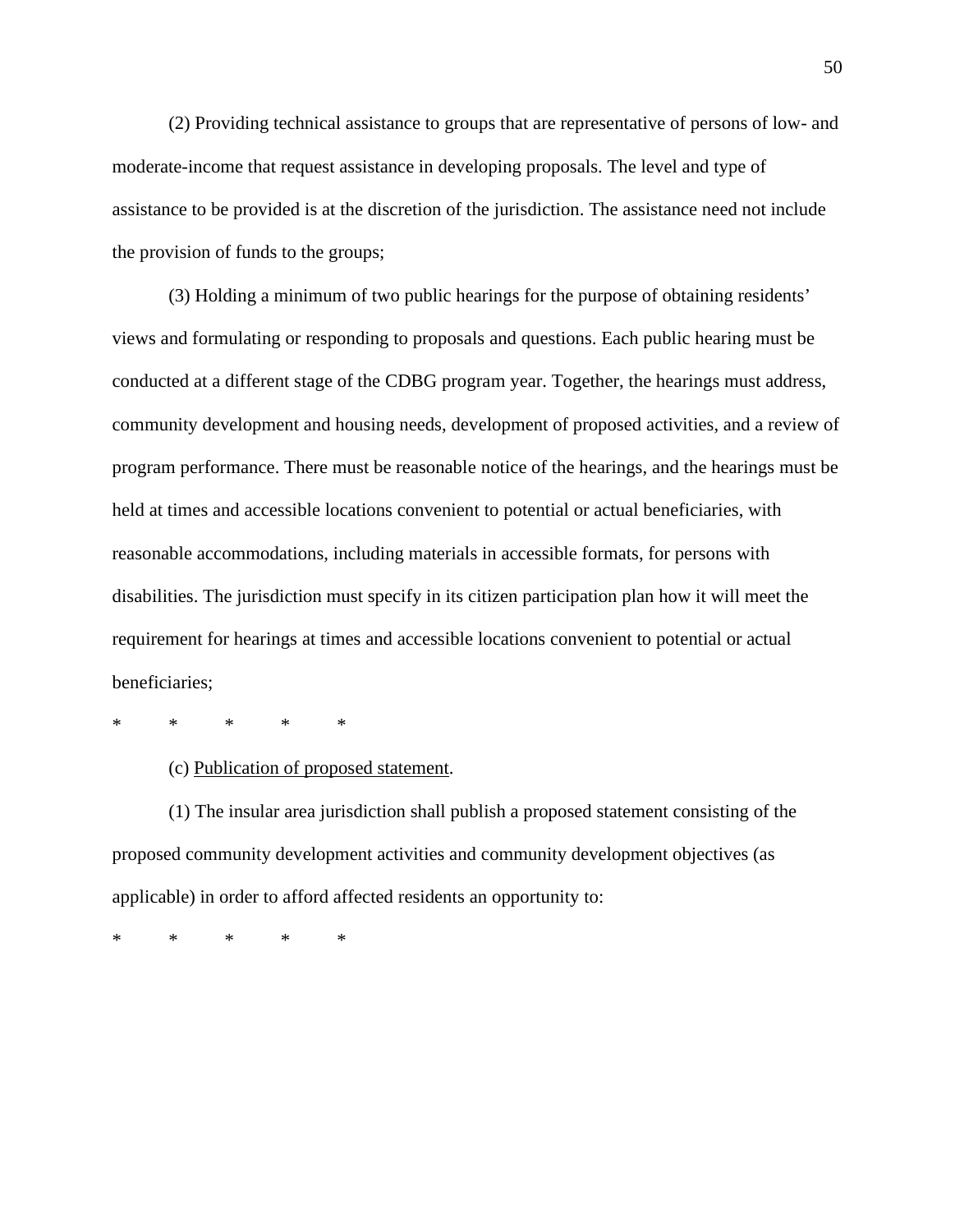(2) Providing technical assistance to groups that are representative of persons of low- and moderate-income that request assistance in developing proposals. The level and type of assistance to be provided is at the discretion of the jurisdiction. The assistance need not include the provision of funds to the groups;

(3) Holding a minimum of two public hearings for the purpose of obtaining residents' views and formulating or responding to proposals and questions. Each public hearing must be conducted at a different stage of the CDBG program year. Together, the hearings must address, community development and housing needs, development of proposed activities, and a review of program performance. There must be reasonable notice of the hearings, and the hearings must be held at times and accessible locations convenient to potential or actual beneficiaries, with reasonable accommodations, including materials in accessible formats, for persons with disabilities. The jurisdiction must specify in its citizen participation plan how it will meet the requirement for hearings at times and accessible locations convenient to potential or actual beneficiaries;

\*     \*     \*     \*     \*

(c) <u>Publication of proposed statement</u>.

(1) The insular area jurisdiction shall publish a proposed statement consisting of the proposed community development activities and community development objectives (as applicable) in order to afford affected residents an opportunity to:

\*     \*     \*     \*     \*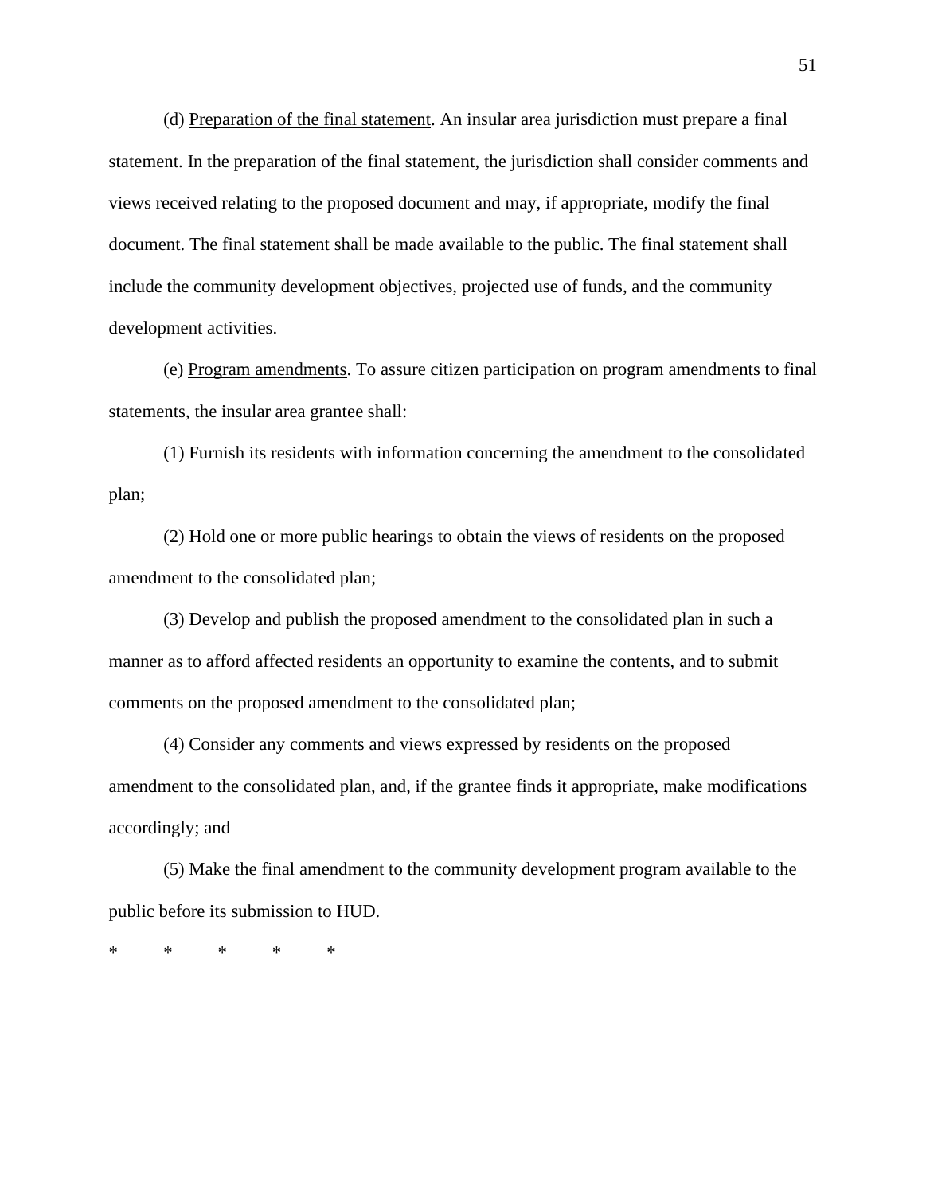(d) Preparation of the final statement. An insular area jurisdiction must prepare a final statement. In the preparation of the final statement, the jurisdiction shall consider comments and views received relating to the proposed document and may, if appropriate, modify the final document. The final statement shall be made available to the public. The final statement shall include the community development objectives, projected use of funds, and the community development activities.

(e) Program amendments. To assure citizen participation on program amendments to final statements, the insular area grantee shall:

(1) Furnish its residents with information concerning the amendment to the consolidated plan;

(2) Hold one or more public hearings to obtain the views of residents on the proposed amendment to the consolidated plan;

(3) Develop and publish the proposed amendment to the consolidated plan in such a manner as to afford affected residents an opportunity to examine the contents, and to submit comments on the proposed amendment to the consolidated plan;

(4) Consider any comments and views expressed by residents on the proposed amendment to the consolidated plan, and, if the grantee finds it appropriate, make modifications accordingly; and

(5) Make the final amendment to the community development program available to the public before its submission to HUD.

\* \* \* \* \*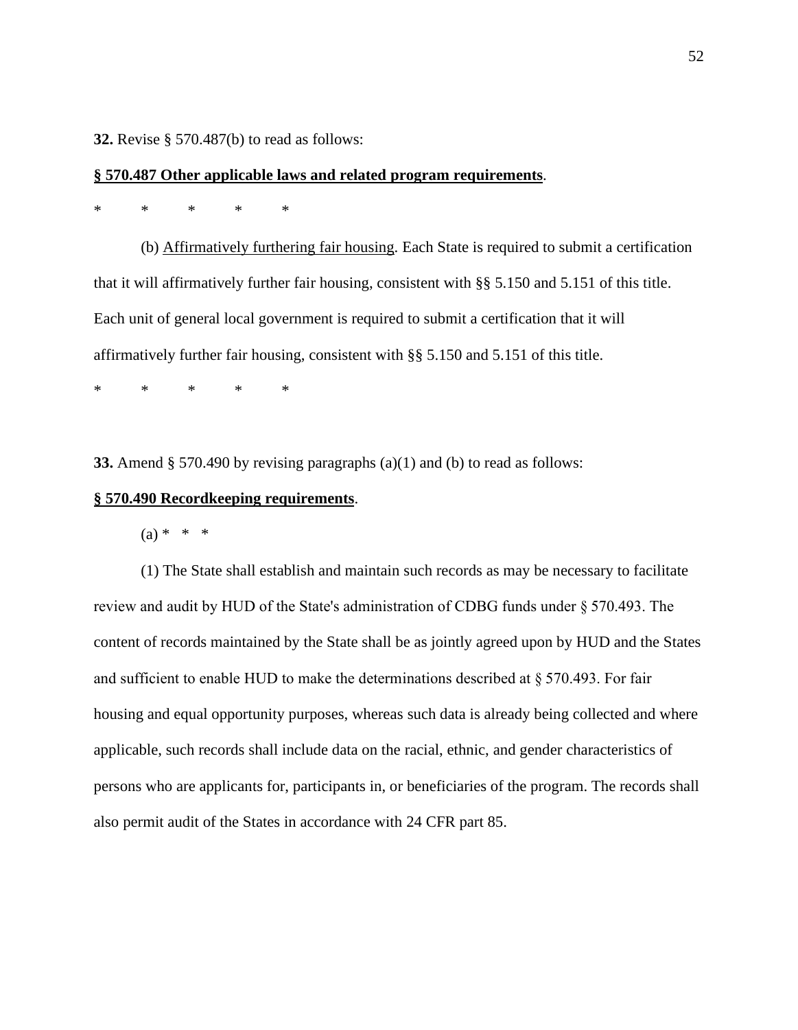**32.** Revise § 570.487(b) to read as follows:

**§ 570.487 Other applicable laws and related program requirements**.

\* \* \* \* \*

(b) Affirmatively furthering fair housing. Each State is required to submit a certification that it will affirmatively further fair housing, consistent with §§ 5.150 and 5.151 of this title. Each unit of general local government is required to submit a certification that it will affirmatively further fair housing, consistent with §§ 5.150 and 5.151 of this title.

\* \* \* \* \*

**33.** Amend § 570.490 by revising paragraphs (a)(1) and (b) to read as follows:

**§ 570.490 Recordkeeping requirements**.

(a) \* \* \*

(1) The State shall establish and maintain such records as may be necessary to facilitate review and audit by HUD of the State's administration of CDBG funds under § 570.493. The content of records maintained by the State shall be as jointly agreed upon by HUD and the States and sufficient to enable HUD to make the determinations described at § 570.493. For fair housing and equal opportunity purposes, whereas such data is already being collected and where applicable, such records shall include data on the racial, ethnic, and gender characteristics of persons who are applicants for, participants in, or beneficiaries of the program. The records shall also permit audit of the States in accordance with 24 CFR part 85.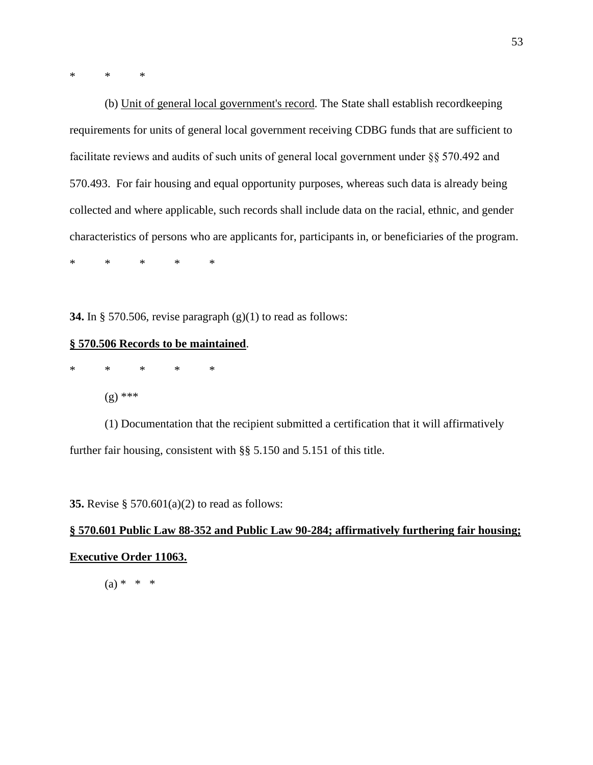\*     \*     \*

(b) Unit of general local government's record. The State shall establish recordkeeping requirements for units of general local government receiving CDBG funds that are sufficient to facilitate reviews and audits of such units of general local government under §§ 570.492 and 570.493. For fair housing and equal opportunity purposes, whereas such data is already being collected and where applicable, such records shall include data on the racial, ethnic, and gender characteristics of persons who are applicants for, participants in, or beneficiaries of the program.

\*     \*     \*     \*     \*

**34.** In § 570.506, revise paragraph (g)(1) to read as follows:

**§ 570.506 Records to be maintained**.

\*     \*     \*     \*     \*

(g) \*\*\*

(1) Documentation that the recipient submitted a certification that it will affirmatively further fair housing, consistent with §§ 5.150 and 5.151 of this title.

**35.** Revise § 570.601(a)(2) to read as follows:

**§ 570.601 Public Law 88-352 and Public Law 90-284; affirmatively furthering fair housing; Executive Order 11063.**

(a) \*   \*   \*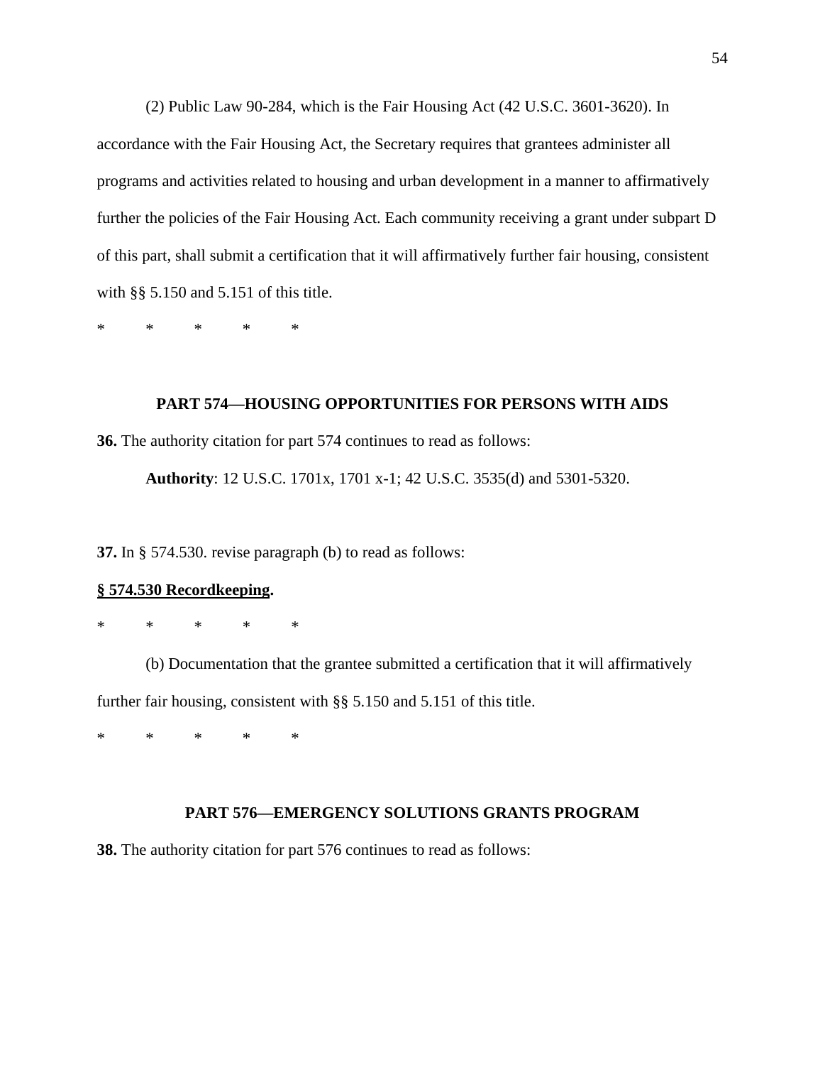(2) Public Law 90-284, which is the Fair Housing Act (42 U.S.C. 3601-3620). In accordance with the Fair Housing Act, the Secretary requires that grantees administer all programs and activities related to housing and urban development in a manner to affirmatively further the policies of the Fair Housing Act. Each community receiving a grant under subpart D of this part, shall submit a certification that it will affirmatively further fair housing, consistent with §§ 5.150 and 5.151 of this title.

\* \* \* \* \*

## PART 574—HOUSING OPPORTUNITIES FOR PERSONS WITH AIDS

**36.** The authority citation for part 574 continues to read as follows:

**Authority**: 12 U.S.C. 1701x, 1701 x-1; 42 U.S.C. 3535(d) and 5301-5320.

**37.** In § 574.530. revise paragraph (b) to read as follows:

**<u>§ 574.530 Recordkeeping</u>.**

\* \* \* \* \*

(b) Documentation that the grantee submitted a certification that it will affirmatively further fair housing, consistent with §§ 5.150 and 5.151 of this title.

\* \* \* \* \*

## PART 576—EMERGENCY SOLUTIONS GRANTS PROGRAM

**38.** The authority citation for part 576 continues to read as follows: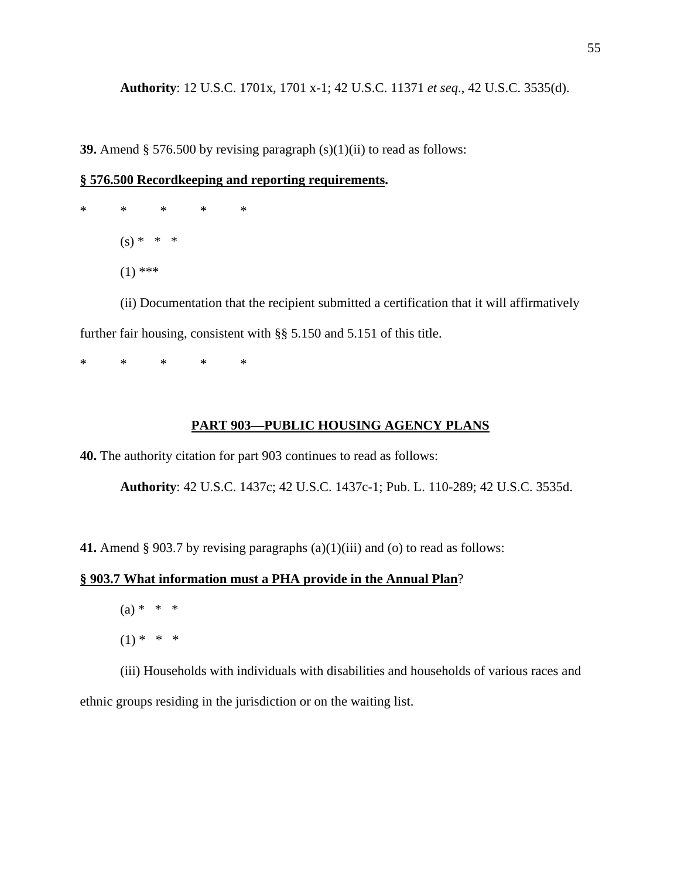**Authority**: 12 U.S.C. 1701x, 1701 x-1; 42 U.S.C. 11371 *et seq*., 42 U.S.C. 3535(d).

**39.** Amend § 576.500 by revising paragraph (s)(1)(ii) to read as follows:

**§ 576.500 Recordkeeping and reporting requirements.**

\* \* \* \* \*

(s) \* \* \*

(1) \*\*\*

(ii) Documentation that the recipient submitted a certification that it will affirmatively further fair housing, consistent with §§ 5.150 and 5.151 of this title.

\* \* \* \* \*

## PART 903—PUBLIC HOUSING AGENCY PLANS

**40.** The authority citation for part 903 continues to read as follows:

**Authority**: 42 U.S.C. 1437c; 42 U.S.C. 1437c-1; Pub. L. 110-289; 42 U.S.C. 3535d.

**41.** Amend § 903.7 by revising paragraphs (a)(1)(iii) and (o) to read as follows:

**§ 903.7 What information must a PHA provide in the Annual Plan?**

(a) \* \* \*

(1) \* \* \*

(iii) Households with individuals with disabilities and households of various races and ethnic groups residing in the jurisdiction or on the waiting list.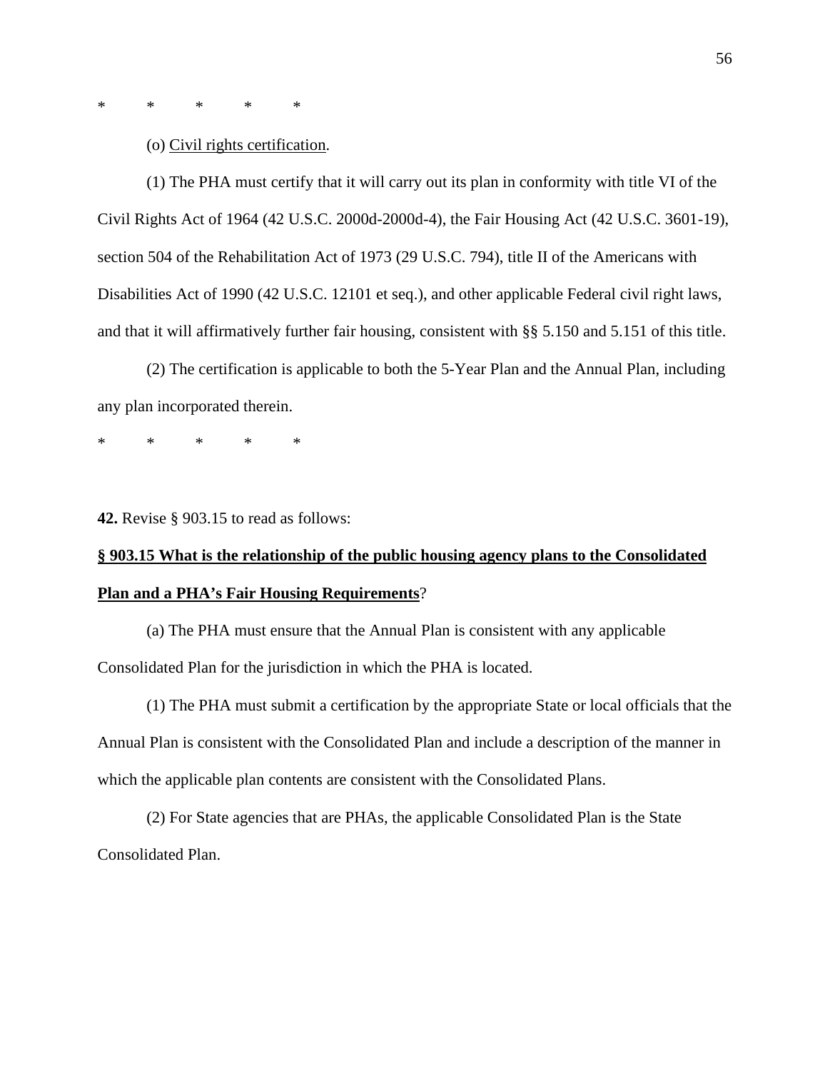\*          \*          \*          \*          \*

(o) <u>Civil rights certification</u>.

(1) The PHA must certify that it will carry out its plan in conformity with title VI of the Civil Rights Act of 1964 (42 U.S.C. 2000d-2000d-4), the Fair Housing Act (42 U.S.C. 3601-19), section 504 of the Rehabilitation Act of 1973 (29 U.S.C. 794), title II of the Americans with Disabilities Act of 1990 (42 U.S.C. 12101 et seq.), and other applicable Federal civil right laws, and that it will affirmatively further fair housing, consistent with §§ 5.150 and 5.151 of this title.

(2) The certification is applicable to both the 5-Year Plan and the Annual Plan, including any plan incorporated therein.

\*          \*          \*          \*          \*

**42.** Revise § 903.15 to read as follows:

**<u>§ 903.15 What is the relationship of the public housing agency plans to the Consolidated Plan and a PHA's Fair Housing Requirements</u>**?

(a) The PHA must ensure that the Annual Plan is consistent with any applicable Consolidated Plan for the jurisdiction in which the PHA is located.

(1) The PHA must submit a certification by the appropriate State or local officials that the Annual Plan is consistent with the Consolidated Plan and include a description of the manner in which the applicable plan contents are consistent with the Consolidated Plans.

(2) For State agencies that are PHAs, the applicable Consolidated Plan is the State Consolidated Plan.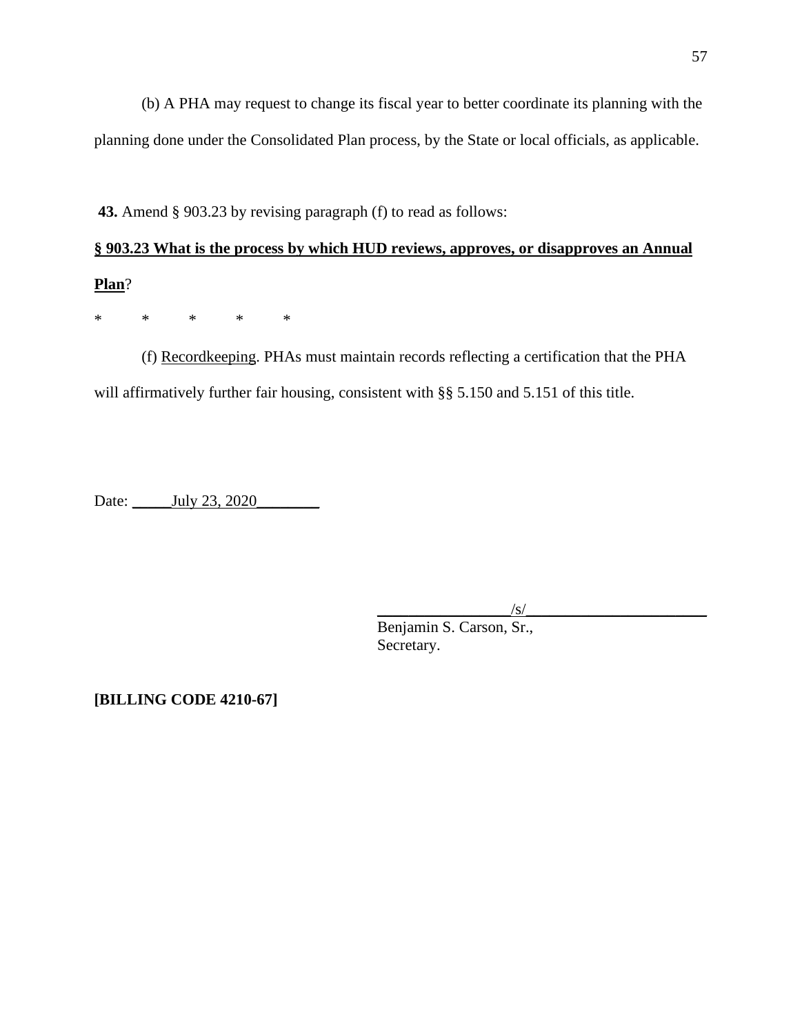(b) A PHA may request to change its fiscal year to better coordinate its planning with the planning done under the Consolidated Plan process, by the State or local officials, as applicable.

**43.** Amend § 903.23 by revising paragraph (f) to read as follows:

**§ 903.23 What is the process by which HUD reviews, approves, or disapproves an Annual Plan?**

\* \* \* \* \*

(f) Recordkeeping. PHAs must maintain records reflecting a certification that the PHA will affirmatively further fair housing, consistent with §§ 5.150 and 5.151 of this title.

Date: July 23, 2020

/s/
Benjamin S. Carson, Sr.,
Secretary.

**[BILLING CODE 4210-67]**